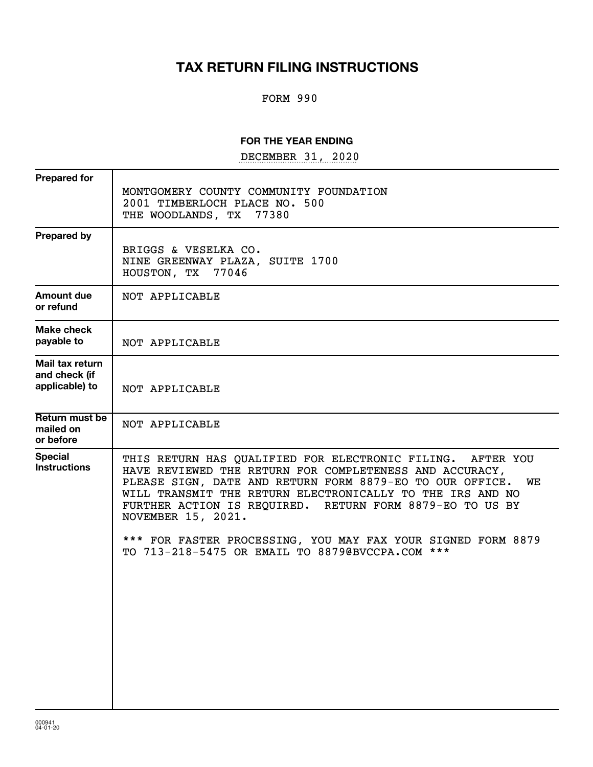# TAX RETURN FILING INSTRUCTIONS

FORM 990

**FOR THE YEAR ENDING**

DECEMBER 31, 2020

| | |
|---|---|
| **Prepared for** | MONTGOMERY COUNTY COMMUNITY FOUNDATION<br>2001 TIMBERLOCH PLACE NO. 500<br>THE WOODLANDS, TX 77380 |
| **Prepared by** | BRIGGS & VESELKA CO.<br>NINE GREENWAY PLAZA, SUITE 1700<br>HOUSTON, TX 77046 |
| **Amount due or refund** | NOT APPLICABLE |
| **Make check payable to** | NOT APPLICABLE |
| **Mail tax return and check (if applicable) to** | NOT APPLICABLE |
| **Return must be mailed on or before** | NOT APPLICABLE |
| **Special Instructions** | THIS RETURN HAS QUALIFIED FOR ELECTRONIC FILING. AFTER YOU HAVE REVIEWED THE RETURN FOR COMPLETENESS AND ACCURACY, PLEASE SIGN, DATE AND RETURN FORM 8879-EO TO OUR OFFICE. WE WILL TRANSMIT THE RETURN ELECTRONICALLY TO THE IRS AND NO FURTHER ACTION IS REQUIRED. RETURN FORM 8879-EO TO US BY NOVEMBER 15, 2021.<br><br>*** FOR FASTER PROCESSING, YOU MAY FAX YOUR SIGNED FORM 8879 TO 713-218-5475 OR EMAIL TO 8879@BVCCPA.COM *** |

000941
04-01-20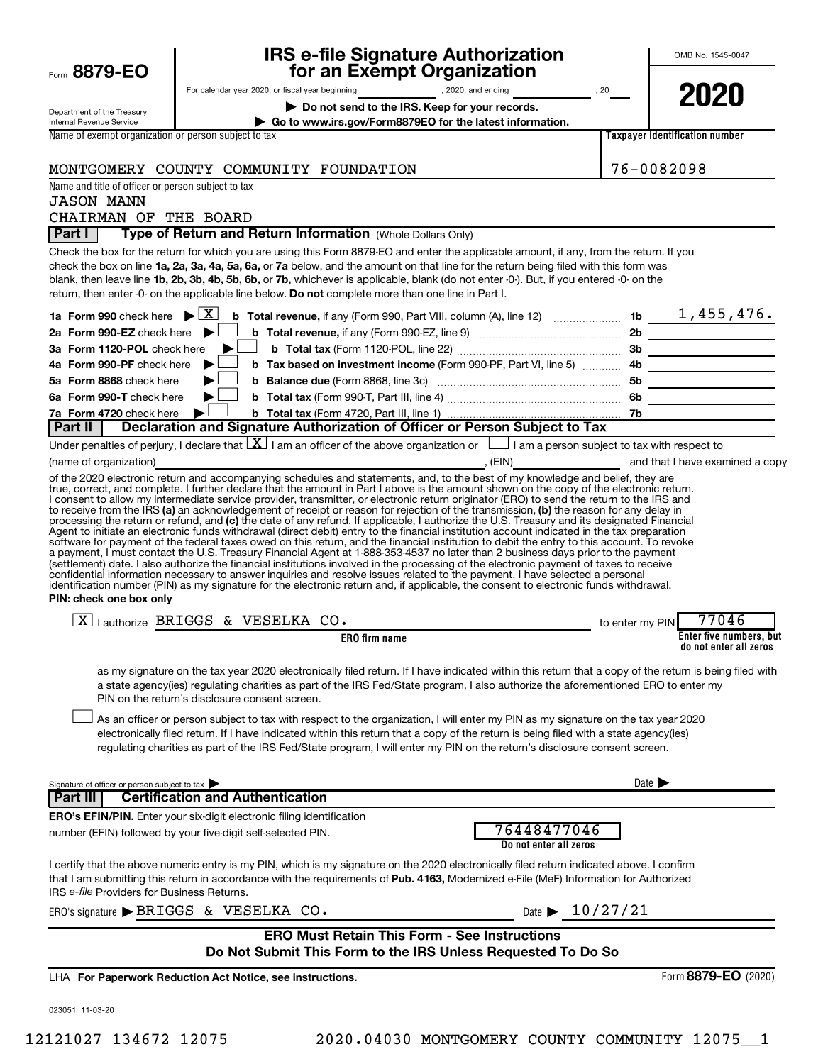Form **8879-EO**

Department of the Treasury
Internal Revenue Service

# IRS e-file Signature Authorization for an Exempt Organization

For calendar year 2020, or fiscal year beginning \_\_\_\_\_\_\_\_, 2020, and ending \_\_\_\_\_\_\_\_, 20\_\_\_

**▶ Do not send to the IRS. Keep for your records.**

**▶ Go to www.irs.gov/Form8879EO for the latest information.**

OMB No. 1545-0047

**2020**

| Name of exempt organization or person subject to tax | Taxpayer identification number |
|---|---|
| MONTGOMERY COUNTY COMMUNITY FOUNDATION | 76-0082098 |

Name and title of officer or person subject to tax
JASON MANN
CHAIRMAN OF THE BOARD

## Part I — Type of Return and Return Information (Whole Dollars Only)

Check the box for the return for which you are using this Form 8879-EO and enter the applicable amount, if any, from the return. If you check the box on line **1a, 2a, 3a, 4a, 5a, 6a,** or **7a** below, and the amount on that line for the return being filed with this form was blank, then leave line **1b, 2b, 3b, 4b, 5b, 6b,** or **7b,** whichever is applicable, blank (do not enter -0-). But, if you entered -0- on the return, then enter -0- on the applicable line below. **Do not** complete more than one line in Part I.

| | | Line | Amount |
|---|---|---|---|
| **1a Form 990** check here ▶ [X] | **b Total revenue,** if any (Form 990, Part VIII, column (A), line 12) | 1b | 1,455,476. |
| **2a Form 990-EZ** check here ▶ [ ] | **b Total revenue,** if any (Form 990-EZ, line 9) | 2b | |
| **3a Form 1120-POL** check here ▶ [ ] | **b Total tax** (Form 1120-POL, line 22) | 3b | |
| **4a Form 990-PF** check here ▶ [ ] | **b Tax based on investment income** (Form 990-PF, Part VI, line 5) | 4b | |
| **5a Form 8868** check here ▶ [ ] | **b Balance due** (Form 8868, line 3c) | 5b | |
| **6a Form 990-T** check here ▶ [ ] | **b Total tax** (Form 990-T, Part III, line 4) | 6b | |
| **7a Form 4720** check here ▶ [ ] | **b Total tax** (Form 4720, Part III, line 1) | 7b | |

## Part II — Declaration and Signature Authorization of Officer or Person Subject to Tax

Under penalties of perjury, I declare that [X] I am an officer of the above organization or [ ] I am a person subject to tax with respect to (name of organization) \_\_\_\_\_\_\_\_, (EIN) \_\_\_\_\_\_\_\_ and that I have examined a copy of the 2020 electronic return and accompanying schedules and statements, and, to the best of my knowledge and belief, they are true, correct, and complete. I further declare that the amount in Part I above is the amount shown on the copy of the electronic return. I consent to allow my intermediate service provider, transmitter, or electronic return originator (ERO) to send the return to the IRS and to receive from the IRS **(a)** an acknowledgement of receipt or reason for rejection of the transmission, **(b)** the reason for any delay in processing the return or refund, and **(c)** the date of any refund. If applicable, I authorize the U.S. Treasury and its designated Financial Agent to initiate an electronic funds withdrawal (direct debit) entry to the financial institution account indicated in the tax preparation software for payment of the federal taxes owed on this return, and the financial institution to debit the entry to this account. To revoke a payment, I must contact the U.S. Treasury Financial Agent at 1-888-353-4537 no later than 2 business days prior to the payment (settlement) date. I also authorize the financial institutions involved in the processing of the electronic payment of taxes to receive confidential information necessary to answer inquiries and resolve issues related to the payment. I have selected a personal identification number (PIN) as my signature for the electronic return and, if applicable, the consent to electronic funds withdrawal.

**PIN: check one box only**

[X] I authorize BRIGGS & VESELKA CO. (**ERO firm name**) to enter my PIN 77046 (**Enter five numbers, but do not enter all zeros**)

as my signature on the tax year 2020 electronically filed return. If I have indicated within this return that a copy of the return is being filed with a state agency(ies) regulating charities as part of the IRS Fed/State program, I also authorize the aforementioned ERO to enter my PIN on the return's disclosure consent screen.

[ ] As an officer or person subject to tax with respect to the organization, I will enter my PIN as my signature on the tax year 2020 electronically filed return. If I have indicated within this return that a copy of the return is being filed with a state agency(ies) regulating charities as part of the IRS Fed/State program, I will enter my PIN on the return's disclosure consent screen.

Signature of officer or person subject to tax ▶ \_\_\_\_\_\_\_\_ Date ▶ \_\_\_\_\_\_\_\_

## Part III — Certification and Authentication

**ERO's EFIN/PIN.** Enter your six-digit electronic filing identification number (EFIN) followed by your five-digit self-selected PIN.

76448477046
**Do not enter all zeros**

I certify that the above numeric entry is my PIN, which is my signature on the 2020 electronically filed return indicated above. I confirm that I am submitting this return in accordance with the requirements of **Pub. 4163,** Modernized e-File (MeF) Information for Authorized IRS *e-file* Providers for Business Returns.

ERO's signature ▶ BRIGGS & VESELKA CO. Date ▶ 10/27/21

**ERO Must Retain This Form - See Instructions**
**Do Not Submit This Form to the IRS Unless Requested To Do So**

LHA **For Paperwork Reduction Act Notice, see instructions.** Form **8879-EO** (2020)

023051 11-03-20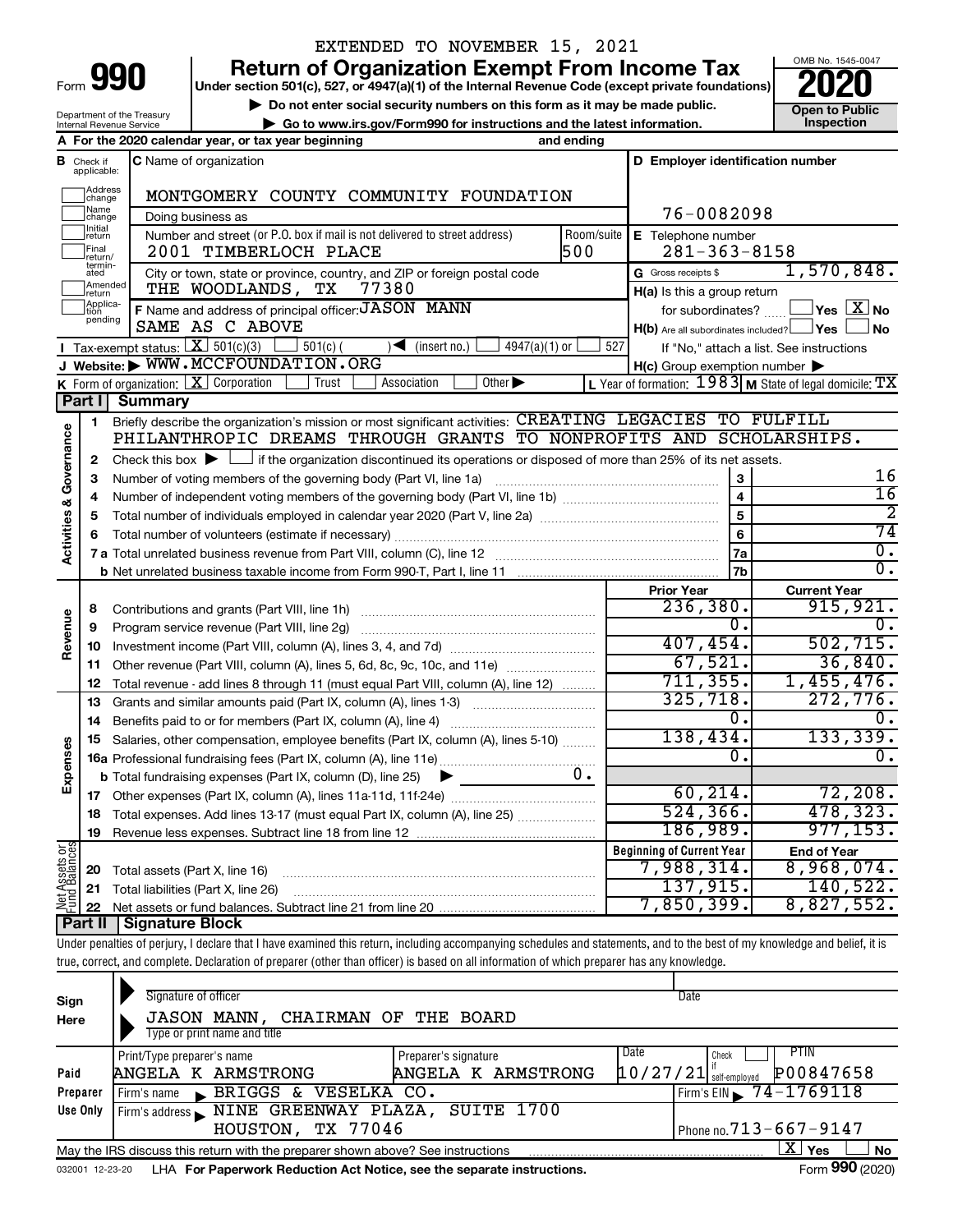EXTENDED TO NOVEMBER 15, 2021

# Form 990 — Return of Organization Exempt From Income Tax (2020)

Under section 501(c), 527, or 4947(a)(1) of the Internal Revenue Code (except private foundations)

▶ Do not enter social security numbers on this form as it may be made public.

▶ Go to www.irs.gov/Form990 for instructions and the latest information.

Department of the Treasury
Internal Revenue Service

OMB No. 1545-0047

Open to Public Inspection

**A** For the 2020 calendar year, or tax year beginning and ending

**B** Check if applicable: Address change, Name change, Initial return, Final return/terminated, Amended return, Application pending

**C** Name of organization: MONTGOMERY COUNTY COMMUNITY FOUNDATION

Doing business as

Number and street (or P.O. box if mail is not delivered to street address): 2001 TIMBERLOCH PLACE — Room/suite: 500

City or town, state or province, country, and ZIP or foreign postal code: THE WOODLANDS, TX 77380

**D** Employer identification number: 76-0082098

**E** Telephone number: 281-363-8158

**G** Gross receipts $ 1,570,848.

**F** Name and address of principal officer: JASON MANN, SAME AS C ABOVE

**H(a)** Is this a group return for subordinates? ☐ Yes ☒ No

**H(b)** Are all subordinates included? ☐ Yes ☐ No — If "No," attach a list. See instructions

**H(c)** Group exemption number ▶

**I** Tax-exempt status: ☒ 501(c)(3) ☐ 501(c) ( ) ◀ (insert no.) ☐ 4947(a)(1) or ☐ 527

**J** Website: ▶ WWW.MCCFOUNDATION.ORG

**K** Form of organization: ☒ Corporation ☐ Trust ☐ Association ☐ Other ▶

**L** Year of formation: 1983 **M** State of legal domicile: TX

## Part I Summary

**Activities & Governance**

1. Briefly describe the organization's mission or most significant activities: CREATING LEGACIES TO FULFILL PHILANTHROPIC DREAMS THROUGH GRANTS TO NONPROFITS AND SCHOLARSHIPS.
2. Check this box ▶ ☐ if the organization discontinued its operations or disposed of more than 25% of its net assets.

| Line | Description | | Value |
|---|---|---|---|
| 3 | Number of voting members of the governing body (Part VI, line 1a) | 3 | 16 |
| 4 | Number of independent voting members of the governing body (Part VI, line 1b) | 4 | 16 |
| 5 | Total number of individuals employed in calendar year 2020 (Part V, line 2a) | 5 | 2 |
| 6 | Total number of volunteers (estimate if necessary) | 6 | 74 |
| 7a | Total unrelated business revenue from Part VIII, column (C), line 12 | 7a | 0. |
| 7b | Net unrelated business taxable income from Form 990-T, Part I, line 11 | 7b | 0. |

| Line | | Description | Prior Year | Current Year |
|---|---|---|---|---|
| 8 | Revenue | Contributions and grants (Part VIII, line 1h) | 236,380. | 915,921. |
| 9 | | Program service revenue (Part VIII, line 2g) | 0. | 0. |
| 10 | | Investment income (Part VIII, column (A), lines 3, 4, and 7d) | 407,454. | 502,715. |
| 11 | | Other revenue (Part VIII, column (A), lines 5, 6d, 8c, 9c, 10c, and 11e) | 67,521. | 36,840. |
| 12 | | Total revenue - add lines 8 through 11 (must equal Part VIII, column (A), line 12) | 711,355. | 1,455,476. |
| 13 | Expenses | Grants and similar amounts paid (Part IX, column (A), lines 1-3) | 325,718. | 272,776. |
| 14 | | Benefits paid to or for members (Part IX, column (A), line 4) | 0. | 0. |
| 15 | | Salaries, other compensation, employee benefits (Part IX, column (A), lines 5-10) | 138,434. | 133,339. |
| 16a | | Professional fundraising fees (Part IX, column (A), line 11e) | 0. | 0. |
| b | | Total fundraising expenses (Part IX, column (D), line 25) ▶ 0. | | |
| 17 | | Other expenses (Part IX, column (A), lines 11a-11d, 11f-24e) | 60,214. | 72,208. |
| 18 | | Total expenses. Add lines 13-17 (must equal Part IX, column (A), line 25) | 524,366. | 478,323. |
| 19 | | Revenue less expenses. Subtract line 18 from line 12 | 186,989. | 977,153. |

| Line | | Description | Beginning of Current Year | End of Year |
|---|---|---|---|---|
| 20 | Net Assets or Fund Balances | Total assets (Part X, line 16) | 7,988,314. | 8,968,074. |
| 21 | | Total liabilities (Part X, line 26) | 137,915. | 140,522. |
| 22 | | Net assets or fund balances. Subtract line 21 from line 20 | 7,850,399. | 8,827,552. |

## Part II Signature Block

Under penalties of perjury, I declare that I have examined this return, including accompanying schedules and statements, and to the best of my knowledge and belief, it is true, correct, and complete. Declaration of preparer (other than officer) is based on all information of which preparer has any knowledge.

**Sign Here**

Signature of officer — Date

JASON MANN, CHAIRMAN OF THE BOARD
Type or print name and title

**Paid Preparer Use Only**

| Print/Type preparer's name | Preparer's signature | Date | Check if self-employed | PTIN |
|---|---|---|---|---|
| ANGELA K ARMSTRONG | ANGELA K ARMSTRONG | 10/27/21 | ☐ | P00847658 |

Firm's name ▶ BRIGGS & VESELKA CO. — Firm's EIN ▶ 74-1769118

Firm's address ▶ NINE GREENWAY PLAZA, SUITE 1700, HOUSTON, TX 77046 — Phone no. 713-667-9147

May the IRS discuss this return with the preparer shown above? See instructions ☒ Yes ☐ No

032001 12-23-20 LHA For Paperwork Reduction Act Notice, see the separate instructions. Form 990 (2020)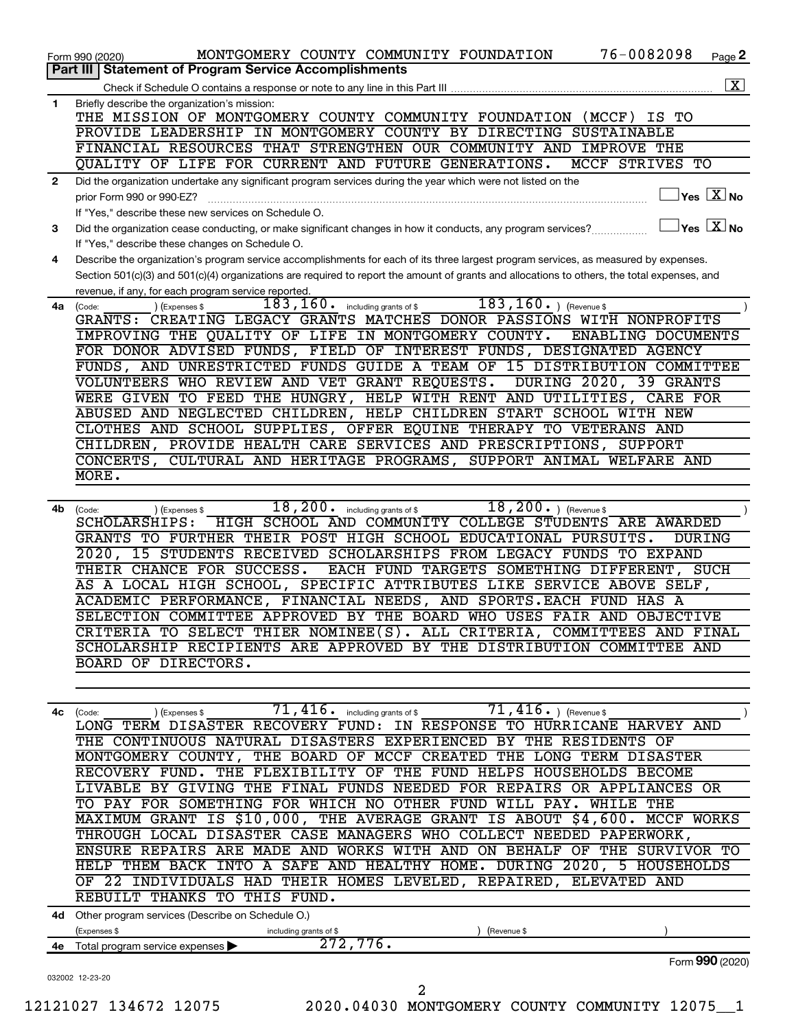Form 990 (2020) MONTGOMERY COUNTY COMMUNITY FOUNDATION 76-0082098 Page 2

## Part III Statement of Program Service Accomplishments

Check if Schedule O contains a response or note to any line in this Part III [X]

**1** Briefly describe the organization's mission:

THE MISSION OF MONTGOMERY COUNTY COMMUNITY FOUNDATION (MCCF) IS TO PROVIDE LEADERSHIP IN MONTGOMERY COUNTY BY DIRECTING SUSTAINABLE FINANCIAL RESOURCES THAT STRENGTHEN OUR COMMUNITY AND IMPROVE THE QUALITY OF LIFE FOR CURRENT AND FUTURE GENERATIONS. MCCF STRIVES TO

**2** Did the organization undertake any significant program services during the year which were not listed on the prior Form 990 or 990-EZ? [ ] Yes [X] No

If "Yes," describe these new services on Schedule O.

**3** Did the organization cease conducting, or make significant changes in how it conducts, any program services? [ ] Yes [X] No

If "Yes," describe these changes on Schedule O.

**4** Describe the organization's program service accomplishments for each of its three largest program services, as measured by expenses. Section 501(c)(3) and 501(c)(4) organizations are required to report the amount of grants and allocations to others, the total expenses, and revenue, if any, for each program service reported.

**4a** (Code: ) (Expenses $ 183,160. including grants of $ 183,160. ) (Revenue $ )

GRANTS: CREATING LEGACY GRANTS MATCHES DONOR PASSIONS WITH NONPROFITS IMPROVING THE QUALITY OF LIFE IN MONTGOMERY COUNTY. ENABLING DOCUMENTS FOR DONOR ADVISED FUNDS, FIELD OF INTEREST FUNDS, DESIGNATED AGENCY FUNDS, AND UNRESTRICTED FUNDS GUIDE A TEAM OF 15 DISTRIBUTION COMMITTEE VOLUNTEERS WHO REVIEW AND VET GRANT REQUESTS. DURING 2020, 39 GRANTS WERE GIVEN TO FEED THE HUNGRY, HELP WITH RENT AND UTILITIES, CARE FOR ABUSED AND NEGLECTED CHILDREN, HELP CHILDREN START SCHOOL WITH NEW CLOTHES AND SCHOOL SUPPLIES, OFFER EQUINE THERAPY TO VETERANS AND CHILDREN, PROVIDE HEALTH CARE SERVICES AND PRESCRIPTIONS, SUPPORT CONCERTS, CULTURAL AND HERITAGE PROGRAMS, SUPPORT ANIMAL WELFARE AND MORE.

**4b** (Code: ) (Expenses $ 18,200. including grants of $ 18,200. ) (Revenue $ )

SCHOLARSHIPS: HIGH SCHOOL AND COMMUNITY COLLEGE STUDENTS ARE AWARDED GRANTS TO FURTHER THEIR POST HIGH SCHOOL EDUCATIONAL PURSUITS. DURING 2020, 15 STUDENTS RECEIVED SCHOLARSHIPS FROM LEGACY FUNDS TO EXPAND THEIR CHANCE FOR SUCCESS. EACH FUND TARGETS SOMETHING DIFFERENT, SUCH AS A LOCAL HIGH SCHOOL, SPECIFIC ATTRIBUTES LIKE SERVICE ABOVE SELF, ACADEMIC PERFORMANCE, FINANCIAL NEEDS, AND SPORTS.EACH FUND HAS A SELECTION COMMITTEE APPROVED BY THE BOARD WHO USES FAIR AND OBJECTIVE CRITERIA TO SELECT THIER NOMINEE(S). ALL CRITERIA, COMMITTEES AND FINAL SCHOLARSHIP RECIPIENTS ARE APPROVED BY THE DISTRIBUTION COMMITTEE AND BOARD OF DIRECTORS.

**4c** (Code: ) (Expenses $ 71,416. including grants of $ 71,416. ) (Revenue $ )

LONG TERM DISASTER RECOVERY FUND: IN RESPONSE TO HURRICANE HARVEY AND THE CONTINUOUS NATURAL DISASTERS EXPERIENCED BY THE RESIDENTS OF MONTGOMERY COUNTY, THE BOARD OF MCCF CREATED THE LONG TERM DISASTER RECOVERY FUND. THE FLEXIBILITY OF THE FUND HELPS HOUSEHOLDS BECOME LIVABLE BY GIVING THE FINAL FUNDS NEEDED FOR REPAIRS OR APPLIANCES OR TO PAY FOR SOMETHING FOR WHICH NO OTHER FUND WILL PAY. WHILE THE MAXIMUM GRANT IS $10,000, THE AVERAGE GRANT IS ABOUT $4,600. MCCF WORKS THROUGH LOCAL DISASTER CASE MANAGERS WHO COLLECT NEEDED PAPERWORK, ENSURE REPAIRS ARE MADE AND WORKS WITH AND ON BEHALF OF THE SURVIVOR TO HELP THEM BACK INTO A SAFE AND HEALTHY HOME. DURING 2020, 5 HOUSEHOLDS OF 22 INDIVIDUALS HAD THEIR HOMES LEVELED, REPAIRED, ELEVATED AND REBUILT THANKS TO THIS FUND.

**4d** Other program services (Describe on Schedule O.)

(Expenses $ including grants of $ ) (Revenue $ )

**4e** Total program service expenses ▶ 272,776.

Form **990** (2020)

032002 12-23-20

12121027 134672 12075 2020.04030 MONTGOMERY COUNTY COMMUNITY 12075__1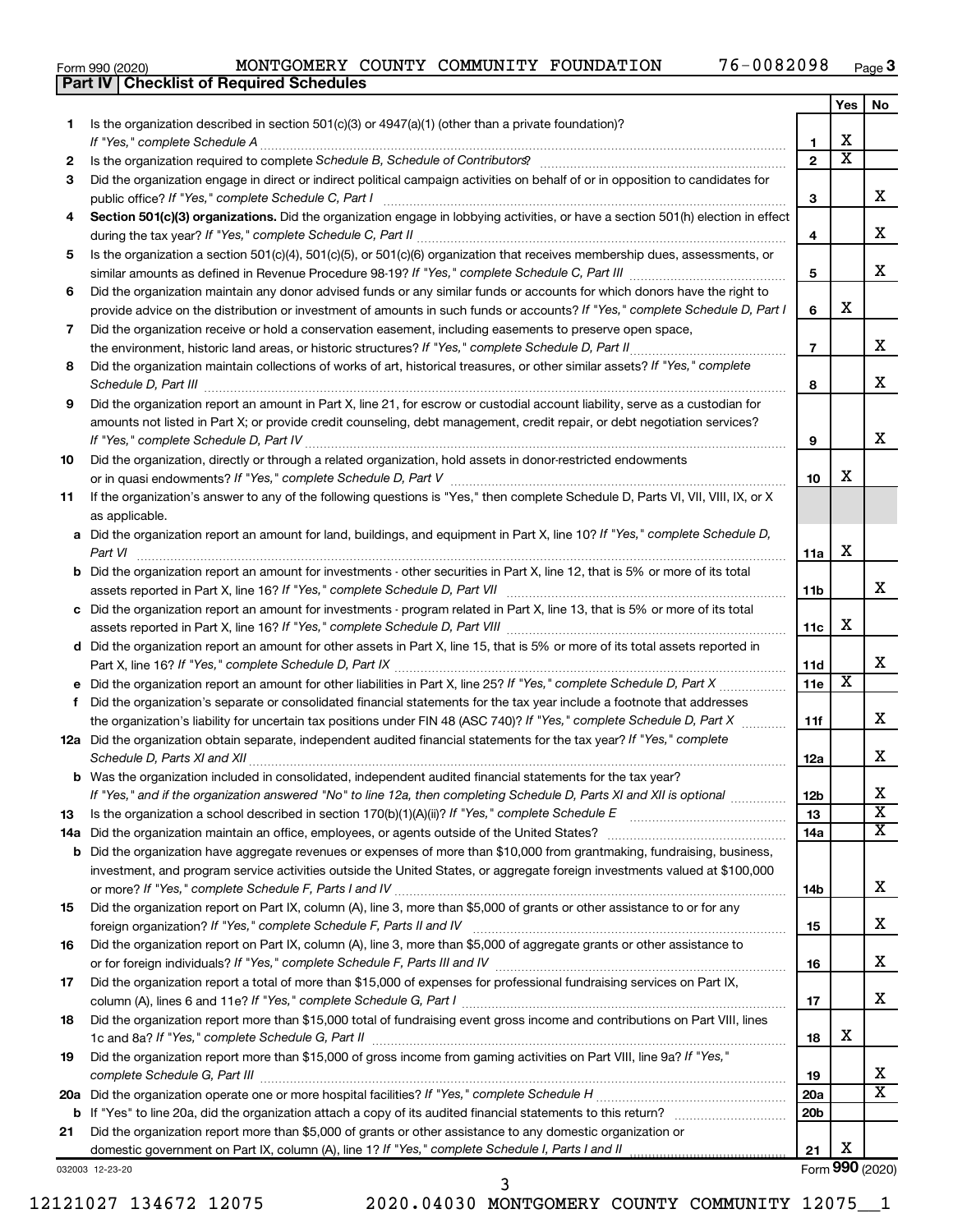Form 990 (2020) MONTGOMERY COUNTY COMMUNITY FOUNDATION 76-0082098 Page 3

## Part IV | Checklist of Required Schedules

| | | | Yes | No |
|---|---|---|---|---|
| 1 | Is the organization described in section 501(c)(3) or 4947(a)(1) (other than a private foundation)? *If "Yes," complete Schedule A* | 1 | X | |
| 2 | Is the organization required to complete *Schedule B, Schedule of Contributors*? | 2 | X | |
| 3 | Did the organization engage in direct or indirect political campaign activities on behalf of or in opposition to candidates for public office? *If "Yes," complete Schedule C, Part I* | 3 | | X |
| 4 | **Section 501(c)(3) organizations.** Did the organization engage in lobbying activities, or have a section 501(h) election in effect during the tax year? *If "Yes," complete Schedule C, Part II* | 4 | | X |
| 5 | Is the organization a section 501(c)(4), 501(c)(5), or 501(c)(6) organization that receives membership dues, assessments, or similar amounts as defined in Revenue Procedure 98-19? *If "Yes," complete Schedule C, Part III* | 5 | | X |
| 6 | Did the organization maintain any donor advised funds or any similar funds or accounts for which donors have the right to provide advice on the distribution or investment of amounts in such funds or accounts? *If "Yes," complete Schedule D, Part I* | 6 | X | |
| 7 | Did the organization receive or hold a conservation easement, including easements to preserve open space, the environment, historic land areas, or historic structures? *If "Yes," complete Schedule D, Part II* | 7 | | X |
| 8 | Did the organization maintain collections of works of art, historical treasures, or other similar assets? *If "Yes," complete Schedule D, Part III* | 8 | | X |
| 9 | Did the organization report an amount in Part X, line 21, for escrow or custodial account liability, serve as a custodian for amounts not listed in Part X; or provide credit counseling, debt management, credit repair, or debt negotiation services? *If "Yes," complete Schedule D, Part IV* | 9 | | X |
| 10 | Did the organization, directly or through a related organization, hold assets in donor-restricted endowments or in quasi endowments? *If "Yes," complete Schedule D, Part V* | 10 | X | |
| 11 | If the organization's answer to any of the following questions is "Yes," then complete Schedule D, Parts VI, VII, VIII, IX, or X as applicable. | | | |
| a | Did the organization report an amount for land, buildings, and equipment in Part X, line 10? *If "Yes," complete Schedule D, Part VI* | 11a | X | |
| b | Did the organization report an amount for investments - other securities in Part X, line 12, that is 5% or more of its total assets reported in Part X, line 16? *If "Yes," complete Schedule D, Part VII* | 11b | | X |
| c | Did the organization report an amount for investments - program related in Part X, line 13, that is 5% or more of its total assets reported in Part X, line 16? *If "Yes," complete Schedule D, Part VIII* | 11c | X | |
| d | Did the organization report an amount for other assets in Part X, line 15, that is 5% or more of its total assets reported in Part X, line 16? *If "Yes," complete Schedule D, Part IX* | 11d | | X |
| e | Did the organization report an amount for other liabilities in Part X, line 25? *If "Yes," complete Schedule D, Part X* | 11e | X | |
| f | Did the organization's separate or consolidated financial statements for the tax year include a footnote that addresses the organization's liability for uncertain tax positions under FIN 48 (ASC 740)? *If "Yes," complete Schedule D, Part X* | 11f | | X |
| 12a | Did the organization obtain separate, independent audited financial statements for the tax year? *If "Yes," complete Schedule D, Parts XI and XII* | 12a | | X |
| b | Was the organization included in consolidated, independent audited financial statements for the tax year? *If "Yes," and if the organization answered "No" to line 12a, then completing Schedule D, Parts XI and XII is optional* | 12b | | X |
| 13 | Is the organization a school described in section 170(b)(1)(A)(ii)? *If "Yes," complete Schedule E* | 13 | | X |
| 14a | Did the organization maintain an office, employees, or agents outside of the United States? | 14a | | X |
| b | Did the organization have aggregate revenues or expenses of more than $10,000 from grantmaking, fundraising, business, investment, and program service activities outside the United States, or aggregate foreign investments valued at $100,000 or more? *If "Yes," complete Schedule F, Parts I and IV* | 14b | | X |
| 15 | Did the organization report on Part IX, column (A), line 3, more than $5,000 of grants or other assistance to or for any foreign organization? *If "Yes," complete Schedule F, Parts II and IV* | 15 | | X |
| 16 | Did the organization report on Part IX, column (A), line 3, more than $5,000 of aggregate grants or other assistance to or for foreign individuals? *If "Yes," complete Schedule F, Parts III and IV* | 16 | | X |
| 17 | Did the organization report a total of more than $15,000 of expenses for professional fundraising services on Part IX, column (A), lines 6 and 11e? *If "Yes," complete Schedule G, Part I* | 17 | | X |
| 18 | Did the organization report more than $15,000 total of fundraising event gross income and contributions on Part VIII, lines 1c and 8a? *If "Yes," complete Schedule G, Part II* | 18 | X | |
| 19 | Did the organization report more than $15,000 of gross income from gaming activities on Part VIII, line 9a? *If "Yes," complete Schedule G, Part III* | 19 | | X |
| 20a | Did the organization operate one or more hospital facilities? *If "Yes," complete Schedule H* | 20a | | X |
| b | If "Yes" to line 20a, did the organization attach a copy of its audited financial statements to this return? | 20b | | |
| 21 | Did the organization report more than $5,000 of grants or other assistance to any domestic organization or domestic government on Part IX, column (A), line 1? *If "Yes," complete Schedule I, Parts I and II* | 21 | X | |

032003 12-23-20 Form **990** (2020)

12121027 134672 12075 2020.04030 MONTGOMERY COUNTY COMMUNITY 12075__1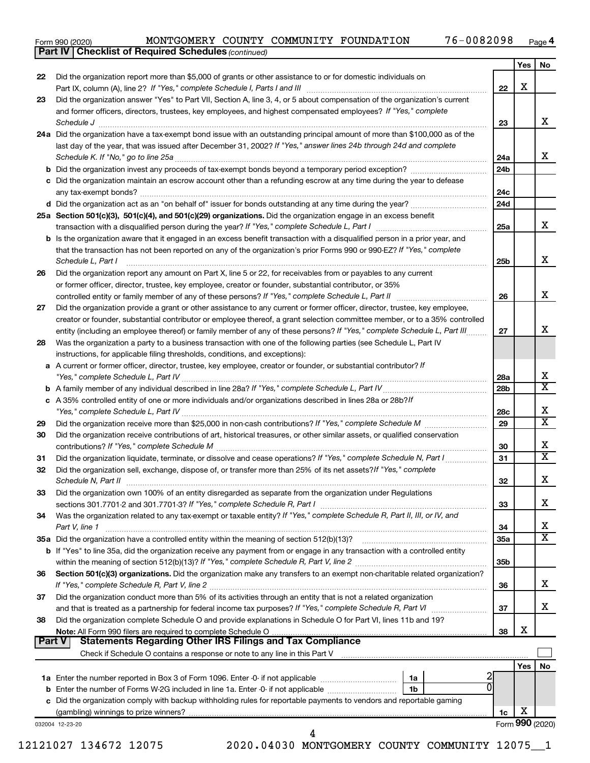Form 990 (2020) MONTGOMERY COUNTY COMMUNITY FOUNDATION 76-0082098 Page 4

**Part IV | Checklist of Required Schedules** *(continued)*

| | | | Yes | No |
|---|---|---|---|---|
| 22 | Did the organization report more than $5,000 of grants or other assistance to or for domestic individuals on Part IX, column (A), line 2? *If "Yes," complete Schedule I, Parts I and III* | 22 | X | |
| 23 | Did the organization answer "Yes" to Part VII, Section A, line 3, 4, or 5 about compensation of the organization's current and former officers, directors, trustees, key employees, and highest compensated employees? *If "Yes," complete Schedule J* | 23 | | X |
| 24a | Did the organization have a tax-exempt bond issue with an outstanding principal amount of more than $100,000 as of the last day of the year, that was issued after December 31, 2002? *If "Yes," answer lines 24b through 24d and complete Schedule K. If "No," go to line 25a* | 24a | | X |
| b | Did the organization invest any proceeds of tax-exempt bonds beyond a temporary period exception? | 24b | | |
| c | Did the organization maintain an escrow account other than a refunding escrow at any time during the year to defease any tax-exempt bonds? | 24c | | |
| d | Did the organization act as an "on behalf of" issuer for bonds outstanding at any time during the year? | 24d | | |
| 25a | **Section 501(c)(3), 501(c)(4), and 501(c)(29) organizations.** Did the organization engage in an excess benefit transaction with a disqualified person during the year? *If "Yes," complete Schedule L, Part I* | 25a | | X |
| b | Is the organization aware that it engaged in an excess benefit transaction with a disqualified person in a prior year, and that the transaction has not been reported on any of the organization's prior Forms 990 or 990-EZ? *If "Yes," complete Schedule L, Part I* | 25b | | X |
| 26 | Did the organization report any amount on Part X, line 5 or 22, for receivables from or payables to any current or former officer, director, trustee, key employee, creator or founder, substantial contributor, or 35% controlled entity or family member of any of these persons? *If "Yes," complete Schedule L, Part II* | 26 | | X |
| 27 | Did the organization provide a grant or other assistance to any current or former officer, director, trustee, key employee, creator or founder, substantial contributor or employee thereof, a grant selection committee member, or to a 35% controlled entity (including an employee thereof) or family member of any of these persons? *If "Yes," complete Schedule L, Part III* | 27 | | X |
| 28 | Was the organization a party to a business transaction with one of the following parties (see Schedule L, Part IV instructions, for applicable filing thresholds, conditions, and exceptions): | | | |
| a | A current or former officer, director, trustee, key employee, creator or founder, or substantial contributor? *If "Yes," complete Schedule L, Part IV* | 28a | | X |
| b | A family member of any individual described in line 28a? *If "Yes," complete Schedule L, Part IV* | 28b | | X |
| c | A 35% controlled entity of one or more individuals and/or organizations described in lines 28a or 28b? *If "Yes," complete Schedule L, Part IV* | 28c | | X |
| 29 | Did the organization receive more than $25,000 in non-cash contributions? *If "Yes," complete Schedule M* | 29 | | X |
| 30 | Did the organization receive contributions of art, historical treasures, or other similar assets, or qualified conservation contributions? *If "Yes," complete Schedule M* | 30 | | X |
| 31 | Did the organization liquidate, terminate, or dissolve and cease operations? *If "Yes," complete Schedule N, Part I* | 31 | | X |
| 32 | Did the organization sell, exchange, dispose of, or transfer more than 25% of its net assets? *If "Yes," complete Schedule N, Part II* | 32 | | X |
| 33 | Did the organization own 100% of an entity disregarded as separate from the organization under Regulations sections 301.7701-2 and 301.7701-3? *If "Yes," complete Schedule R, Part I* | 33 | | X |
| 34 | Was the organization related to any tax-exempt or taxable entity? *If "Yes," complete Schedule R, Part II, III, or IV, and Part V, line 1* | 34 | | X |
| 35a | Did the organization have a controlled entity within the meaning of section 512(b)(13)? | 35a | | X |
| b | If "Yes" to line 35a, did the organization receive any payment from or engage in any transaction with a controlled entity within the meaning of section 512(b)(13)? *If "Yes," complete Schedule R, Part V, line 2* | 35b | | |
| 36 | **Section 501(c)(3) organizations.** Did the organization make any transfers to an exempt non-charitable related organization? *If "Yes," complete Schedule R, Part V, line 2* | 36 | | X |
| 37 | Did the organization conduct more than 5% of its activities through an entity that is not a related organization and that is treated as a partnership for federal income tax purposes? *If "Yes," complete Schedule R, Part VI* | 37 | | X |
| 38 | Did the organization complete Schedule O and provide explanations in Schedule O for Part VI, lines 11b and 19? **Note:** All Form 990 filers are required to complete Schedule O | 38 | X | |

**Part V | Statements Regarding Other IRS Filings and Tax Compliance**

Check if Schedule O contains a response or note to any line in this Part V ☐

| | | | | | Yes | No |
|---|---|---|---|---|---|---|
| 1a | Enter the number reported in Box 3 of Form 1096. Enter -0- if not applicable | 1a | 2 | | | |
| b | Enter the number of Forms W-2G included in line 1a. Enter -0- if not applicable | 1b | 0 | | | |
| c | Did the organization comply with backup withholding rules for reportable payments to vendors and reportable gaming (gambling) winnings to prize winners? | | | 1c | X | |

032004 12-23-20 Form **990** (2020)

12121027 134672 12075 2020.04030 MONTGOMERY COUNTY COMMUNITY 12075__1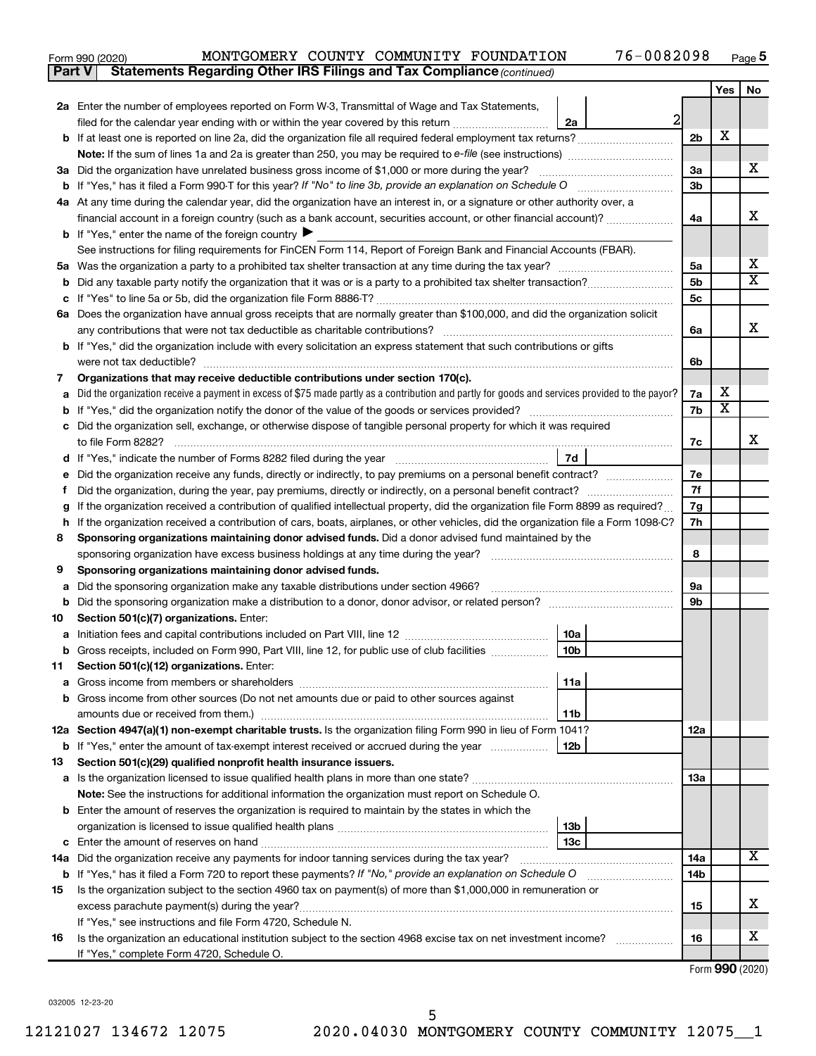Form 990 (2020) MONTGOMERY COUNTY COMMUNITY FOUNDATION 76-0082098

**Part V | Statements Regarding Other IRS Filings and Tax Compliance** *(continued)*

| | | | | Yes | No |
|---|---|---|---|---|---|
| **2a** | Enter the number of employees reported on Form W-3, Transmittal of Wage and Tax Statements, filed for the calendar year ending with or within the year covered by this return | 2a: 2 | | | |
| **b** | If at least one is reported on line 2a, did the organization file all required federal employment tax returns? | | 2b | X | |
| | **Note:** If the sum of lines 1a and 2a is greater than 250, you may be required to *e-file* (see instructions) | | | | |
| **3a** | Did the organization have unrelated business gross income of $1,000 or more during the year? | | 3a | | X |
| **b** | If "Yes," has it filed a Form 990-T for this year? *If "No" to line 3b, provide an explanation on Schedule O* | | 3b | | |
| **4a** | At any time during the calendar year, did the organization have an interest in, or a signature or other authority over, a financial account in a foreign country (such as a bank account, securities account, or other financial account)? | | 4a | | X |
| **b** | If "Yes," enter the name of the foreign country ▶ | | | | |
| | See instructions for filing requirements for FinCEN Form 114, Report of Foreign Bank and Financial Accounts (FBAR). | | | | |
| **5a** | Was the organization a party to a prohibited tax shelter transaction at any time during the tax year? | | 5a | | X |
| **b** | Did any taxable party notify the organization that it was or is a party to a prohibited tax shelter transaction? | | 5b | | X |
| **c** | If "Yes" to line 5a or 5b, did the organization file Form 8886-T? | | 5c | | |
| **6a** | Does the organization have annual gross receipts that are normally greater than $100,000, and did the organization solicit any contributions that were not tax deductible as charitable contributions? | | 6a | | X |
| **b** | If "Yes," did the organization include with every solicitation an express statement that such contributions or gifts were not tax deductible? | | 6b | | |
| **7** | **Organizations that may receive deductible contributions under section 170(c).** | | | | |
| **a** | Did the organization receive a payment in excess of $75 made partly as a contribution and partly for goods and services provided to the payor? | | 7a | X | |
| **b** | If "Yes," did the organization notify the donor of the value of the goods or services provided? | | 7b | X | |
| **c** | Did the organization sell, exchange, or otherwise dispose of tangible personal property for which it was required to file Form 8282? | | 7c | | X |
| **d** | If "Yes," indicate the number of Forms 8282 filed during the year | 7d | | | |
| **e** | Did the organization receive any funds, directly or indirectly, to pay premiums on a personal benefit contract? | | 7e | | |
| **f** | Did the organization, during the year, pay premiums, directly or indirectly, on a personal benefit contract? | | 7f | | |
| **g** | If the organization received a contribution of qualified intellectual property, did the organization file Form 8899 as required? | | 7g | | |
| **h** | If the organization received a contribution of cars, boats, airplanes, or other vehicles, did the organization file a Form 1098-C? | | 7h | | |
| **8** | **Sponsoring organizations maintaining donor advised funds.** Did a donor advised fund maintained by the sponsoring organization have excess business holdings at any time during the year? | | 8 | | |
| **9** | **Sponsoring organizations maintaining donor advised funds.** | | | | |
| **a** | Did the sponsoring organization make any taxable distributions under section 4966? | | 9a | | |
| **b** | Did the sponsoring organization make a distribution to a donor, donor advisor, or related person? | | 9b | | |
| **10** | **Section 501(c)(7) organizations.** Enter: | | | | |
| **a** | Initiation fees and capital contributions included on Part VIII, line 12 | 10a | | | |
| **b** | Gross receipts, included on Form 990, Part VIII, line 12, for public use of club facilities | 10b | | | |
| **11** | **Section 501(c)(12) organizations.** Enter: | | | | |
| **a** | Gross income from members or shareholders | 11a | | | |
| **b** | Gross income from other sources (Do not net amounts due or paid to other sources against amounts due or received from them.) | 11b | | | |
| **12a** | **Section 4947(a)(1) non-exempt charitable trusts.** Is the organization filing Form 990 in lieu of Form 1041? | | 12a | | |
| **b** | If "Yes," enter the amount of tax-exempt interest received or accrued during the year | 12b | | | |
| **13** | **Section 501(c)(29) qualified nonprofit health insurance issuers.** | | | | |
| **a** | Is the organization licensed to issue qualified health plans in more than one state? | | 13a | | |
| | **Note:** See the instructions for additional information the organization must report on Schedule O. | | | | |
| **b** | Enter the amount of reserves the organization is required to maintain by the states in which the organization is licensed to issue qualified health plans | 13b | | | |
| **c** | Enter the amount of reserves on hand | 13c | | | |
| **14a** | Did the organization receive any payments for indoor tanning services during the tax year? | | 14a | | X |
| **b** | If "Yes," has it filed a Form 720 to report these payments? *If "No," provide an explanation on Schedule O* | | 14b | | |
| **15** | Is the organization subject to the section 4960 tax on payment(s) of more than $1,000,000 in remuneration or excess parachute payment(s) during the year? | | 15 | | X |
| | If "Yes," see instructions and file Form 4720, Schedule N. | | | | |
| **16** | Is the organization an educational institution subject to the section 4968 excise tax on net investment income? | | 16 | | X |
| | If "Yes," complete Form 4720, Schedule O. | | | | |

Form **990** (2020)

032005 12-23-20

12121027 134672 12075 2020.04030 MONTGOMERY COUNTY COMMUNITY 12075__1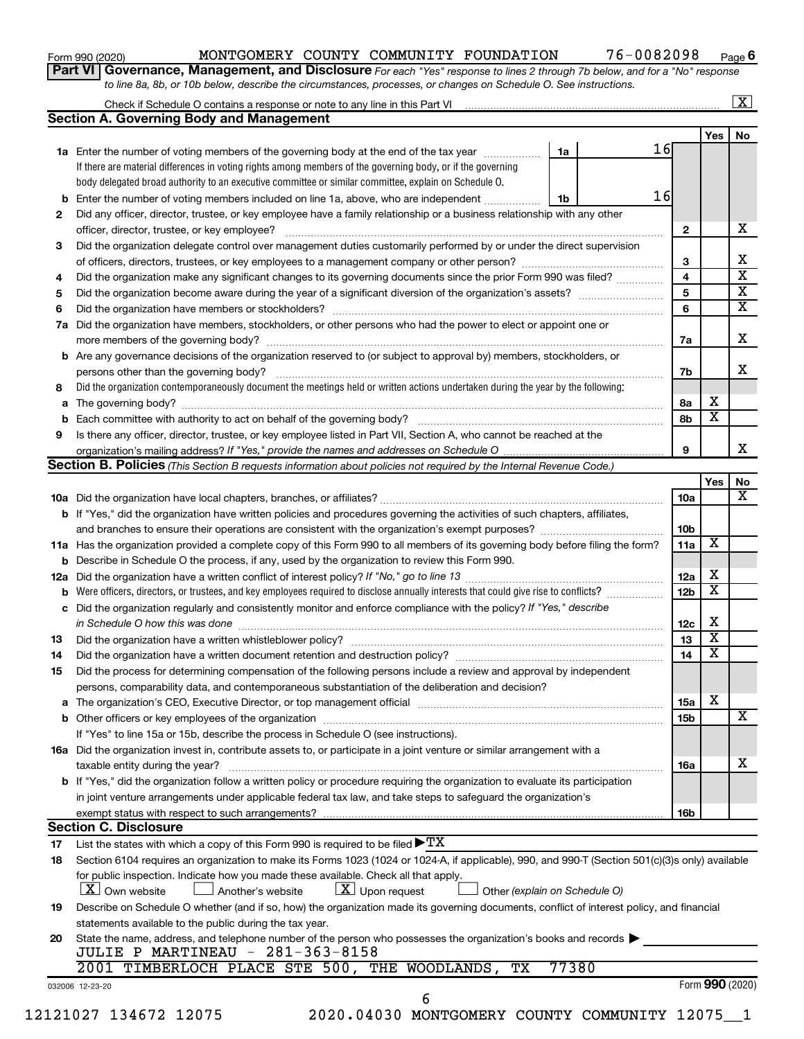Form 990 (2020) MONTGOMERY COUNTY COMMUNITY FOUNDATION 76-0082098 Page 6

**Part VI Governance, Management, and Disclosure** *For each "Yes" response to lines 2 through 7b below, and for a "No" response to line 8a, 8b, or 10b below, describe the circumstances, processes, or changes on Schedule O. See instructions.*

Check if Schedule O contains a response or note to any line in this Part VI [X]

## Section A. Governing Body and Management

| | | | Yes | No |
|---|---|---|---|---|
| **1a** | Enter the number of voting members of the governing body at the end of the tax year — **1a** 16<br>If there are material differences in voting rights among members of the governing body, or if the governing body delegated broad authority to an executive committee or similar committee, explain on Schedule O. | | | |
| **b** | Enter the number of voting members included on line 1a, above, who are independent — **1b** 16 | | | |
| **2** | Did any officer, director, trustee, or key employee have a family relationship or a business relationship with any other officer, director, trustee, or key employee? | 2 | | X |
| **3** | Did the organization delegate control over management duties customarily performed by or under the direct supervision of officers, directors, trustees, or key employees to a management company or other person? | 3 | | X |
| **4** | Did the organization make any significant changes to its governing documents since the prior Form 990 was filed? | 4 | | X |
| **5** | Did the organization become aware during the year of a significant diversion of the organization's assets? | 5 | | X |
| **6** | Did the organization have members or stockholders? | 6 | | X |
| **7a** | Did the organization have members, stockholders, or other persons who had the power to elect or appoint one or more members of the governing body? | 7a | | X |
| **b** | Are any governance decisions of the organization reserved to (or subject to approval by) members, stockholders, or persons other than the governing body? | 7b | | X |
| **8** | Did the organization contemporaneously document the meetings held or written actions undertaken during the year by the following: | | | |
| **a** | The governing body? | 8a | X | |
| **b** | Each committee with authority to act on behalf of the governing body? | 8b | X | |
| **9** | Is there any officer, director, trustee, or key employee listed in Part VII, Section A, who cannot be reached at the organization's mailing address? *If "Yes," provide the names and addresses on Schedule O* | 9 | | X |

## Section B. Policies *(This Section B requests information about policies not required by the Internal Revenue Code.)*

| | | | Yes | No |
|---|---|---|---|---|
| **10a** | Did the organization have local chapters, branches, or affiliates? | 10a | | X |
| **b** | If "Yes," did the organization have written policies and procedures governing the activities of such chapters, affiliates, and branches to ensure their operations are consistent with the organization's exempt purposes? | 10b | | |
| **11a** | Has the organization provided a complete copy of this Form 990 to all members of its governing body before filing the form? | 11a | X | |
| **b** | Describe in Schedule O the process, if any, used by the organization to review this Form 990. | | | |
| **12a** | Did the organization have a written conflict of interest policy? *If "No," go to line 13* | 12a | X | |
| **b** | Were officers, directors, or trustees, and key employees required to disclose annually interests that could give rise to conflicts? | 12b | X | |
| **c** | Did the organization regularly and consistently monitor and enforce compliance with the policy? *If "Yes," describe in Schedule O how this was done* | 12c | X | |
| **13** | Did the organization have a written whistleblower policy? | 13 | X | |
| **14** | Did the organization have a written document retention and destruction policy? | 14 | X | |
| **15** | Did the process for determining compensation of the following persons include a review and approval by independent persons, comparability data, and contemporaneous substantiation of the deliberation and decision? | | | |
| **a** | The organization's CEO, Executive Director, or top management official | 15a | X | |
| **b** | Other officers or key employees of the organization | 15b | | X |
| | If "Yes" to line 15a or 15b, describe the process in Schedule O (see instructions). | | | |
| **16a** | Did the organization invest in, contribute assets to, or participate in a joint venture or similar arrangement with a taxable entity during the year? | 16a | | X |
| **b** | If "Yes," did the organization follow a written policy or procedure requiring the organization to evaluate its participation in joint venture arrangements under applicable federal tax law, and take steps to safeguard the organization's exempt status with respect to such arrangements? | 16b | | |

## Section C. Disclosure

**17** List the states with which a copy of this Form 990 is required to be filed ▶ TX

**18** Section 6104 requires an organization to make its Forms 1023 (1024 or 1024-A, if applicable), 990, and 990-T (Section 501(c)(3)s only) available for public inspection. Indicate how you made these available. Check all that apply.

[X] Own website [ ] Another's website [X] Upon request [ ] Other *(explain on Schedule O)*

**19** Describe on Schedule O whether (and if so, how) the organization made its governing documents, conflict of interest policy, and financial statements available to the public during the tax year.

**20** State the name, address, and telephone number of the person who possesses the organization's books and records ▶

JULIE P MARTINEAU - 281-363-8158
2001 TIMBERLOCH PLACE STE 500, THE WOODLANDS, TX 77380

032006 12-23-20 Form **990** (2020)

12121027 134672 12075 2020.04030 MONTGOMERY COUNTY COMMUNITY 12075__1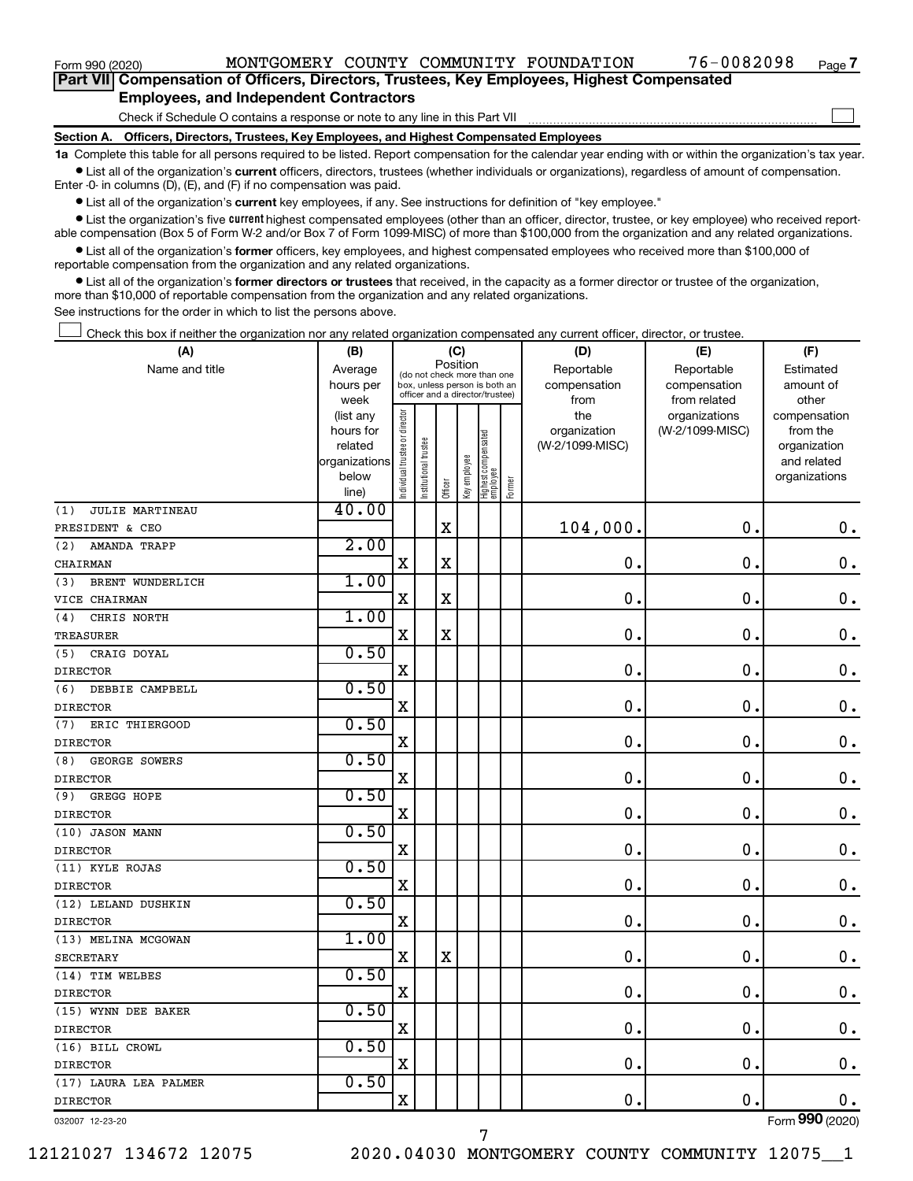Form 990 (2020) MONTGOMERY COUNTY COMMUNITY FOUNDATION 76-0082098 Page 7

## Part VII Compensation of Officers, Directors, Trustees, Key Employees, Highest Compensated Employees, and Independent Contractors

Check if Schedule O contains a response or note to any line in this Part VII ☐

### Section A. Officers, Directors, Trustees, Key Employees, and Highest Compensated Employees

**1a** Complete this table for all persons required to be listed. Report compensation for the calendar year ending with or within the organization's tax year.

- List all of the organization's **current** officers, directors, trustees (whether individuals or organizations), regardless of amount of compensation. Enter -0- in columns (D), (E), and (F) if no compensation was paid.
- List all of the organization's **current** key employees, if any. See instructions for definition of "key employee."
- List the organization's five **current** highest compensated employees (other than an officer, director, trustee, or key employee) who received reportable compensation (Box 5 of Form W-2 and/or Box 7 of Form 1099-MISC) of more than $100,000 from the organization and any related organizations.
- List all of the organization's **former** officers, key employees, and highest compensated employees who received more than $100,000 of reportable compensation from the organization and any related organizations.
- List all of the organization's **former directors or trustees** that received, in the capacity as a former director or trustee of the organization, more than $10,000 of reportable compensation from the organization and any related organizations.

See instructions for the order in which to list the persons above.

☐ Check this box if neither the organization nor any related organization compensated any current officer, director, or trustee.

| (A) Name and title | (B) Average hours per week (list any hours for related organizations below line) | (C) Position: Individual trustee or director | Institutional trustee | Officer | Key employee | Highest compensated employee | Former | (D) Reportable compensation from the organization (W-2/1099-MISC) | (E) Reportable compensation from related organizations (W-2/1099-MISC) | (F) Estimated amount of other compensation from the organization and related organizations |
|---|---|---|---|---|---|---|---|---|---|---|
| (1) JULIE MARTINEAU<br>PRESIDENT & CEO | 40.00 | | | X | | | | 104,000. | 0. | 0. |
| (2) AMANDA TRAPP<br>CHAIRMAN | 2.00 | X | | X | | | | 0. | 0. | 0. |
| (3) BRENT WUNDERLICH<br>VICE CHAIRMAN | 1.00 | X | | X | | | | 0. | 0. | 0. |
| (4) CHRIS NORTH<br>TREASURER | 1.00 | X | | X | | | | 0. | 0. | 0. |
| (5) CRAIG DOYAL<br>DIRECTOR | 0.50 | X | | | | | | 0. | 0. | 0. |
| (6) DEBBIE CAMPBELL<br>DIRECTOR | 0.50 | X | | | | | | 0. | 0. | 0. |
| (7) ERIC THIERGOOD<br>DIRECTOR | 0.50 | X | | | | | | 0. | 0. | 0. |
| (8) GEORGE SOWERS<br>DIRECTOR | 0.50 | X | | | | | | 0. | 0. | 0. |
| (9) GREGG HOPE<br>DIRECTOR | 0.50 | X | | | | | | 0. | 0. | 0. |
| (10) JASON MANN<br>DIRECTOR | 0.50 | X | | | | | | 0. | 0. | 0. |
| (11) KYLE ROJAS<br>DIRECTOR | 0.50 | X | | | | | | 0. | 0. | 0. |
| (12) LELAND DUSHKIN<br>DIRECTOR | 0.50 | X | | | | | | 0. | 0. | 0. |
| (13) MELINA MCGOWAN<br>SECRETARY | 1.00 | X | | X | | | | 0. | 0. | 0. |
| (14) TIM WELBES<br>DIRECTOR | 0.50 | X | | | | | | 0. | 0. | 0. |
| (15) WYNN DEE BAKER<br>DIRECTOR | 0.50 | X | | | | | | 0. | 0. | 0. |
| (16) BILL CROWL<br>DIRECTOR | 0.50 | X | | | | | | 0. | 0. | 0. |
| (17) LAURA LEA PALMER<br>DIRECTOR | 0.50 | X | | | | | | 0. | 0. | 0. |

032007 12-23-20 Form **990** (2020)

12121027 134672 12075 2020.04030 MONTGOMERY COUNTY COMMUNITY 12075__1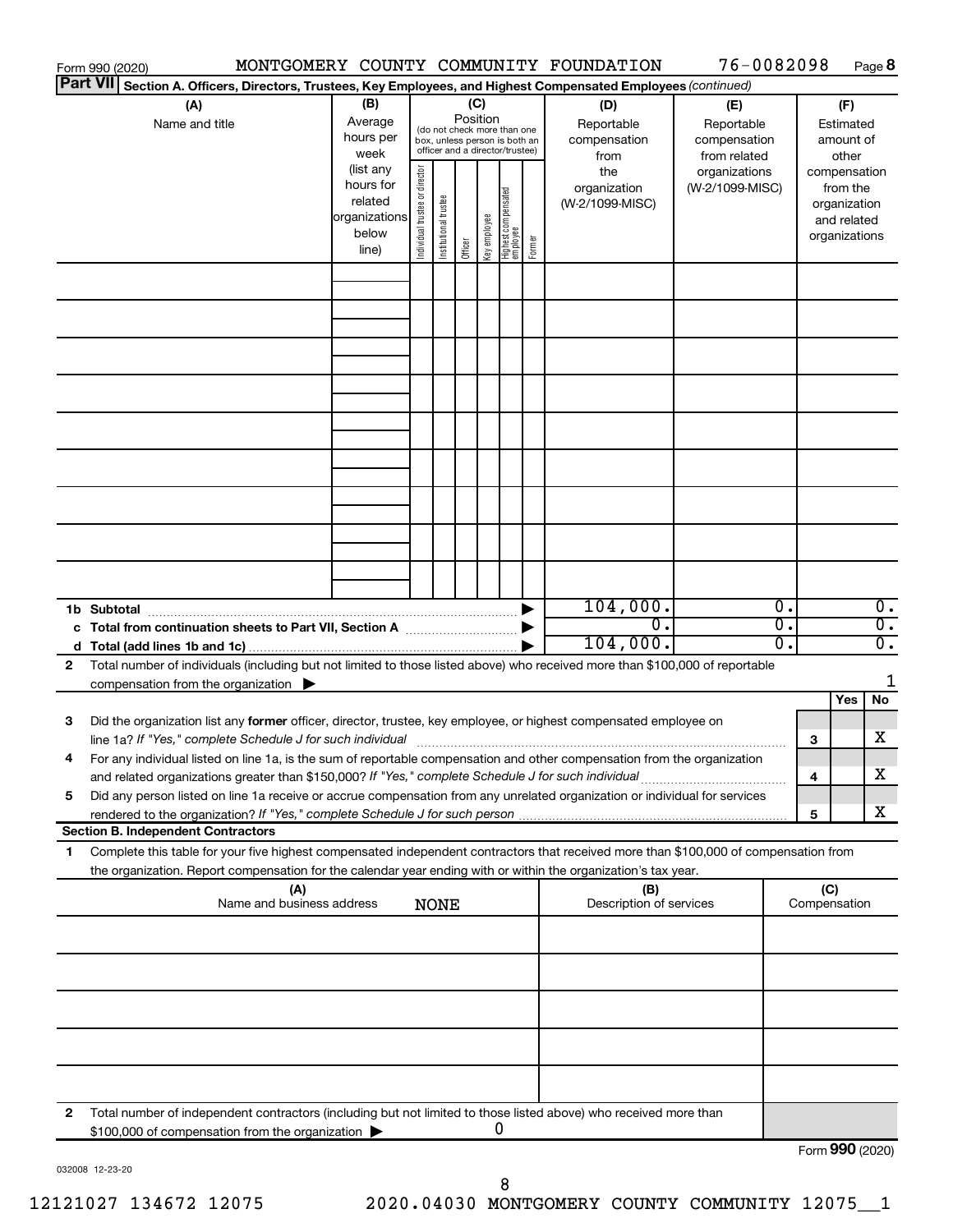Form 990 (2020) MONTGOMERY COUNTY COMMUNITY FOUNDATION 76-0082098 Page **8**

**Part VII** **Section A. Officers, Directors, Trustees, Key Employees, and Highest Compensated Employees** *(continued)*

| (A) Name and title | (B) Average hours per week (list any hours for related organizations below line) | (C) Position (do not check more than one box, unless person is both an officer and a director/trustee) Individual trustee or director | Institutional trustee | Officer | Key employee | Highest compensated employee | Former | (D) Reportable compensation from the organization (W-2/1099-MISC) | (E) Reportable compensation from related organizations (W-2/1099-MISC) | (F) Estimated amount of other compensation from the organization and related organizations |
|---|---|---|---|---|---|---|---|---|---|---|
| | | | | | | | | | | |
| | | | | | | | | | | |
| | | | | | | | | | | |
| | | | | | | | | | | |
| | | | | | | | | | | |
| | | | | | | | | | | |
| | | | | | | | | | | |
| | | | | | | | | | | |
| | | | | | | | | | | |
| **1b Subtotal** | | | | | | | | 104,000. | 0. | 0. |
| **c Total from continuation sheets to Part VII, Section A** | | | | | | | | 0. | 0. | 0. |
| **d Total (add lines 1b and 1c)** | | | | | | | | 104,000. | 0. | 0. |

**2** Total number of individuals (including but not limited to those listed above) who received more than $100,000 of reportable compensation from the organization ▶ 1

| | | | Yes | No |
|---|---|---|---|---|
| **3** | Did the organization list any **former** officer, director, trustee, key employee, or highest compensated employee on line 1a? *If "Yes," complete Schedule J for such individual* | **3** | | X |
| **4** | For any individual listed on line 1a, is the sum of reportable compensation and other compensation from the organization and related organizations greater than $150,000? *If "Yes," complete Schedule J for such individual* | **4** | | X |
| **5** | Did any person listed on line 1a receive or accrue compensation from any unrelated organization or individual for services rendered to the organization? *If "Yes," complete Schedule J for such person* | **5** | | X |

**Section B. Independent Contractors**

**1** Complete this table for your five highest compensated independent contractors that received more than $100,000 of compensation from the organization. Report compensation for the calendar year ending with or within the organization's tax year.

| (A) Name and business address NONE | (B) Description of services | (C) Compensation |
|---|---|---|
| | | |
| | | |
| | | |
| | | |
| | | |

**2** Total number of independent contractors (including but not limited to those listed above) who received more than $100,000 of compensation from the organization ▶ 0

Form **990** (2020)

032008 12-23-20

12121027 134672 12075 2020.04030 MONTGOMERY COUNTY COMMUNITY 12075__1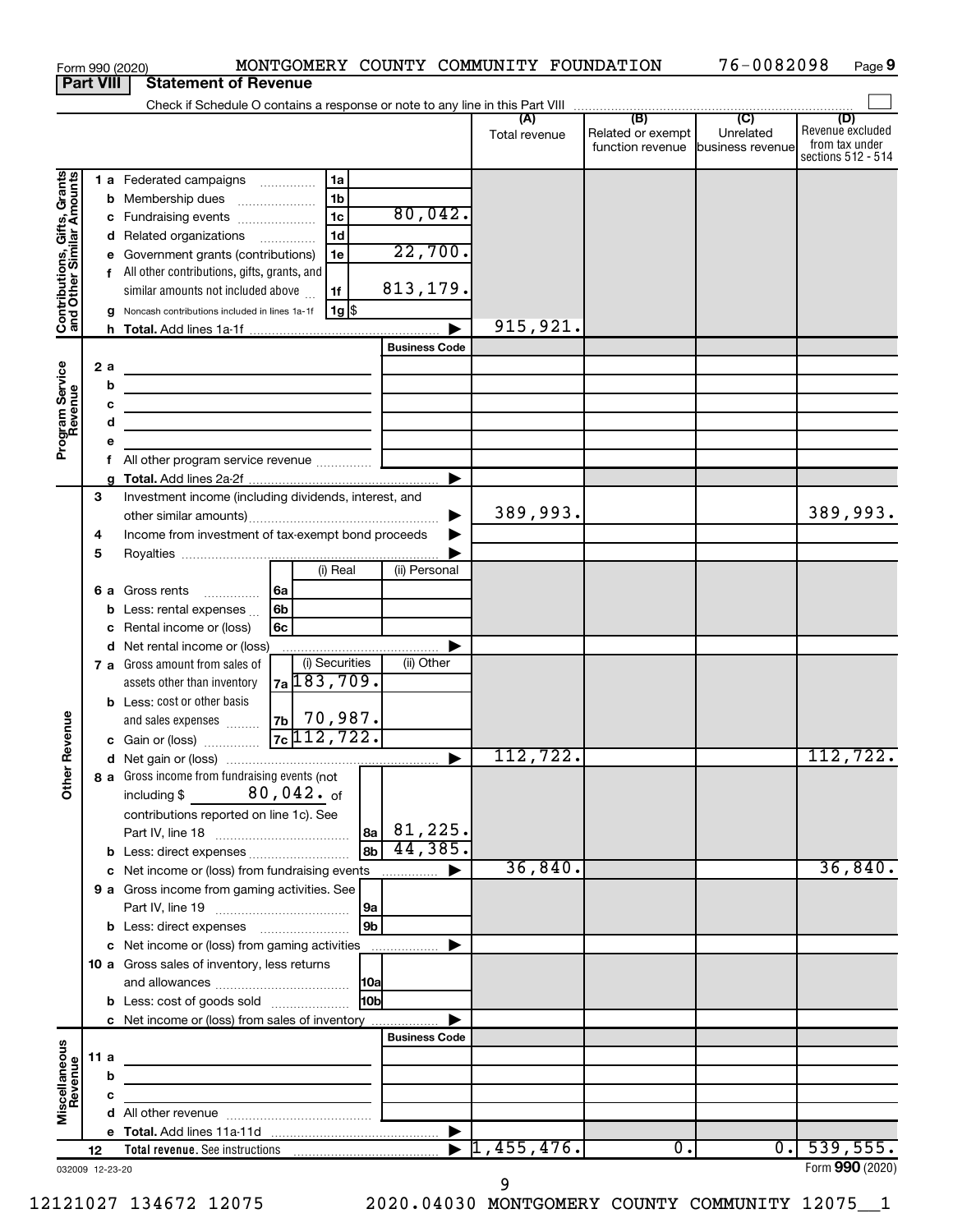Form 990 (2020) MONTGOMERY COUNTY COMMUNITY FOUNDATION 76-0082098 Page 9

**Part VIII Statement of Revenue**

Check if Schedule O contains a response or note to any line in this Part VIII ☐

| | | | | (A) Total revenue | (B) Related or exempt function revenue | (C) Unrelated business revenue | (D) Revenue excluded from tax under sections 512 - 514 |
|---|---|---|---|---|---|---|---|
| **Contributions, Gifts, Grants and Other Similar Amounts** | 1 a Federated campaigns | 1a | | | | | |
| | b Membership dues | 1b | | | | | |
| | c Fundraising events | 1c | 80,042. | | | | |
| | d Related organizations | 1d | | | | | |
| | e Government grants (contributions) | 1e | 22,700. | | | | |
| | f All other contributions, gifts, grants, and similar amounts not included above | 1f | 813,179. | | | | |
| | g Noncash contributions included in lines 1a-1f | 1g $ | | | | | |
| | h **Total.** Add lines 1a-1f | | ▶ | 915,921. | | | |
| **Program Service Revenue** | | | Business Code | | | | |
| | 2 a | | | | | | |
| | b | | | | | | |
| | c | | | | | | |
| | d | | | | | | |
| | e | | | | | | |
| | f All other program service revenue | | | | | | |
| | g **Total.** Add lines 2a-2f | | ▶ | | | | |
| **Other Revenue** | 3 Investment income (including dividends, interest, and other similar amounts) | | ▶ | 389,993. | | | 389,993. |
| | 4 Income from investment of tax-exempt bond proceeds | | ▶ | | | | |
| | 5 Royalties | | ▶ | | | | |
| | | (i) Real | (ii) Personal | | | | |
| | 6 a Gross rents (6a) | | | | | | |
| | b Less: rental expenses (6b) | | | | | | |
| | c Rental income or (loss) (6c) | | | | | | |
| | d Net rental income or (loss) | | ▶ | | | | |
| | | (i) Securities | (ii) Other | | | | |
| | 7 a Gross amount from sales of assets other than inventory (7a) | 183,709. | | | | | |
| | b Less: cost or other basis and sales expenses (7b) | 70,987. | | | | | |
| | c Gain or (loss) (7c) | 112,722. | | | | | |
| | d Net gain or (loss) | | ▶ | 112,722. | | | 112,722. |
| | 8 a Gross income from fundraising events (not including $ 80,042. of contributions reported on line 1c). See Part IV, line 18 | 8a | 81,225. | | | | |
| | b Less: direct expenses | 8b | 44,385. | | | | |
| | c Net income or (loss) from fundraising events | | ▶ | 36,840. | | | 36,840. |
| | 9 a Gross income from gaming activities. See Part IV, line 19 | 9a | | | | | |
| | b Less: direct expenses | 9b | | | | | |
| | c Net income or (loss) from gaming activities | | ▶ | | | | |
| | 10 a Gross sales of inventory, less returns and allowances | 10a | | | | | |
| | b Less: cost of goods sold | 10b | | | | | |
| | c Net income or (loss) from sales of inventory | | ▶ | | | | |
| **Miscellaneous Revenue** | | | Business Code | | | | |
| | 11 a | | | | | | |
| | b | | | | | | |
| | c | | | | | | |
| | d All other revenue | | | | | | |
| | e **Total.** Add lines 11a-11d | | ▶ | | | | |
| | 12 **Total revenue.** See instructions | | ▶ | 1,455,476. | 0. | 0. | 539,555. |

032009 12-23-20

Form **990** (2020)

12121027 134672 12075 2020.04030 MONTGOMERY COUNTY COMMUNITY 12075__1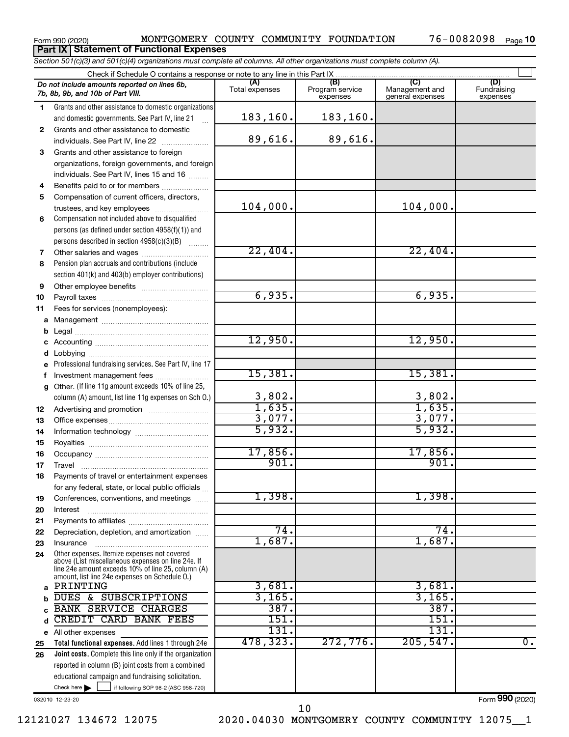Form 990 (2020) MONTGOMERY COUNTY COMMUNITY FOUNDATION 76-0082098

**Part IX Statement of Functional Expenses**

*Section 501(c)(3) and 501(c)(4) organizations must complete all columns. All other organizations must complete column (A).*

Check if Schedule O contains a response or note to any line in this Part IX

| | *Do not include amounts reported on lines 6b, 7b, 8b, 9b, and 10b of Part VIII.* | (A) Total expenses | (B) Program service expenses | (C) Management and general expenses | (D) Fundraising expenses |
|---|---|---|---|---|---|
| 1 | Grants and other assistance to domestic organizations and domestic governments. See Part IV, line 21 | 183,160. | 183,160. | | |
| 2 | Grants and other assistance to domestic individuals. See Part IV, line 22 | 89,616. | 89,616. | | |
| 3 | Grants and other assistance to foreign organizations, foreign governments, and foreign individuals. See Part IV, lines 15 and 16 | | | | |
| 4 | Benefits paid to or for members | | | | |
| 5 | Compensation of current officers, directors, trustees, and key employees | 104,000. | | 104,000. | |
| 6 | Compensation not included above to disqualified persons (as defined under section 4958(f)(1)) and persons described in section 4958(c)(3)(B) | | | | |
| 7 | Other salaries and wages | 22,404. | | 22,404. | |
| 8 | Pension plan accruals and contributions (include section 401(k) and 403(b) employer contributions) | | | | |
| 9 | Other employee benefits | | | | |
| 10 | Payroll taxes | 6,935. | | 6,935. | |
| 11 | Fees for services (nonemployees): | | | | |
| a | Management | | | | |
| b | Legal | | | | |
| c | Accounting | 12,950. | | 12,950. | |
| d | Lobbying | | | | |
| e | Professional fundraising services. See Part IV, line 17 | | | | |
| f | Investment management fees | 15,381. | | 15,381. | |
| g | Other. (If line 11g amount exceeds 10% of line 25, column (A) amount, list line 11g expenses on Sch O.) | 3,802. | | 3,802. | |
| 12 | Advertising and promotion | 1,635. | | 1,635. | |
| 13 | Office expenses | 3,077. | | 3,077. | |
| 14 | Information technology | 5,932. | | 5,932. | |
| 15 | Royalties | | | | |
| 16 | Occupancy | 17,856. | | 17,856. | |
| 17 | Travel | 901. | | 901. | |
| 18 | Payments of travel or entertainment expenses for any federal, state, or local public officials | | | | |
| 19 | Conferences, conventions, and meetings | 1,398. | | 1,398. | |
| 20 | Interest | | | | |
| 21 | Payments to affiliates | | | | |
| 22 | Depreciation, depletion, and amortization | 74. | | 74. | |
| 23 | Insurance | 1,687. | | 1,687. | |
| 24 | Other expenses. Itemize expenses not covered above (List miscellaneous expenses on line 24e. If line 24e amount exceeds 10% of line 25, column (A) amount, list line 24e expenses on Schedule O.) | | | | |
| a | PRINTING | 3,681. | | 3,681. | |
| b | DUES & SUBSCRIPTIONS | 3,165. | | 3,165. | |
| c | BANK SERVICE CHARGES | 387. | | 387. | |
| d | CREDIT CARD BANK FEES | 151. | | 151. | |
| e | All other expenses | 131. | | 131. | |
| 25 | **Total functional expenses.** Add lines 1 through 24e | 478,323. | 272,776. | 205,547. | 0. |
| 26 | **Joint costs.** Complete this line only if the organization reported in column (B) joint costs from a combined educational campaign and fundraising solicitation. Check here ☐ if following SOP 98-2 (ASC 958-720) | | | | |

032010 12-23-20

Form **990** (2020)

12121027 134672 12075 2020.04030 MONTGOMERY COUNTY COMMUNITY 12075__1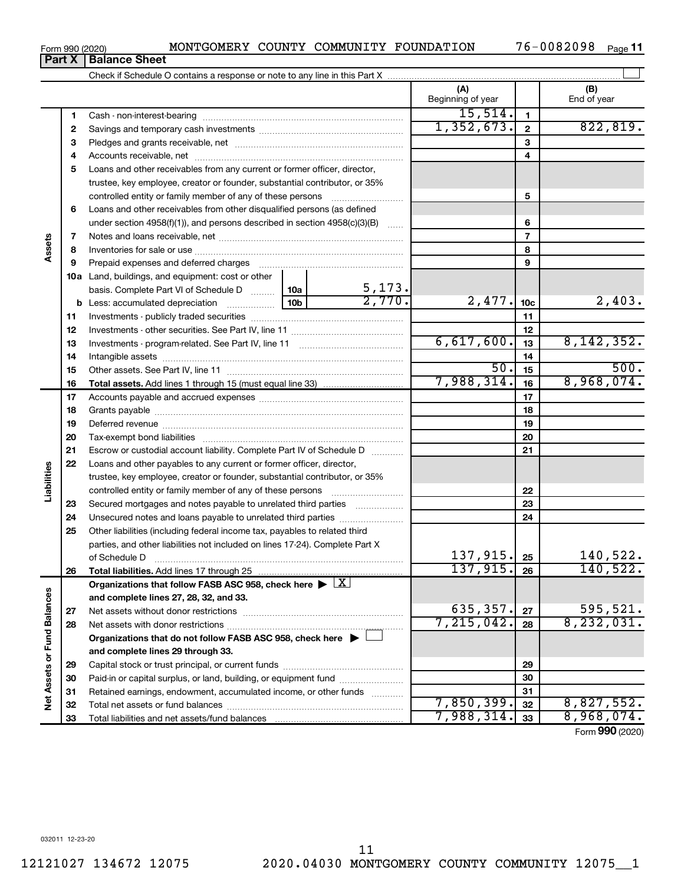Form 990 (2020) MONTGOMERY COUNTY COMMUNITY FOUNDATION 76-0082098

## Part X | Balance Sheet

Check if Schedule O contains a response or note to any line in this Part X

| | | | (A) Beginning of year | | (B) End of year |
|---|---|---|---|---|---|
| Assets | 1 | Cash - non-interest-bearing | 15,514. | 1 | |
| | 2 | Savings and temporary cash investments | 1,352,673. | 2 | 822,819. |
| | 3 | Pledges and grants receivable, net | | 3 | |
| | 4 | Accounts receivable, net | | 4 | |
| | 5 | Loans and other receivables from any current or former officer, director, trustee, key employee, creator or founder, substantial contributor, or 35% controlled entity or family member of any of these persons | | 5 | |
| | 6 | Loans and other receivables from other disqualified persons (as defined under section 4958(f)(1)), and persons described in section 4958(c)(3)(B) | | 6 | |
| | 7 | Notes and loans receivable, net | | 7 | |
| | 8 | Inventories for sale or use | | 8 | |
| | 9 | Prepaid expenses and deferred charges | | 9 | |
| | 10a | Land, buildings, and equipment: cost or other basis. Complete Part VI of Schedule D 10a 5,173. | | | |
| | b | Less: accumulated depreciation 10b 2,770. | 2,477. | 10c | 2,403. |
| | 11 | Investments - publicly traded securities | | 11 | |
| | 12 | Investments - other securities. See Part IV, line 11 | | 12 | |
| | 13 | Investments - program-related. See Part IV, line 11 | 6,617,600. | 13 | 8,142,352. |
| | 14 | Intangible assets | | 14 | |
| | 15 | Other assets. See Part IV, line 11 | 50. | 15 | 500. |
| | 16 | **Total assets.** Add lines 1 through 15 (must equal line 33) | 7,988,314. | 16 | 8,968,074. |
| Liabilities | 17 | Accounts payable and accrued expenses | | 17 | |
| | 18 | Grants payable | | 18 | |
| | 19 | Deferred revenue | | 19 | |
| | 20 | Tax-exempt bond liabilities | | 20 | |
| | 21 | Escrow or custodial account liability. Complete Part IV of Schedule D | | 21 | |
| | 22 | Loans and other payables to any current or former officer, director, trustee, key employee, creator or founder, substantial contributor, or 35% controlled entity or family member of any of these persons | | 22 | |
| | 23 | Secured mortgages and notes payable to unrelated third parties | | 23 | |
| | 24 | Unsecured notes and loans payable to unrelated third parties | | 24 | |
| | 25 | Other liabilities (including federal income tax, payables to related third parties, and other liabilities not included on lines 17-24). Complete Part X of Schedule D | 137,915. | 25 | 140,522. |
| | 26 | **Total liabilities.** Add lines 17 through 25 | 137,915. | 26 | 140,522. |
| Net Assets or Fund Balances | | **Organizations that follow FASB ASC 958, check here ▶ [X] and complete lines 27, 28, 32, and 33.** | | | |
| | 27 | Net assets without donor restrictions | 635,357. | 27 | 595,521. |
| | 28 | Net assets with donor restrictions | 7,215,042. | 28 | 8,232,031. |
| | | **Organizations that do not follow FASB ASC 958, check here ▶ [ ] and complete lines 29 through 33.** | | | |
| | 29 | Capital stock or trust principal, or current funds | | 29 | |
| | 30 | Paid-in or capital surplus, or land, building, or equipment fund | | 30 | |
| | 31 | Retained earnings, endowment, accumulated income, or other funds | | 31 | |
| | 32 | Total net assets or fund balances | 7,850,399. | 32 | 8,827,552. |
| | 33 | Total liabilities and net assets/fund balances | 7,988,314. | 33 | 8,968,074. |

Form **990** (2020)

032011 12-23-20

12121027 134672 12075 2020.04030 MONTGOMERY COUNTY COMMUNITY 12075__1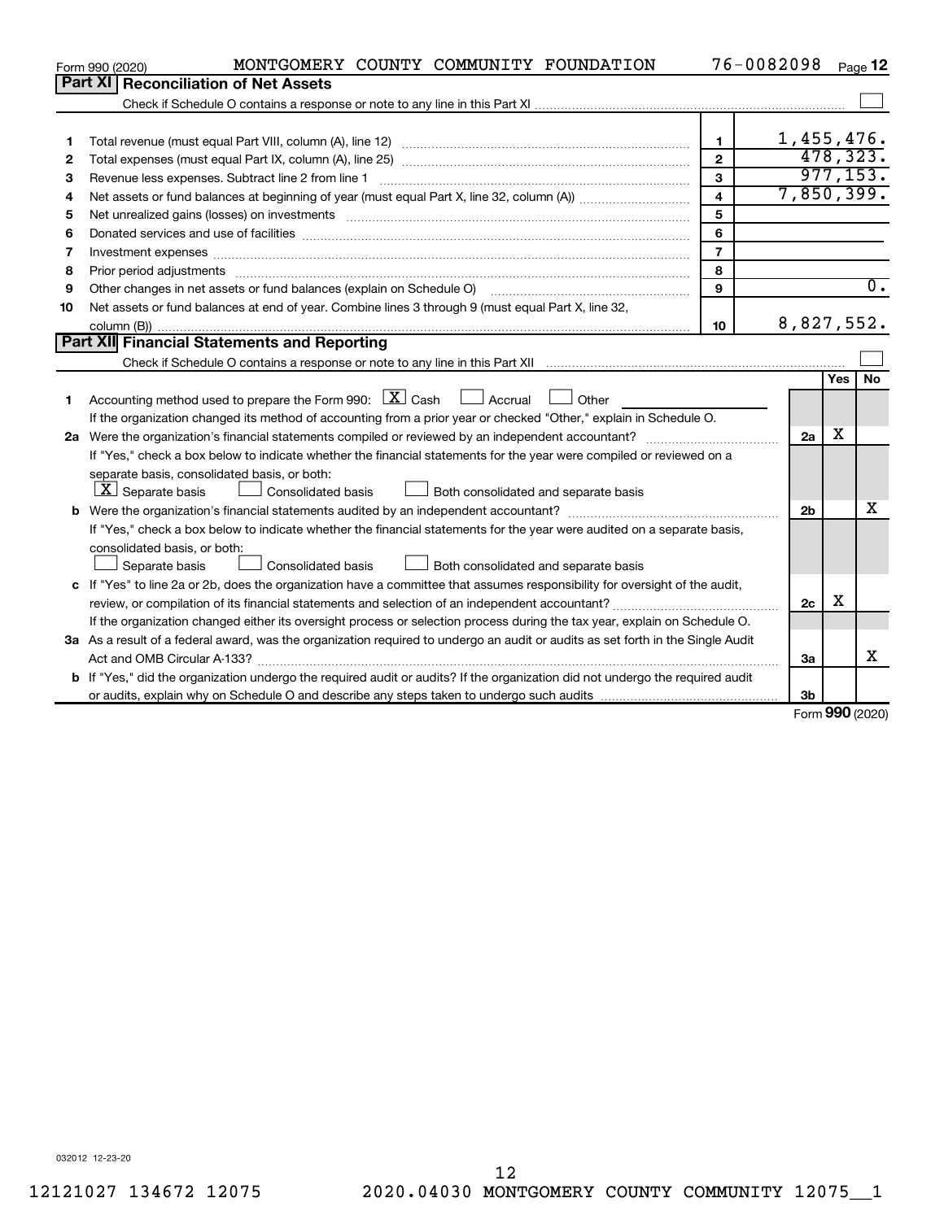Form 990 (2020) MONTGOMERY COUNTY COMMUNITY FOUNDATION 76-0082098 Page 12

## Part XI Reconciliation of Net Assets

Check if Schedule O contains a response or note to any line in this Part XI ☐

| | | | |
|---|---|---|---|
| 1 | Total revenue (must equal Part VIII, column (A), line 12) | 1 | 1,455,476. |
| 2 | Total expenses (must equal Part IX, column (A), line 25) | 2 | 478,323. |
| 3 | Revenue less expenses. Subtract line 2 from line 1 | 3 | 977,153. |
| 4 | Net assets or fund balances at beginning of year (must equal Part X, line 32, column (A)) | 4 | 7,850,399. |
| 5 | Net unrealized gains (losses) on investments | 5 | |
| 6 | Donated services and use of facilities | 6 | |
| 7 | Investment expenses | 7 | |
| 8 | Prior period adjustments | 8 | |
| 9 | Other changes in net assets or fund balances (explain on Schedule O) | 9 | 0. |
| 10 | Net assets or fund balances at end of year. Combine lines 3 through 9 (must equal Part X, line 32, column (B)) | 10 | 8,827,552. |

## Part XII Financial Statements and Reporting

Check if Schedule O contains a response or note to any line in this Part XII ☐

| | | | Yes | No |
|---|---|---|---|---|
| 1 | Accounting method used to prepare the Form 990: ☒ Cash ☐ Accrual ☐ Other<br>If the organization changed its method of accounting from a prior year or checked "Other," explain in Schedule O. | | | |
| 2a | Were the organization's financial statements compiled or reviewed by an independent accountant? | 2a | X | |
| | If "Yes," check a box below to indicate whether the financial statements for the year were compiled or reviewed on a separate basis, consolidated basis, or both:<br>☒ Separate basis ☐ Consolidated basis ☐ Both consolidated and separate basis | | | |
| b | Were the organization's financial statements audited by an independent accountant? | 2b | | X |
| | If "Yes," check a box below to indicate whether the financial statements for the year were audited on a separate basis, consolidated basis, or both:<br>☐ Separate basis ☐ Consolidated basis ☐ Both consolidated and separate basis | | | |
| c | If "Yes" to line 2a or 2b, does the organization have a committee that assumes responsibility for oversight of the audit, review, or compilation of its financial statements and selection of an independent accountant? | 2c | X | |
| | If the organization changed either its oversight process or selection process during the tax year, explain on Schedule O. | | | |
| 3a | As a result of a federal award, was the organization required to undergo an audit or audits as set forth in the Single Audit Act and OMB Circular A-133? | 3a | | X |
| b | If "Yes," did the organization undergo the required audit or audits? If the organization did not undergo the required audit or audits, explain why on Schedule O and describe any steps taken to undergo such audits | 3b | | |

Form 990 (2020)

032012 12-23-20

12121027 134672 12075 2020.04030 MONTGOMERY COUNTY COMMUNITY 12075__1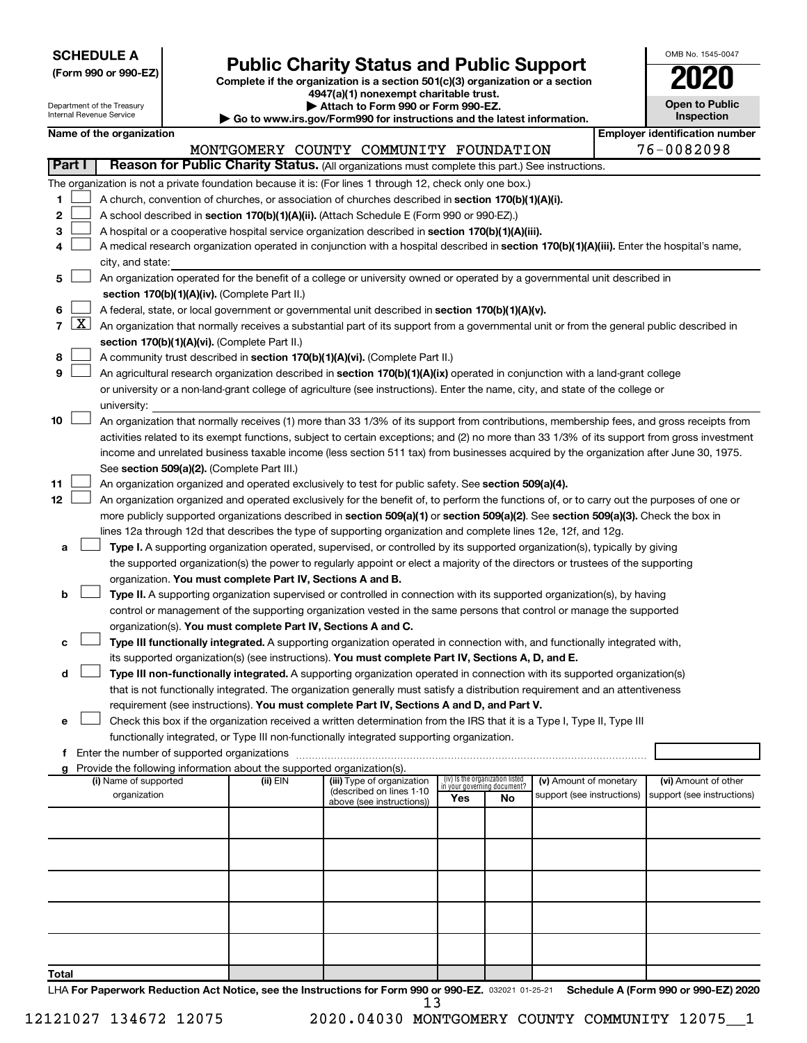**SCHEDULE A**
**(Form 990 or 990-EZ)**

Department of the Treasury
Internal Revenue Service

# Public Charity Status and Public Support

**Complete if the organization is a section 501(c)(3) organization or a section 4947(a)(1) nonexempt charitable trust.**
**▶ Attach to Form 990 or Form 990-EZ.**
**▶ Go to www.irs.gov/Form990 for instructions and the latest information.**

OMB No. 1545-0047
**2020**
**Open to Public Inspection**

**Name of the organization**: MONTGOMERY COUNTY COMMUNITY FOUNDATION
**Employer identification number**: 76-0082098

## Part I — Reason for Public Charity Status. (All organizations must complete this part.) See instructions.

The organization is not a private foundation because it is: (For lines 1 through 12, check only one box.)

1. ☐ A church, convention of churches, or association of churches described in **section 170(b)(1)(A)(i).**
2. ☐ A school described in **section 170(b)(1)(A)(ii).** (Attach Schedule E (Form 990 or 990-EZ).)
3. ☐ A hospital or a cooperative hospital service organization described in **section 170(b)(1)(A)(iii).**
4. ☐ A medical research organization operated in conjunction with a hospital described in **section 170(b)(1)(A)(iii).** Enter the hospital's name, city, and state:
5. ☐ An organization operated for the benefit of a college or university owned or operated by a governmental unit described in **section 170(b)(1)(A)(iv).** (Complete Part II.)
6. ☐ A federal, state, or local government or governmental unit described in **section 170(b)(1)(A)(v).**
7. ☒ An organization that normally receives a substantial part of its support from a governmental unit or from the general public described in **section 170(b)(1)(A)(vi).** (Complete Part II.)
8. ☐ A community trust described in **section 170(b)(1)(A)(vi).** (Complete Part II.)
9. ☐ An agricultural research organization described in **section 170(b)(1)(A)(ix)** operated in conjunction with a land-grant college or university or a non-land-grant college of agriculture (see instructions). Enter the name, city, and state of the college or university:
10. ☐ An organization that normally receives (1) more than 33 1/3% of its support from contributions, membership fees, and gross receipts from activities related to its exempt functions, subject to certain exceptions; and (2) no more than 33 1/3% of its support from gross investment income and unrelated business taxable income (less section 511 tax) from businesses acquired by the organization after June 30, 1975. See **section 509(a)(2).** (Complete Part III.)
11. ☐ An organization organized and operated exclusively to test for public safety. See **section 509(a)(4).**
12. ☐ An organization organized and operated exclusively for the benefit of, to perform the functions of, or to carry out the purposes of one or more publicly supported organizations described in **section 509(a)(1)** or **section 509(a)(2)**. See **section 509(a)(3).** Check the box in lines 12a through 12d that describes the type of supporting organization and complete lines 12e, 12f, and 12g.
   - **a** ☐ **Type I.** A supporting organization operated, supervised, or controlled by its supported organization(s), typically by giving the supported organization(s) the power to regularly appoint or elect a majority of the directors or trustees of the supporting organization. **You must complete Part IV, Sections A and B.**
   - **b** ☐ **Type II.** A supporting organization supervised or controlled in connection with its supported organization(s), by having control or management of the supporting organization vested in the same persons that control or manage the supported organization(s). **You must complete Part IV, Sections A and C.**
   - **c** ☐ **Type III functionally integrated.** A supporting organization operated in connection with, and functionally integrated with, its supported organization(s) (see instructions). **You must complete Part IV, Sections A, D, and E.**
   - **d** ☐ **Type III non-functionally integrated.** A supporting organization operated in connection with its supported organization(s) that is not functionally integrated. The organization generally must satisfy a distribution requirement and an attentiveness requirement (see instructions). **You must complete Part IV, Sections A and D, and Part V.**
   - **e** ☐ Check this box if the organization received a written determination from the IRS that it is a Type I, Type II, Type III functionally integrated, or Type III non-functionally integrated supporting organization.
   - **f** Enter the number of supported organizations
   - **g** Provide the following information about the supported organization(s).

| (i) Name of supported organization | (ii) EIN | (iii) Type of organization (described on lines 1-10 above (see instructions)) | (iv) Is the organization listed in your governing document? Yes | No | (v) Amount of monetary support (see instructions) | (vi) Amount of other support (see instructions) |
|---|---|---|---|---|---|---|
| | | | | | | |
| | | | | | | |
| | | | | | | |
| | | | | | | |
| | | | | | | |
| **Total** | | | | | | |

LHA **For Paperwork Reduction Act Notice, see the Instructions for Form 990 or 990-EZ.** 032021 01-25-21 **Schedule A (Form 990 or 990-EZ) 2020**

12121027 134672 12075 2020.04030 MONTGOMERY COUNTY COMMUNITY 12075__1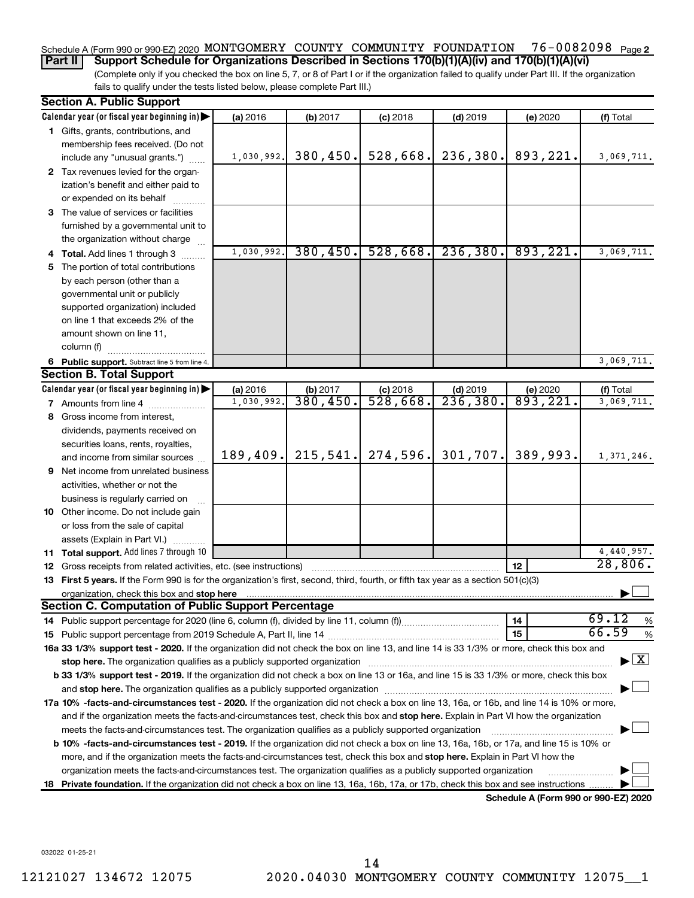Schedule A (Form 990 or 990-EZ) 2020 MONTGOMERY COUNTY COMMUNITY FOUNDATION 76-0082098 Page 2

**Part II Support Schedule for Organizations Described in Sections 170(b)(1)(A)(iv) and 170(b)(1)(A)(vi)**

(Complete only if you checked the box on line 5, 7, or 8 of Part I or if the organization failed to qualify under Part III. If the organization fails to qualify under the tests listed below, please complete Part III.)

**Section A. Public Support**

| Calendar year (or fiscal year beginning in) ▶ | (a) 2016 | (b) 2017 | (c) 2018 | (d) 2019 | (e) 2020 | (f) Total |
|---|---|---|---|---|---|---|
| 1 Gifts, grants, contributions, and membership fees received. (Do not include any "unusual grants.") | 1,030,992. | 380,450. | 528,668. | 236,380. | 893,221. | 3,069,711. |
| 2 Tax revenues levied for the organization's benefit and either paid to or expended on its behalf | | | | | | |
| 3 The value of services or facilities furnished by a governmental unit to the organization without charge | | | | | | |
| 4 **Total.** Add lines 1 through 3 | 1,030,992. | 380,450. | 528,668. | 236,380. | 893,221. | 3,069,711. |
| 5 The portion of total contributions by each person (other than a governmental unit or publicly supported organization) included on line 1 that exceeds 2% of the amount shown on line 11, column (f) | | | | | | |
| 6 **Public support.** Subtract line 5 from line 4. | | | | | | 3,069,711. |

**Section B. Total Support**

| Calendar year (or fiscal year beginning in) ▶ | (a) 2016 | (b) 2017 | (c) 2018 | (d) 2019 | (e) 2020 | (f) Total |
|---|---|---|---|---|---|---|
| 7 Amounts from line 4 | 1,030,992. | 380,450. | 528,668. | 236,380. | 893,221. | 3,069,711. |
| 8 Gross income from interest, dividends, payments received on securities loans, rents, royalties, and income from similar sources | 189,409. | 215,541. | 274,596. | 301,707. | 389,993. | 1,371,246. |
| 9 Net income from unrelated business activities, whether or not the business is regularly carried on | | | | | | |
| 10 Other income. Do not include gain or loss from the sale of capital assets (Explain in Part VI.) | | | | | | |
| 11 **Total support.** Add lines 7 through 10 | | | | | | 4,440,957. |

12 Gross receipts from related activities, etc. (see instructions) ..... 12 | 28,806.

13 **First 5 years.** If the Form 990 is for the organization's first, second, third, fourth, or fifth tax year as a section 501(c)(3) organization, check this box and **stop here** ▶ ☐

**Section C. Computation of Public Support Percentage**

14 Public support percentage for 2020 (line 6, column (f), divided by line 11, column (f)) ..... 14 | 69.12 %

15 Public support percentage from 2019 Schedule A, Part II, line 14 ..... 15 | 66.59 %

**16a 33 1/3% support test - 2020.** If the organization did not check the box on line 13, and line 14 is 33 1/3% or more, check this box and **stop here.** The organization qualifies as a publicly supported organization ▶ ☒

**b 33 1/3% support test - 2019.** If the organization did not check a box on line 13 or 16a, and line 15 is 33 1/3% or more, check this box and **stop here.** The organization qualifies as a publicly supported organization ▶ ☐

**17a 10% -facts-and-circumstances test - 2020.** If the organization did not check a box on line 13, 16a, or 16b, and line 14 is 10% or more, and if the organization meets the facts-and-circumstances test, check this box and **stop here.** Explain in Part VI how the organization meets the facts-and-circumstances test. The organization qualifies as a publicly supported organization ▶ ☐

**b 10% -facts-and-circumstances test - 2019.** If the organization did not check a box on line 13, 16a, 16b, or 17a, and line 15 is 10% or more, and if the organization meets the facts-and-circumstances test, check this box and **stop here.** Explain in Part VI how the organization meets the facts-and-circumstances test. The organization qualifies as a publicly supported organization ▶ ☐

**18 Private foundation.** If the organization did not check a box on line 13, 16a, 16b, 17a, or 17b, check this box and see instructions ▶ ☐

**Schedule A (Form 990 or 990-EZ) 2020**

032022 01-25-21

12121027 134672 12075 2020.04030 MONTGOMERY COUNTY COMMUNITY 12075__1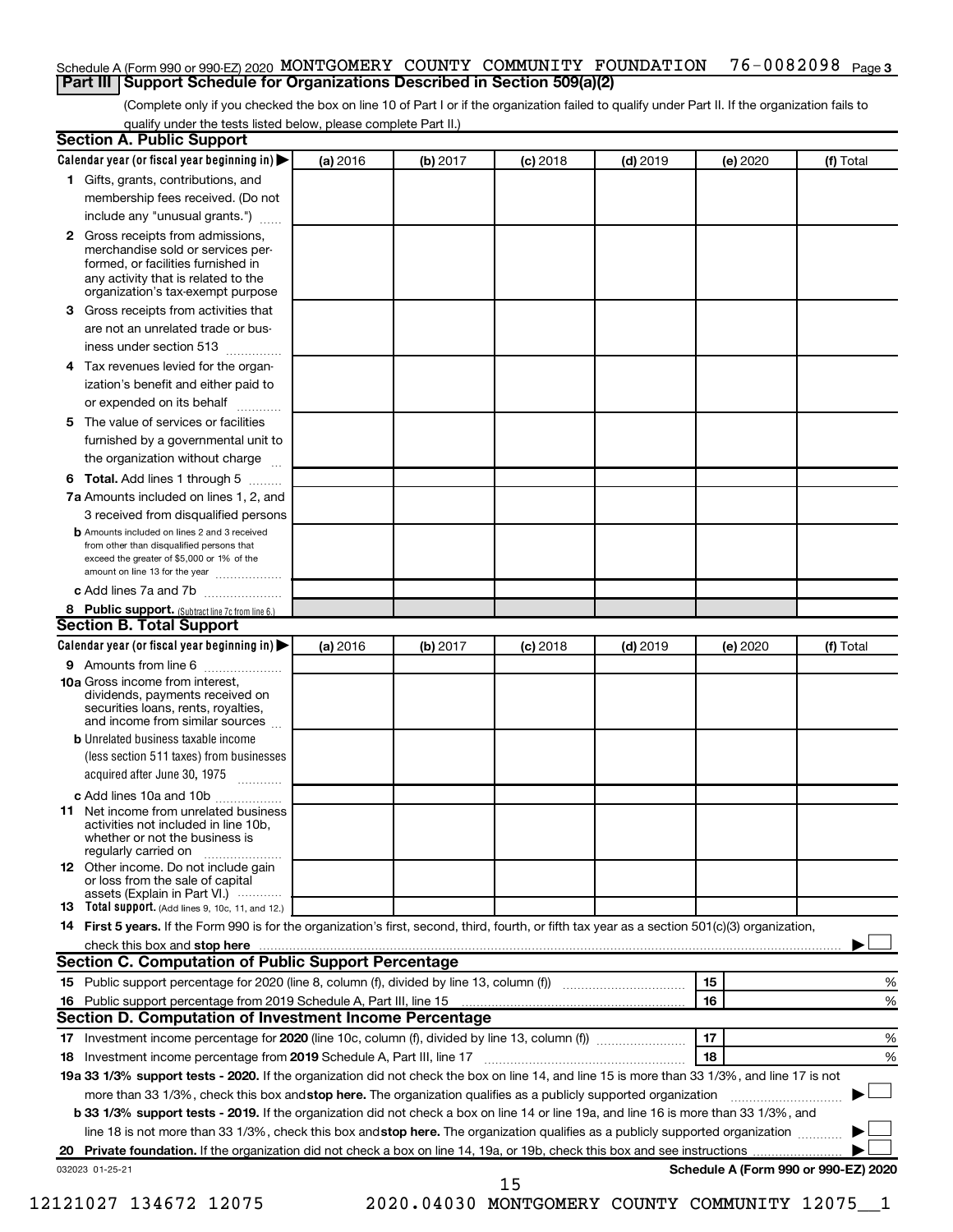Schedule A (Form 990 or 990-EZ) 2020 MONTGOMERY COUNTY COMMUNITY FOUNDATION 76-0082098 Page 3

## Part III Support Schedule for Organizations Described in Section 509(a)(2)

(Complete only if you checked the box on line 10 of Part I or if the organization failed to qualify under Part II. If the organization fails to qualify under the tests listed below, please complete Part II.)

### Section A. Public Support

| Calendar year (or fiscal year beginning in) ▶ | (a) 2016 | (b) 2017 | (c) 2018 | (d) 2019 | (e) 2020 | (f) Total |
|---|---|---|---|---|---|---|
| **1** Gifts, grants, contributions, and membership fees received. (Do not include any "unusual grants.") | | | | | | |
| **2** Gross receipts from admissions, merchandise sold or services performed, or facilities furnished in any activity that is related to the organization's tax-exempt purpose | | | | | | |
| **3** Gross receipts from activities that are not an unrelated trade or business under section 513 | | | | | | |
| **4** Tax revenues levied for the organization's benefit and either paid to or expended on its behalf | | | | | | |
| **5** The value of services or facilities furnished by a governmental unit to the organization without charge | | | | | | |
| **6 Total.** Add lines 1 through 5 | | | | | | |
| **7a** Amounts included on lines 1, 2, and 3 received from disqualified persons | | | | | | |
| **b** Amounts included on lines 2 and 3 received from other than disqualified persons that exceed the greater of $5,000 or 1% of the amount on line 13 for the year | | | | | | |
| **c** Add lines 7a and 7b | | | | | | |
| **8 Public support.** (Subtract line 7c from line 6.) | | | | | | |

### Section B. Total Support

| Calendar year (or fiscal year beginning in) ▶ | (a) 2016 | (b) 2017 | (c) 2018 | (d) 2019 | (e) 2020 | (f) Total |
|---|---|---|---|---|---|---|
| **9** Amounts from line 6 | | | | | | |
| **10a** Gross income from interest, dividends, payments received on securities loans, rents, royalties, and income from similar sources | | | | | | |
| **b** Unrelated business taxable income (less section 511 taxes) from businesses acquired after June 30, 1975 | | | | | | |
| **c** Add lines 10a and 10b | | | | | | |
| **11** Net income from unrelated business activities not included in line 10b, whether or not the business is regularly carried on | | | | | | |
| **12** Other income. Do not include gain or loss from the sale of capital assets (Explain in Part VI.) | | | | | | |
| **13 Total support.** (Add lines 9, 10c, 11, and 12.) | | | | | | |

**14 First 5 years.** If the Form 990 is for the organization's first, second, third, fourth, or fifth tax year as a section 501(c)(3) organization, check this box and **stop here** ▶ ☐

### Section C. Computation of Public Support Percentage

| | | |
|---|---|---|
| **15** Public support percentage for 2020 (line 8, column (f), divided by line 13, column (f)) | 15 | % |
| **16** Public support percentage from 2019 Schedule A, Part III, line 15 | 16 | % |

### Section D. Computation of Investment Income Percentage

| | | |
|---|---|---|
| **17** Investment income percentage for **2020** (line 10c, column (f), divided by line 13, column (f)) | 17 | % |
| **18** Investment income percentage from **2019** Schedule A, Part III, line 17 | 18 | % |

**19a 33 1/3% support tests - 2020.** If the organization did not check the box on line 14, and line 15 is more than 33 1/3%, and line 17 is not more than 33 1/3%, check this box and **stop here.** The organization qualifies as a publicly supported organization ▶ ☐

**b 33 1/3% support tests - 2019.** If the organization did not check a box on line 14 or line 19a, and line 16 is more than 33 1/3%, and line 18 is not more than 33 1/3%, check this box and **stop here.** The organization qualifies as a publicly supported organization ▶ ☐

**20 Private foundation.** If the organization did not check a box on line 14, 19a, or 19b, check this box and see instructions ▶ ☐

032023 01-25-21

**Schedule A (Form 990 or 990-EZ) 2020**

12121027 134672 12075 2020.04030 MONTGOMERY COUNTY COMMUNITY 12075__1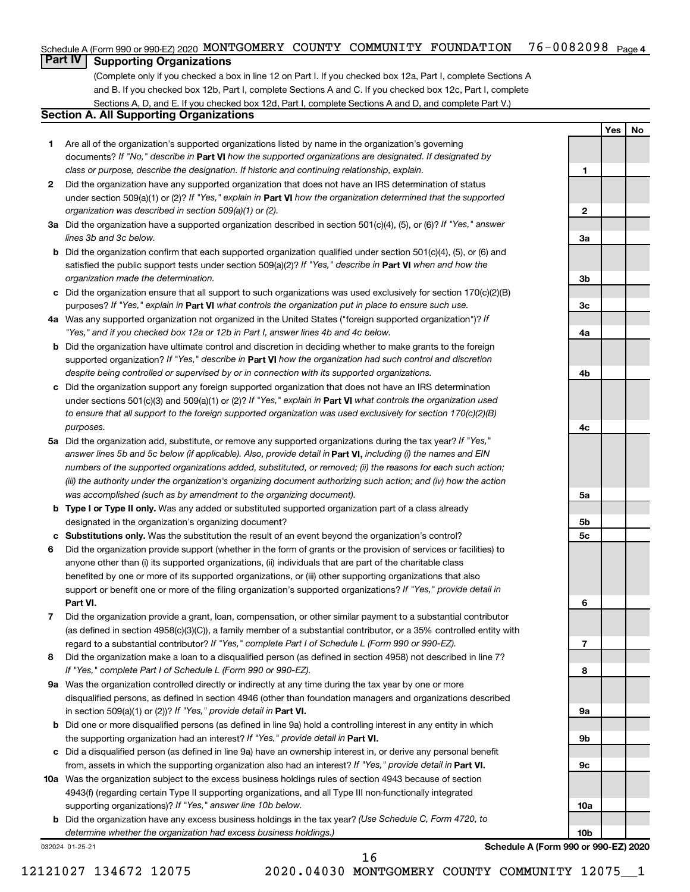Schedule A (Form 990 or 990-EZ) 2020 MONTGOMERY COUNTY COMMUNITY FOUNDATION 76-0082098 Page 4

## Part IV Supporting Organizations

(Complete only if you checked a box in line 12 on Part I. If you checked box 12a, Part I, complete Sections A and B. If you checked box 12b, Part I, complete Sections A and C. If you checked box 12c, Part I, complete Sections A, D, and E. If you checked box 12d, Part I, complete Sections A and D, and complete Part V.)

### Section A. All Supporting Organizations

| | | | Yes | No |
|---|---|---|---|---|
| **1** | Are all of the organization's supported organizations listed by name in the organization's governing documents? *If "No," describe in* **Part VI** *how the supported organizations are designated. If designated by class or purpose, describe the designation. If historic and continuing relationship, explain.* | **1** | | |
| **2** | Did the organization have any supported organization that does not have an IRS determination of status under section 509(a)(1) or (2)? *If "Yes," explain in* **Part VI** *how the organization determined that the supported organization was described in section 509(a)(1) or (2).* | **2** | | |
| **3a** | Did the organization have a supported organization described in section 501(c)(4), (5), or (6)? *If "Yes," answer lines 3b and 3c below.* | **3a** | | |
| **b** | Did the organization confirm that each supported organization qualified under section 501(c)(4), (5), or (6) and satisfied the public support tests under section 509(a)(2)? *If "Yes," describe in* **Part VI** *when and how the organization made the determination.* | **3b** | | |
| **c** | Did the organization ensure that all support to such organizations was used exclusively for section 170(c)(2)(B) purposes? *If "Yes," explain in* **Part VI** *what controls the organization put in place to ensure such use.* | **3c** | | |
| **4a** | Was any supported organization not organized in the United States ("foreign supported organization")? *If "Yes," and if you checked box 12a or 12b in Part I, answer lines 4b and 4c below.* | **4a** | | |
| **b** | Did the organization have ultimate control and discretion in deciding whether to make grants to the foreign supported organization? *If "Yes," describe in* **Part VI** *how the organization had such control and discretion despite being controlled or supervised by or in connection with its supported organizations.* | **4b** | | |
| **c** | Did the organization support any foreign supported organization that does not have an IRS determination under sections 501(c)(3) and 509(a)(1) or (2)? *If "Yes," explain in* **Part VI** *what controls the organization used to ensure that all support to the foreign supported organization was used exclusively for section 170(c)(2)(B) purposes.* | **4c** | | |
| **5a** | Did the organization add, substitute, or remove any supported organizations during the tax year? *If "Yes," answer lines 5b and 5c below (if applicable). Also, provide detail in* **Part VI,** *including (i) the names and EIN numbers of the supported organizations added, substituted, or removed; (ii) the reasons for each such action; (iii) the authority under the organization's organizing document authorizing such action; and (iv) how the action was accomplished (such as by amendment to the organizing document).* | **5a** | | |
| **b** | **Type I or Type II only.** Was any added or substituted supported organization part of a class already designated in the organization's organizing document? | **5b** | | |
| **c** | **Substitutions only.** Was the substitution the result of an event beyond the organization's control? | **5c** | | |
| **6** | Did the organization provide support (whether in the form of grants or the provision of services or facilities) to anyone other than (i) its supported organizations, (ii) individuals that are part of the charitable class benefited by one or more of its supported organizations, or (iii) other supporting organizations that also support or benefit one or more of the filing organization's supported organizations? *If "Yes," provide detail in* **Part VI.** | **6** | | |
| **7** | Did the organization provide a grant, loan, compensation, or other similar payment to a substantial contributor (as defined in section 4958(c)(3)(C)), a family member of a substantial contributor, or a 35% controlled entity with regard to a substantial contributor? *If "Yes," complete Part I of Schedule L (Form 990 or 990-EZ).* | **7** | | |
| **8** | Did the organization make a loan to a disqualified person (as defined in section 4958) not described in line 7? *If "Yes," complete Part I of Schedule L (Form 990 or 990-EZ).* | **8** | | |
| **9a** | Was the organization controlled directly or indirectly at any time during the tax year by one or more disqualified persons, as defined in section 4946 (other than foundation managers and organizations described in section 509(a)(1) or (2))? *If "Yes," provide detail in* **Part VI.** | **9a** | | |
| **b** | Did one or more disqualified persons (as defined in line 9a) hold a controlling interest in any entity in which the supporting organization had an interest? *If "Yes," provide detail in* **Part VI.** | **9b** | | |
| **c** | Did a disqualified person (as defined in line 9a) have an ownership interest in, or derive any personal benefit from, assets in which the supporting organization also had an interest? *If "Yes," provide detail in* **Part VI.** | **9c** | | |
| **10a** | Was the organization subject to the excess business holdings rules of section 4943 because of section 4943(f) (regarding certain Type II supporting organizations, and all Type III non-functionally integrated supporting organizations)? *If "Yes," answer line 10b below.* | **10a** | | |
| **b** | Did the organization have any excess business holdings in the tax year? *(Use Schedule C, Form 4720, to determine whether the organization had excess business holdings.)* | **10b** | | |

032024 01-25-21 **Schedule A (Form 990 or 990-EZ) 2020**

12121027 134672 12075 2020.04030 MONTGOMERY COUNTY COMMUNITY 12075__1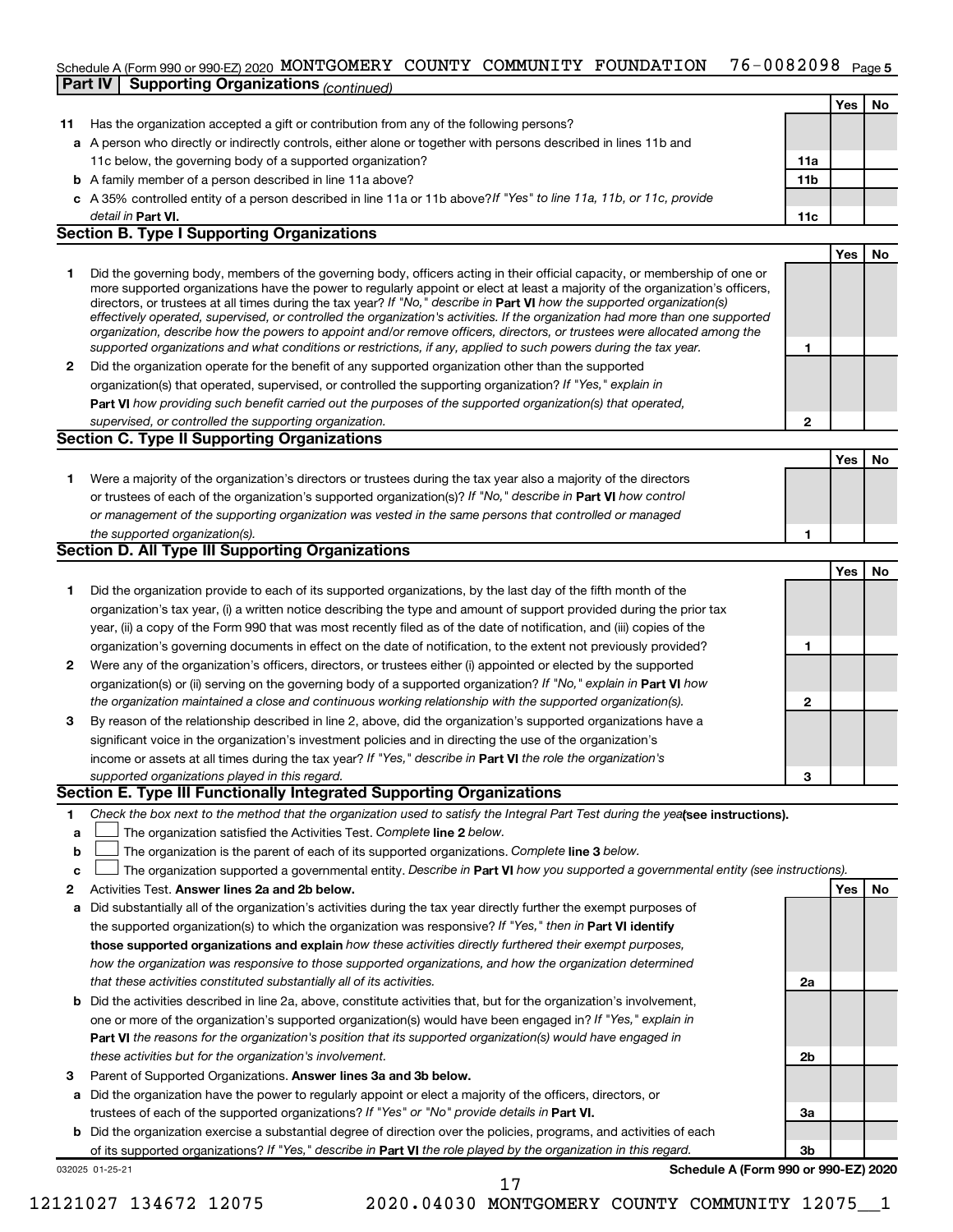Schedule A (Form 990 or 990-EZ) 2020 MONTGOMERY COUNTY COMMUNITY FOUNDATION 76-0082098

**Part IV | Supporting Organizations** *(continued)*

| | | | Yes | No |
|---|---|---|---|---|
| **11** | Has the organization accepted a gift or contribution from any of the following persons? | | | |
| **a** | A person who directly or indirectly controls, either alone or together with persons described in lines 11b and 11c below, the governing body of a supported organization? | 11a | | |
| **b** | A family member of a person described in line 11a above? | 11b | | |
| **c** | A 35% controlled entity of a person described in line 11a or 11b above? *If "Yes" to line 11a, 11b, or 11c, provide detail in* **Part VI.** | 11c | | |

## Section B. Type I Supporting Organizations

| | | | Yes | No |
|---|---|---|---|---|
| **1** | Did the governing body, members of the governing body, officers acting in their official capacity, or membership of one or more supported organizations have the power to regularly appoint or elect at least a majority of the organization's officers, directors, or trustees at all times during the tax year? *If "No," describe in* **Part VI** *how the supported organization(s) effectively operated, supervised, or controlled the organization's activities. If the organization had more than one supported organization, describe how the powers to appoint and/or remove officers, directors, or trustees were allocated among the supported organizations and what conditions or restrictions, if any, applied to such powers during the tax year.* | 1 | | |
| **2** | Did the organization operate for the benefit of any supported organization other than the supported organization(s) that operated, supervised, or controlled the supporting organization? *If "Yes," explain in* **Part VI** *how providing such benefit carried out the purposes of the supported organization(s) that operated, supervised, or controlled the supporting organization.* | 2 | | |

## Section C. Type II Supporting Organizations

| | | | Yes | No |
|---|---|---|---|---|
| **1** | Were a majority of the organization's directors or trustees during the tax year also a majority of the directors or trustees of each of the organization's supported organization(s)? *If "No," describe in* **Part VI** *how control or management of the supporting organization was vested in the same persons that controlled or managed the supported organization(s).* | 1 | | |

## Section D. All Type III Supporting Organizations

| | | | Yes | No |
|---|---|---|---|---|
| **1** | Did the organization provide to each of its supported organizations, by the last day of the fifth month of the organization's tax year, (i) a written notice describing the type and amount of support provided during the prior tax year, (ii) a copy of the Form 990 that was most recently filed as of the date of notification, and (iii) copies of the organization's governing documents in effect on the date of notification, to the extent not previously provided? | 1 | | |
| **2** | Were any of the organization's officers, directors, or trustees either (i) appointed or elected by the supported organization(s) or (ii) serving on the governing body of a supported organization? *If "No," explain in* **Part VI** *how the organization maintained a close and continuous working relationship with the supported organization(s).* | 2 | | |
| **3** | By reason of the relationship described in line 2, above, did the organization's supported organizations have a significant voice in the organization's investment policies and in directing the use of the organization's income or assets at all times during the tax year? *If "Yes," describe in* **Part VI** *the role the organization's supported organizations played in this regard.* | 3 | | |

## Section E. Type III Functionally Integrated Supporting Organizations

**1** *Check the box next to the method that the organization used to satisfy the Integral Part Test during the year* **(see instructions).**

**a** ☐ The organization satisfied the Activities Test. *Complete* **line 2** *below.*

**b** ☐ The organization is the parent of each of its supported organizations. *Complete* **line 3** *below.*

**c** ☐ The organization supported a governmental entity. *Describe in* **Part VI** *how you supported a governmental entity (see instructions).*

| | | | Yes | No |
|---|---|---|---|---|
| **2** | Activities Test. **Answer lines 2a and 2b below.** | | | |
| **a** | Did substantially all of the organization's activities during the tax year directly further the exempt purposes of the supported organization(s) to which the organization was responsive? *If "Yes," then in* **Part VI identify those supported organizations and explain** *how these activities directly furthered their exempt purposes, how the organization was responsive to those supported organizations, and how the organization determined that these activities constituted substantially all of its activities.* | 2a | | |
| **b** | Did the activities described in line 2a, above, constitute activities that, but for the organization's involvement, one or more of the organization's supported organization(s) would have been engaged in? *If "Yes," explain in* **Part VI** *the reasons for the organization's position that its supported organization(s) would have engaged in these activities but for the organization's involvement.* | 2b | | |
| **3** | Parent of Supported Organizations. **Answer lines 3a and 3b below.** | | | |
| **a** | Did the organization have the power to regularly appoint or elect a majority of the officers, directors, or trustees of each of the supported organizations? *If "Yes" or "No" provide details in* **Part VI.** | 3a | | |
| **b** | Did the organization exercise a substantial degree of direction over the policies, programs, and activities of each of its supported organizations? *If "Yes," describe in* **Part VI** *the role played by the organization in this regard.* | 3b | | |

**Schedule A (Form 990 or 990-EZ) 2020**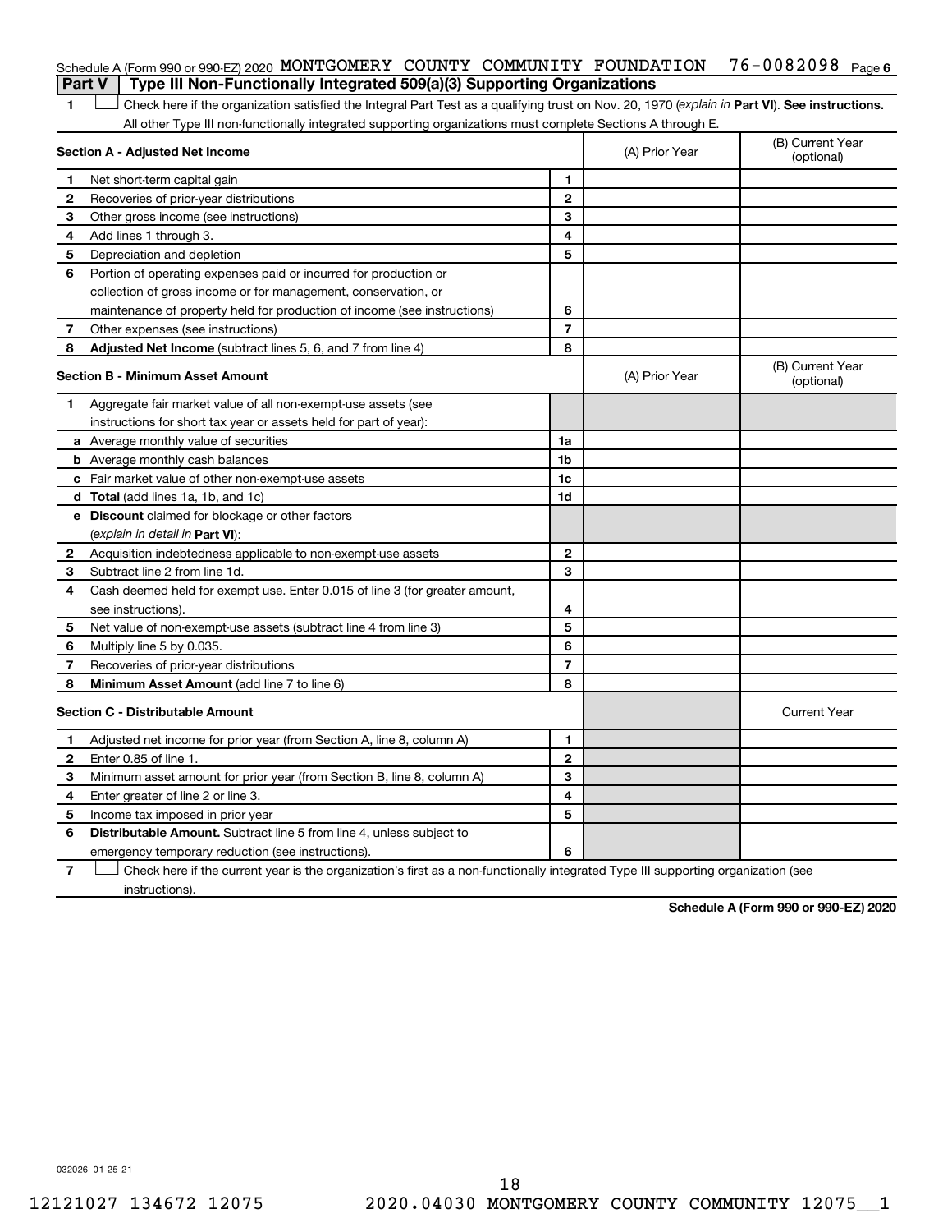Schedule A (Form 990 or 990-EZ) 2020 MONTGOMERY COUNTY COMMUNITY FOUNDATION 76-0082098 Page 6

## Part V Type III Non-Functionally Integrated 509(a)(3) Supporting Organizations

1 ☐ Check here if the organization satisfied the Integral Part Test as a qualifying trust on Nov. 20, 1970 (*explain in* **Part VI**). **See instructions.** All other Type III non-functionally integrated supporting organizations must complete Sections A through E.

| **Section A - Adjusted Net Income** | | | (A) Prior Year | (B) Current Year (optional) |
|---|---|---|---|---|
| 1 | Net short-term capital gain | 1 | | |
| 2 | Recoveries of prior-year distributions | 2 | | |
| 3 | Other gross income (see instructions) | 3 | | |
| 4 | Add lines 1 through 3. | 4 | | |
| 5 | Depreciation and depletion | 5 | | |
| 6 | Portion of operating expenses paid or incurred for production or collection of gross income or for management, conservation, or maintenance of property held for production of income (see instructions) | 6 | | |
| 7 | Other expenses (see instructions) | 7 | | |
| 8 | **Adjusted Net Income** (subtract lines 5, 6, and 7 from line 4) | 8 | | |

| **Section B - Minimum Asset Amount** | | | (A) Prior Year | (B) Current Year (optional) |
|---|---|---|---|---|
| 1 | Aggregate fair market value of all non-exempt-use assets (see instructions for short tax year or assets held for part of year): | | | |
| a | Average monthly value of securities | 1a | | |
| b | Average monthly cash balances | 1b | | |
| c | Fair market value of other non-exempt-use assets | 1c | | |
| d | **Total** (add lines 1a, 1b, and 1c) | 1d | | |
| e | **Discount** claimed for blockage or other factors (*explain in detail in* **Part VI**): | | | |
| 2 | Acquisition indebtedness applicable to non-exempt-use assets | 2 | | |
| 3 | Subtract line 2 from line 1d. | 3 | | |
| 4 | Cash deemed held for exempt use. Enter 0.015 of line 3 (for greater amount, see instructions). | 4 | | |
| 5 | Net value of non-exempt-use assets (subtract line 4 from line 3) | 5 | | |
| 6 | Multiply line 5 by 0.035. | 6 | | |
| 7 | Recoveries of prior-year distributions | 7 | | |
| 8 | **Minimum Asset Amount** (add line 7 to line 6) | 8 | | |

| **Section C - Distributable Amount** | | | | Current Year |
|---|---|---|---|---|
| 1 | Adjusted net income for prior year (from Section A, line 8, column A) | 1 | | |
| 2 | Enter 0.85 of line 1. | 2 | | |
| 3 | Minimum asset amount for prior year (from Section B, line 8, column A) | 3 | | |
| 4 | Enter greater of line 2 or line 3. | 4 | | |
| 5 | Income tax imposed in prior year | 5 | | |
| 6 | **Distributable Amount.** Subtract line 5 from line 4, unless subject to emergency temporary reduction (see instructions). | 6 | | |

7 ☐ Check here if the current year is the organization's first as a non-functionally integrated Type III supporting organization (see instructions).

**Schedule A (Form 990 or 990-EZ) 2020**

032026 01-25-21

12121027 134672 12075 2020.04030 MONTGOMERY COUNTY COMMUNITY 12075__1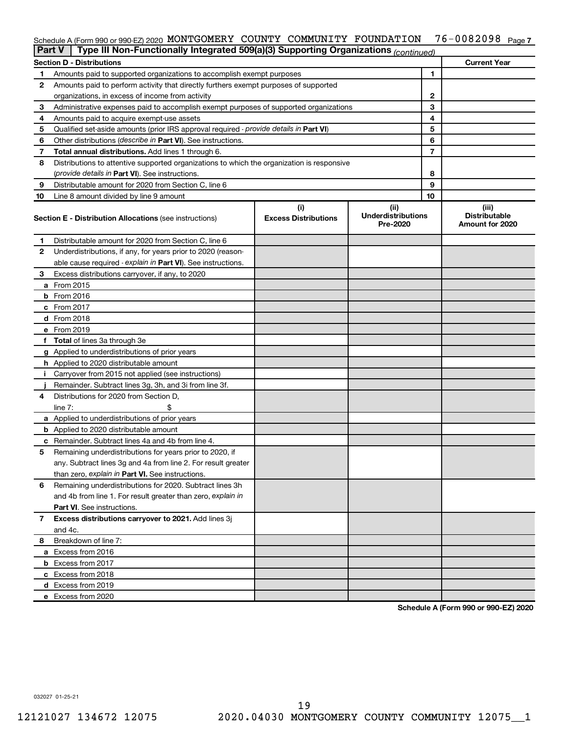Schedule A (Form 990 or 990-EZ) 2020 MONTGOMERY COUNTY COMMUNITY FOUNDATION 76-0082098 Page 7

**Part V | Type III Non-Functionally Integrated 509(a)(3) Supporting Organizations** *(continued)*

| Section D - Distributions | | | Current Year |
|---|---|---|---|
| 1 | Amounts paid to supported organizations to accomplish exempt purposes | 1 | |
| 2 | Amounts paid to perform activity that directly furthers exempt purposes of supported organizations, in excess of income from activity | 2 | |
| 3 | Administrative expenses paid to accomplish exempt purposes of supported organizations | 3 | |
| 4 | Amounts paid to acquire exempt-use assets | 4 | |
| 5 | Qualified set-aside amounts (prior IRS approval required - *provide details in* **Part VI**) | 5 | |
| 6 | Other distributions (*describe in* **Part VI**). See instructions. | 6 | |
| 7 | **Total annual distributions.** Add lines 1 through 6. | 7 | |
| 8 | Distributions to attentive supported organizations to which the organization is responsive (*provide details in* **Part VI**). See instructions. | 8 | |
| 9 | Distributable amount for 2020 from Section C, line 6 | 9 | |
| 10 | Line 8 amount divided by line 9 amount | 10 | |

| | **Section E - Distribution Allocations** (see instructions) | (i) Excess Distributions | (ii) Underdistributions Pre-2020 | (iii) Distributable Amount for 2020 |
|---|---|---|---|---|
| 1 | Distributable amount for 2020 from Section C, line 6 | | | |
| 2 | Underdistributions, if any, for years prior to 2020 (reasonable cause required - *explain in* **Part VI**). See instructions. | | | |
| 3 | Excess distributions carryover, if any, to 2020 | | | |
| a | From 2015 | | | |
| b | From 2016 | | | |
| c | From 2017 | | | |
| d | From 2018 | | | |
| e | From 2019 | | | |
| f | **Total** of lines 3a through 3e | | | |
| g | Applied to underdistributions of prior years | | | |
| h | Applied to 2020 distributable amount | | | |
| i | Carryover from 2015 not applied (see instructions) | | | |
| j | Remainder. Subtract lines 3g, 3h, and 3i from line 3f. | | | |
| 4 | Distributions for 2020 from Section D, line 7: $ | | | |
| a | Applied to underdistributions of prior years | | | |
| b | Applied to 2020 distributable amount | | | |
| c | Remainder. Subtract lines 4a and 4b from line 4. | | | |
| 5 | Remaining underdistributions for years prior to 2020, if any. Subtract lines 3g and 4a from line 2. For result greater than zero, *explain in* **Part VI.** See instructions. | | | |
| 6 | Remaining underdistributions for 2020. Subtract lines 3h and 4b from line 1. For result greater than zero, *explain in* **Part VI**. See instructions. | | | |
| 7 | **Excess distributions carryover to 2021.** Add lines 3j and 4c. | | | |
| 8 | Breakdown of line 7: | | | |
| a | Excess from 2016 | | | |
| b | Excess from 2017 | | | |
| c | Excess from 2018 | | | |
| d | Excess from 2019 | | | |
| e | Excess from 2020 | | | |

**Schedule A (Form 990 or 990-EZ) 2020**

032027 01-25-21

12121027 134672 12075 2020.04030 MONTGOMERY COUNTY COMMUNITY 12075__1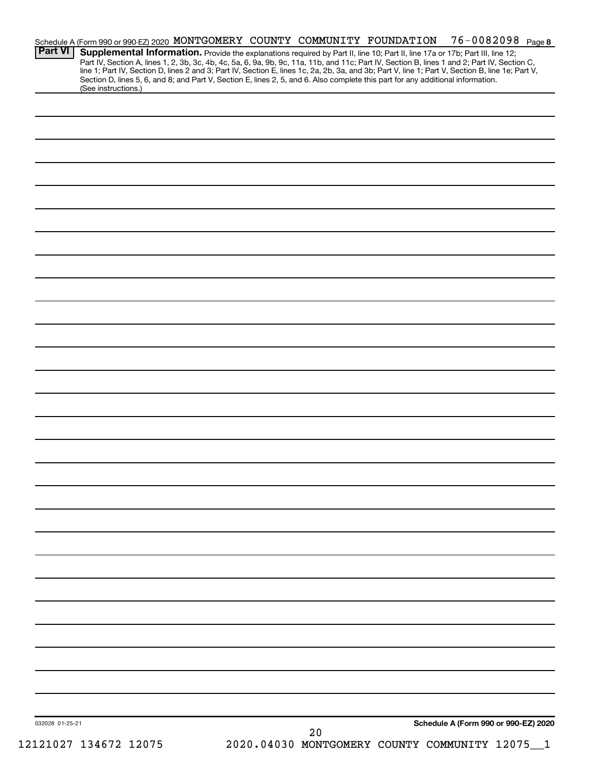Schedule A (Form 990 or 990-EZ) 2020 MONTGOMERY COUNTY COMMUNITY FOUNDATION 76-0082098 Page 8

**Part VI** **Supplemental Information.** Provide the explanations required by Part II, line 10; Part II, line 17a or 17b; Part III, line 12; Part IV, Section A, lines 1, 2, 3b, 3c, 4b, 4c, 5a, 6, 9a, 9b, 9c, 11a, 11b, and 11c; Part IV, Section B, lines 1 and 2; Part IV, Section C, line 1; Part IV, Section D, lines 2 and 3; Part IV, Section E, lines 1c, 2a, 2b, 3a, and 3b; Part V, line 1; Part V, Section B, line 1e; Part V, Section D, lines 5, 6, and 8; and Part V, Section E, lines 2, 5, and 6. Also complete this part for any additional information. (See instructions.)

032028 01-25-21

Schedule A (Form 990 or 990-EZ) 2020

12121027 134672 12075 2020.04030 MONTGOMERY COUNTY COMMUNITY 12075__1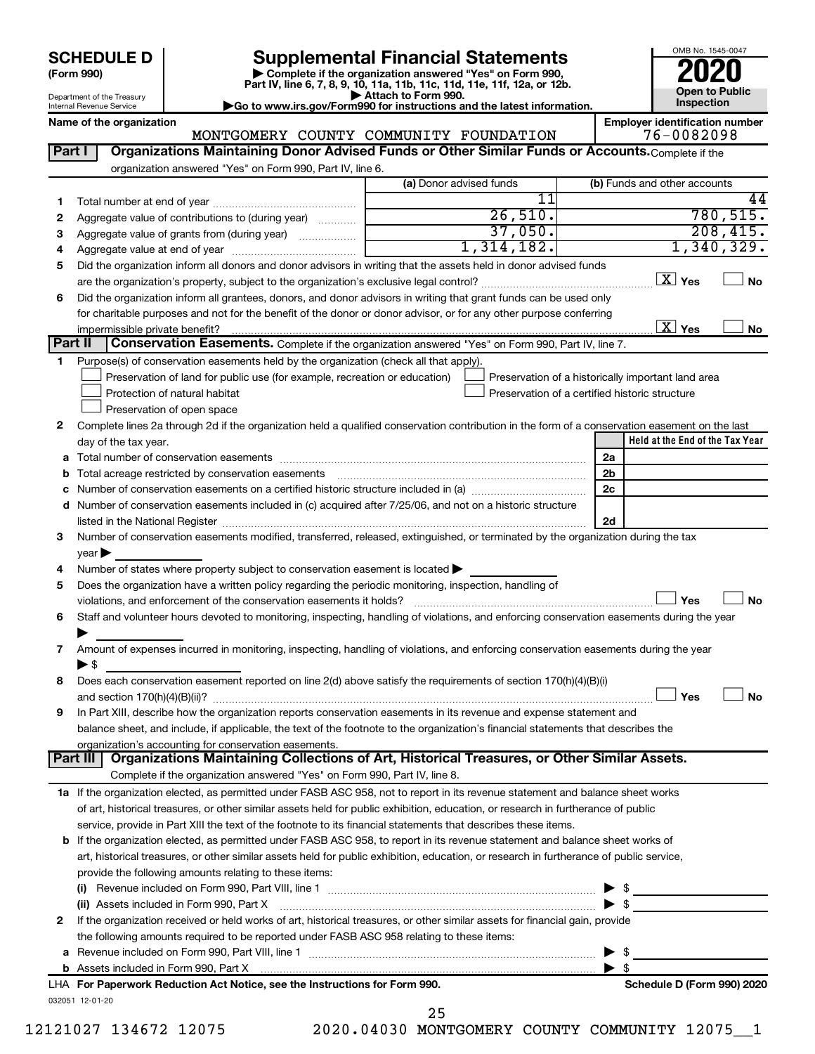# SCHEDULE D (Form 990)

Department of the Treasury
Internal Revenue Service

## Supplemental Financial Statements

▶ Complete if the organization answered "Yes" on Form 990, Part IV, line 6, 7, 8, 9, 10, 11a, 11b, 11c, 11d, 11e, 11f, 12a, or 12b.
▶ Attach to Form 990.
▶Go to www.irs.gov/Form990 for instructions and the latest information.

OMB No. 1545-0047
**2020**
**Open to Public Inspection**

**Name of the organization:** MONTGOMERY COUNTY COMMUNITY FOUNDATION
**Employer identification number:** 76-0082098

### Part I — Organizations Maintaining Donor Advised Funds or Other Similar Funds or Accounts.
Complete if the organization answered "Yes" on Form 990, Part IV, line 6.

| | | (a) Donor advised funds | (b) Funds and other accounts |
|---|---|---|---|
| 1 | Total number at end of year | 11 | 44 |
| 2 | Aggregate value of contributions to (during year) | 26,510. | 780,515. |
| 3 | Aggregate value of grants from (during year) | 37,050. | 208,415. |
| 4 | Aggregate value at end of year | 1,314,182. | 1,340,329. |

5 Did the organization inform all donors and donor advisors in writing that the assets held in donor advised funds are the organization's property, subject to the organization's exclusive legal control? [X] Yes [ ] No

6 Did the organization inform all grantees, donors, and donor advisors in writing that grant funds can be used only for charitable purposes and not for the benefit of the donor or donor advisor, or for any other purpose conferring impermissible private benefit? [X] Yes [ ] No

### Part II — Conservation Easements.
Complete if the organization answered "Yes" on Form 990, Part IV, line 7.

1 Purpose(s) of conservation easements held by the organization (check all that apply).
- [ ] Preservation of land for public use (for example, recreation or education)
- [ ] Protection of natural habitat
- [ ] Preservation of open space
- [ ] Preservation of a historically important land area
- [ ] Preservation of a certified historic structure

2 Complete lines 2a through 2d if the organization held a qualified conservation contribution in the form of a conservation easement on the last day of the tax year.

| | | | Held at the End of the Tax Year |
|---|---|---|---|
| a | Total number of conservation easements | 2a | |
| b | Total acreage restricted by conservation easements | 2b | |
| c | Number of conservation easements on a certified historic structure included in (a) | 2c | |
| d | Number of conservation easements included in (c) acquired after 7/25/06, and not on a historic structure listed in the National Register | 2d | |

3 Number of conservation easements modified, transferred, released, extinguished, or terminated by the organization during the tax year ▶

4 Number of states where property subject to conservation easement is located ▶

5 Does the organization have a written policy regarding the periodic monitoring, inspection, handling of violations, and enforcement of the conservation easements it holds? [ ] Yes [ ] No

6 Staff and volunteer hours devoted to monitoring, inspecting, handling of violations, and enforcing conservation easements during the year ▶

7 Amount of expenses incurred in monitoring, inspecting, handling of violations, and enforcing conservation easements during the year ▶ $

8 Does each conservation easement reported on line 2(d) above satisfy the requirements of section 170(h)(4)(B)(i) and section 170(h)(4)(B)(ii)? [ ] Yes [ ] No

9 In Part XIII, describe how the organization reports conservation easements in its revenue and expense statement and balance sheet, and include, if applicable, the text of the footnote to the organization's financial statements that describes the organization's accounting for conservation easements.

### Part III — Organizations Maintaining Collections of Art, Historical Treasures, or Other Similar Assets.
Complete if the organization answered "Yes" on Form 990, Part IV, line 8.

1a If the organization elected, as permitted under FASB ASC 958, not to report in its revenue statement and balance sheet works of art, historical treasures, or other similar assets held for public exhibition, education, or research in furtherance of public service, provide in Part XIII the text of the footnote to its financial statements that describes these items.

b If the organization elected, as permitted under FASB ASC 958, to report in its revenue statement and balance sheet works of art, historical treasures, or other similar assets held for public exhibition, education, or research in furtherance of public service, provide the following amounts relating to these items:

(i) Revenue included on Form 990, Part VIII, line 1 ▶ $

(ii) Assets included in Form 990, Part X ▶ $

2 If the organization received or held works of art, historical treasures, or other similar assets for financial gain, provide the following amounts required to be reported under FASB ASC 958 relating to these items:

a Revenue included on Form 990, Part VIII, line 1 ▶ $

b Assets included in Form 990, Part X ▶ $

LHA **For Paperwork Reduction Act Notice, see the Instructions for Form 990.** **Schedule D (Form 990) 2020**

032051 12-01-20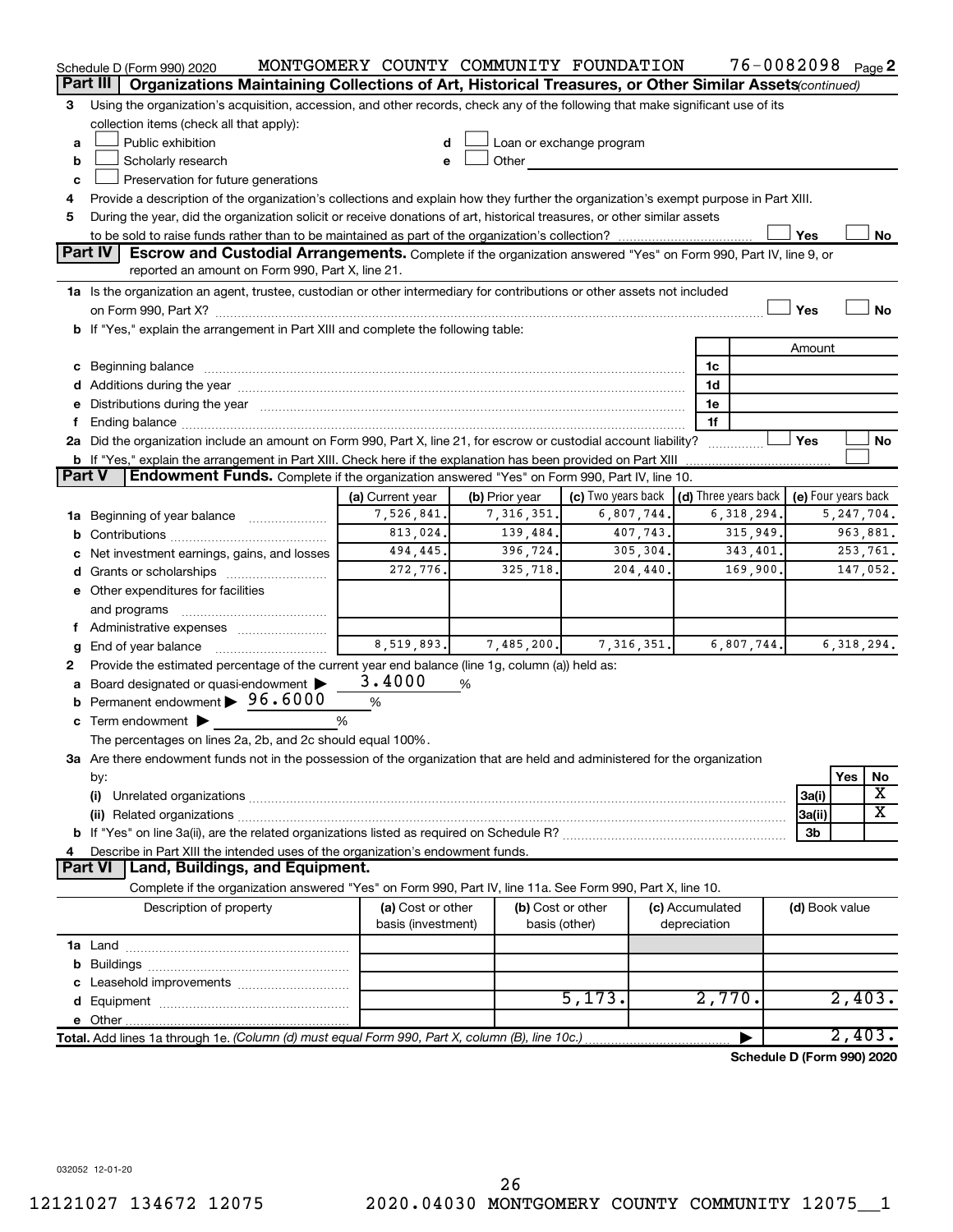Schedule D (Form 990) 2020 MONTGOMERY COUNTY COMMUNITY FOUNDATION 76-0082098 Page 2

## Part III Organizations Maintaining Collections of Art, Historical Treasures, or Other Similar Assets *(continued)*

3 Using the organization's acquisition, accession, and other records, check any of the following that make significant use of its collection items (check all that apply):

- a ☐ Public exhibition
- b ☐ Scholarly research
- c ☐ Preservation for future generations
- d ☐ Loan or exchange program
- e ☐ Other

4 Provide a description of the organization's collections and explain how they further the organization's exempt purpose in Part XIII.

5 During the year, did the organization solicit or receive donations of art, historical treasures, or other similar assets to be sold to raise funds rather than to be maintained as part of the organization's collection? ☐ Yes ☐ No

## Part IV Escrow and Custodial Arrangements.

Complete if the organization answered "Yes" on Form 990, Part IV, line 9, or reported an amount on Form 990, Part X, line 21.

1a Is the organization an agent, trustee, custodian or other intermediary for contributions or other assets not included on Form 990, Part X? ☐ Yes ☐ No

b If "Yes," explain the arrangement in Part XIII and complete the following table:

| | | Amount |
|---|---|---|
| c Beginning balance | 1c | |
| d Additions during the year | 1d | |
| e Distributions during the year | 1e | |
| f Ending balance | 1f | |

2a Did the organization include an amount on Form 990, Part X, line 21, for escrow or custodial account liability? ☐ Yes ☐ No

b If "Yes," explain the arrangement in Part XIII. Check here if the explanation has been provided on Part XIII ☐

## Part V Endowment Funds.

Complete if the organization answered "Yes" on Form 990, Part IV, line 10.

| | (a) Current year | (b) Prior year | (c) Two years back | (d) Three years back | (e) Four years back |
|---|---|---|---|---|---|
| 1a Beginning of year balance | 7,526,841. | 7,316,351. | 6,807,744. | 6,318,294. | 5,247,704. |
| b Contributions | 813,024. | 139,484. | 407,743. | 315,949. | 963,881. |
| c Net investment earnings, gains, and losses | 494,445. | 396,724. | 305,304. | 343,401. | 253,761. |
| d Grants or scholarships | 272,776. | 325,718. | 204,440. | 169,900. | 147,052. |
| e Other expenditures for facilities and programs | | | | | |
| f Administrative expenses | | | | | |
| g End of year balance | 8,519,893. | 7,485,200. | 7,316,351. | 6,807,744. | 6,318,294. |

2 Provide the estimated percentage of the current year end balance (line 1g, column (a)) held as:

- a Board designated or quasi-endowment ▶ 3.4000 %
- b Permanent endowment ▶ 96.6000 %
- c Term endowment ▶ %

The percentages on lines 2a, 2b, and 2c should equal 100%.

3a Are there endowment funds not in the possession of the organization that are held and administered for the organization by:

| | | Yes | No |
|---|---|---|---|
| (i) Unrelated organizations | 3a(i) | | X |
| (ii) Related organizations | 3a(ii) | | X |
| b If "Yes" on line 3a(ii), are the related organizations listed as required on Schedule R? | 3b | | |

4 Describe in Part XIII the intended uses of the organization's endowment funds.

## Part VI Land, Buildings, and Equipment.

Complete if the organization answered "Yes" on Form 990, Part IV, line 11a. See Form 990, Part X, line 10.

| Description of property | (a) Cost or other basis (investment) | (b) Cost or other basis (other) | (c) Accumulated depreciation | (d) Book value |
|---|---|---|---|---|
| 1a Land | | | | |
| b Buildings | | | | |
| c Leasehold improvements | | | | |
| d Equipment | | 5,173. | 2,770. | 2,403. |
| e Other | | | | |
| **Total.** Add lines 1a through 1e. *(Column (d) must equal Form 990, Part X, column (B), line 10c.)* | | | | 2,403. |

Schedule D (Form 990) 2020

032052 12-01-20

12121027 134672 12075 2020.04030 MONTGOMERY COUNTY COMMUNITY 12075__1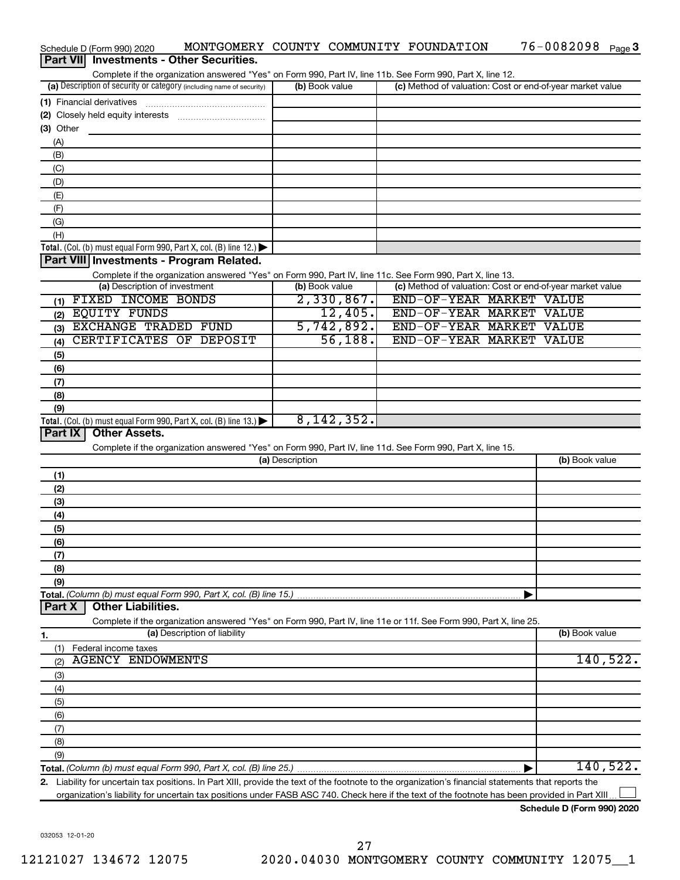Schedule D (Form 990) 2020 MONTGOMERY COUNTY COMMUNITY FOUNDATION 76-0082098 Page 3

## Part VII Investments - Other Securities.

Complete if the organization answered "Yes" on Form 990, Part IV, line 11b. See Form 990, Part X, line 12.

| (a) Description of security or category (including name of security) | (b) Book value | (c) Method of valuation: Cost or end-of-year market value |
|---|---|---|
| (1) Financial derivatives | | |
| (2) Closely held equity interests | | |
| (3) Other | | |
| (A) | | |
| (B) | | |
| (C) | | |
| (D) | | |
| (E) | | |
| (F) | | |
| (G) | | |
| (H) | | |
| **Total.** (Col. (b) must equal Form 990, Part X, col. (B) line 12.) ▶ | | |

## Part VIII Investments - Program Related.

Complete if the organization answered "Yes" on Form 990, Part IV, line 11c. See Form 990, Part X, line 13.

| (a) Description of investment | (b) Book value | (c) Method of valuation: Cost or end-of-year market value |
|---|---|---|
| (1) FIXED INCOME BONDS | 2,330,867. | END-OF-YEAR MARKET VALUE |
| (2) EQUITY FUNDS | 12,405. | END-OF-YEAR MARKET VALUE |
| (3) EXCHANGE TRADED FUND | 5,742,892. | END-OF-YEAR MARKET VALUE |
| (4) CERTIFICATES OF DEPOSIT | 56,188. | END-OF-YEAR MARKET VALUE |
| (5) | | |
| (6) | | |
| (7) | | |
| (8) | | |
| (9) | | |
| **Total.** (Col. (b) must equal Form 990, Part X, col. (B) line 13.) ▶ | 8,142,352. | |

## Part IX Other Assets.

Complete if the organization answered "Yes" on Form 990, Part IV, line 11d. See Form 990, Part X, line 15.

| (a) Description | (b) Book value |
|---|---|
| (1) | |
| (2) | |
| (3) | |
| (4) | |
| (5) | |
| (6) | |
| (7) | |
| (8) | |
| (9) | |
| **Total.** *(Column (b) must equal Form 990, Part X, col. (B) line 15.)* ▶ | |

## Part X Other Liabilities.

Complete if the organization answered "Yes" on Form 990, Part IV, line 11e or 11f. See Form 990, Part X, line 25.

| 1. (a) Description of liability | (b) Book value |
|---|---|
| (1) Federal income taxes | |
| (2) AGENCY ENDOWMENTS | 140,522. |
| (3) | |
| (4) | |
| (5) | |
| (6) | |
| (7) | |
| (8) | |
| (9) | |
| **Total.** *(Column (b) must equal Form 990, Part X, col. (B) line 25.)* ▶ | 140,522. |

**2.** Liability for uncertain tax positions. In Part XIII, provide the text of the footnote to the organization's financial statements that reports the organization's liability for uncertain tax positions under FASB ASC 740. Check here if the text of the footnote has been provided in Part XIII ☐

**Schedule D (Form 990) 2020**

032053 12-01-20

12121027 134672 12075 2020.04030 MONTGOMERY COUNTY COMMUNITY 12075__1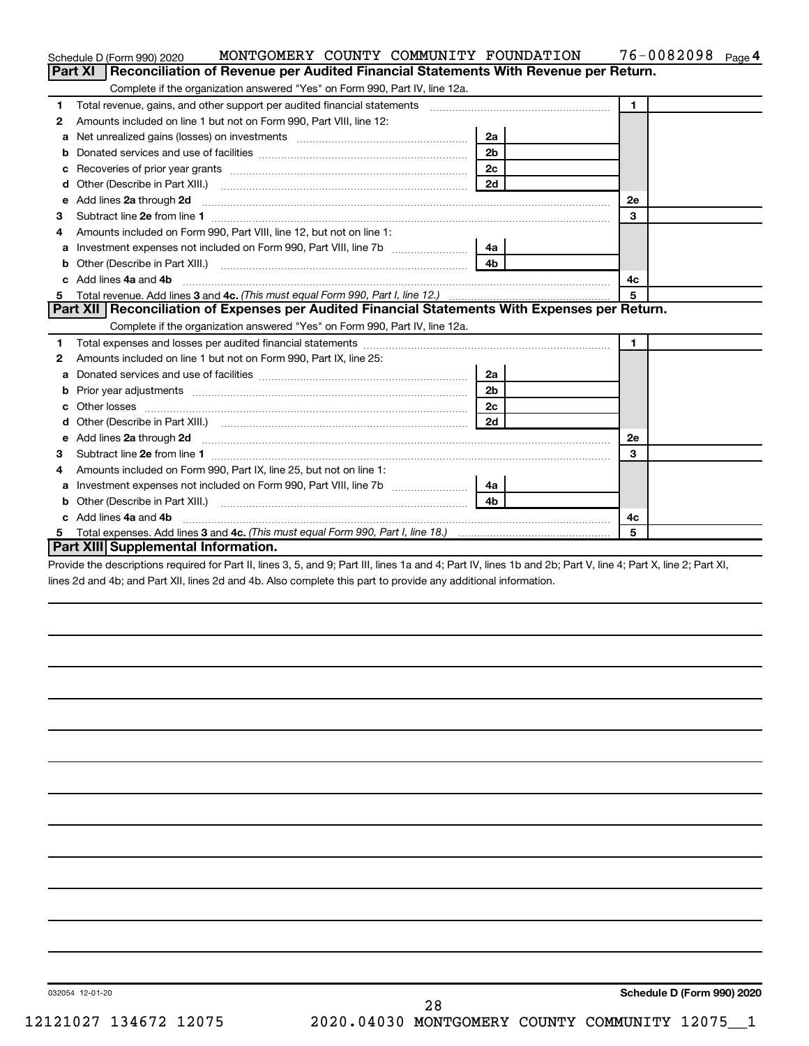Schedule D (Form 990) 2020 MONTGOMERY COUNTY COMMUNITY FOUNDATION 76-0082098 Page 4

## Part XI Reconciliation of Revenue per Audited Financial Statements With Revenue per Return.

Complete if the organization answered "Yes" on Form 990, Part IV, line 12a.

| | | | | | |
|---|---|---|---|---|---|
| 1 | Total revenue, gains, and other support per audited financial statements | | | 1 | |
| 2 | Amounts included on line 1 but not on Form 990, Part VIII, line 12: | | | | |
| a | Net unrealized gains (losses) on investments | 2a | | | |
| b | Donated services and use of facilities | 2b | | | |
| c | Recoveries of prior year grants | 2c | | | |
| d | Other (Describe in Part XIII.) | 2d | | | |
| e | Add lines **2a** through **2d** | | | 2e | |
| 3 | Subtract line **2e** from line **1** | | | 3 | |
| 4 | Amounts included on Form 990, Part VIII, line 12, but not on line 1: | | | | |
| a | Investment expenses not included on Form 990, Part VIII, line 7b | 4a | | | |
| b | Other (Describe in Part XIII.) | 4b | | | |
| c | Add lines **4a** and **4b** | | | 4c | |
| 5 | Total revenue. Add lines **3** and **4c.** *(This must equal Form 990, Part I, line 12.)* | | | 5 | |

## Part XII Reconciliation of Expenses per Audited Financial Statements With Expenses per Return.

Complete if the organization answered "Yes" on Form 990, Part IV, line 12a.

| | | | | | |
|---|---|---|---|---|---|
| 1 | Total expenses and losses per audited financial statements | | | 1 | |
| 2 | Amounts included on line 1 but not on Form 990, Part IX, line 25: | | | | |
| a | Donated services and use of facilities | 2a | | | |
| b | Prior year adjustments | 2b | | | |
| c | Other losses | 2c | | | |
| d | Other (Describe in Part XIII.) | 2d | | | |
| e | Add lines **2a** through **2d** | | | 2e | |
| 3 | Subtract line **2e** from line **1** | | | 3 | |
| 4 | Amounts included on Form 990, Part IX, line 25, but not on line 1: | | | | |
| a | Investment expenses not included on Form 990, Part VIII, line 7b | 4a | | | |
| b | Other (Describe in Part XIII.) | 4b | | | |
| c | Add lines **4a** and **4b** | | | 4c | |
| 5 | Total expenses. Add lines **3** and **4c.** *(This must equal Form 990, Part I, line 18.)* | | | 5 | |

## Part XIII Supplemental Information.

Provide the descriptions required for Part II, lines 3, 5, and 9; Part III, lines 1a and 4; Part IV, lines 1b and 2b; Part V, line 4; Part X, line 2; Part XI, lines 2d and 4b; and Part XII, lines 2d and 4b. Also complete this part to provide any additional information.

032054 12-01-20

Schedule D (Form 990) 2020

12121027 134672 12075 2020.04030 MONTGOMERY COUNTY COMMUNITY 12075__1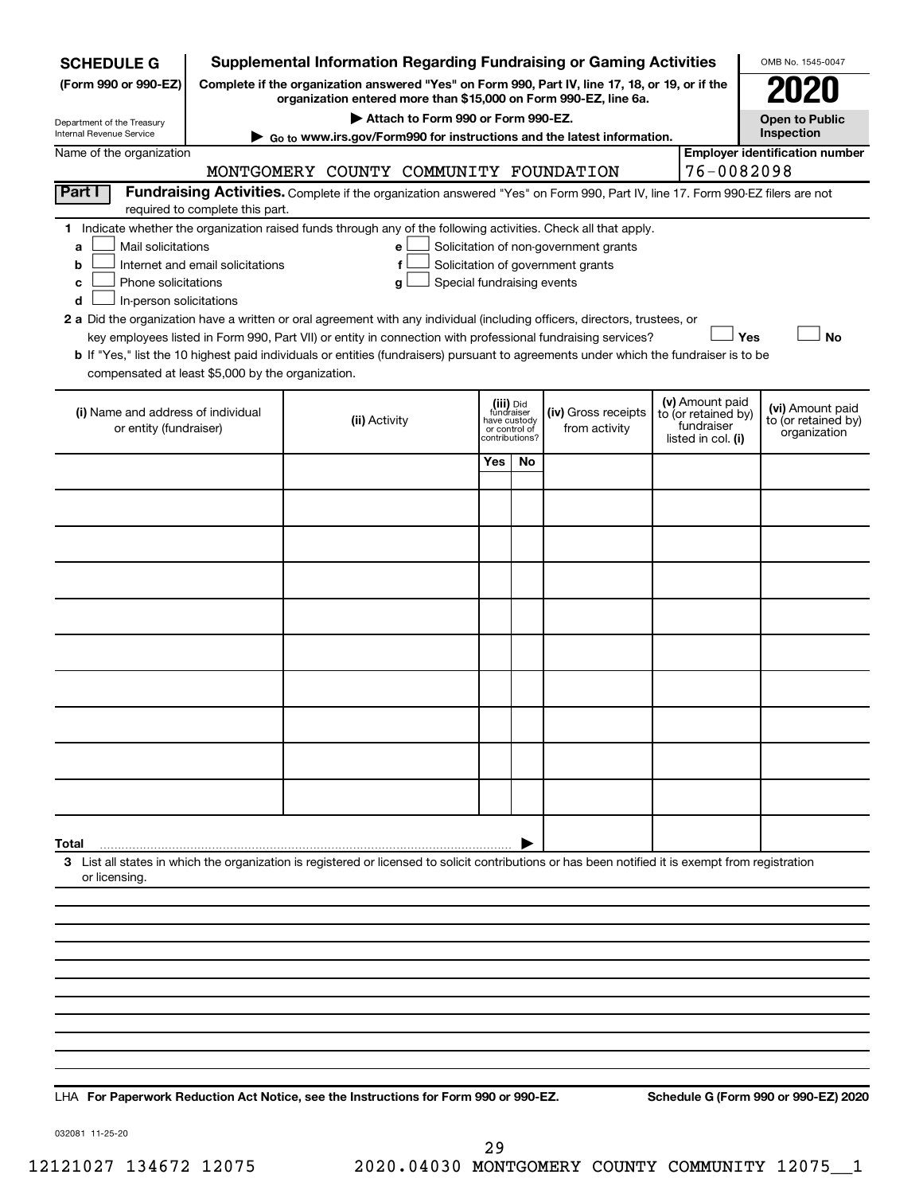**SCHEDULE G** (Form 990 or 990-EZ)

Department of the Treasury
Internal Revenue Service

# Supplemental Information Regarding Fundraising or Gaming Activities

**Complete if the organization answered "Yes" on Form 990, Part IV, line 17, 18, or 19, or if the organization entered more than $15,000 on Form 990-EZ, line 6a.**

**▶ Attach to Form 990 or Form 990-EZ.**

**▶ Go to www.irs.gov/Form990 for instructions and the latest information.**

OMB No. 1545-0047

**2020**

**Open to Public Inspection**

Name of the organization: MONTGOMERY COUNTY COMMUNITY FOUNDATION

Employer identification number: 76-0082098

**Part I** **Fundraising Activities.** Complete if the organization answered "Yes" on Form 990, Part IV, line 17. Form 990-EZ filers are not required to complete this part.

1 Indicate whether the organization raised funds through any of the following activities. Check all that apply.

- a ☐ Mail solicitations
- b ☐ Internet and email solicitations
- c ☐ Phone solicitations
- d ☐ In-person solicitations
- e ☐ Solicitation of non-government grants
- f ☐ Solicitation of government grants
- g ☐ Special fundraising events

2 a Did the organization have a written or oral agreement with any individual (including officers, directors, trustees, or key employees listed in Form 990, Part VII) or entity in connection with professional fundraising services? ☐ Yes ☐ No

b If "Yes," list the 10 highest paid individuals or entities (fundraisers) pursuant to agreements under which the fundraiser is to be compensated at least $5,000 by the organization.

| (i) Name and address of individual or entity (fundraiser) | (ii) Activity | (iii) Did fundraiser have custody or control of contributions? Yes | No | (iv) Gross receipts from activity | (v) Amount paid to (or retained by) fundraiser listed in col. (i) | (vi) Amount paid to (or retained by) organization |
|---|---|---|---|---|---|---|
| | | | | | | |
| | | | | | | |
| | | | | | | |
| | | | | | | |
| | | | | | | |
| | | | | | | |
| | | | | | | |
| | | | | | | |
| | | | | | | |
| | | | | | | |
| **Total** ▶ | | | | | | |

3 List all states in which the organization is registered or licensed to solicit contributions or has been notified it is exempt from registration or licensing.

LHA **For Paperwork Reduction Act Notice, see the Instructions for Form 990 or 990-EZ.** **Schedule G (Form 990 or 990-EZ) 2020**

032081 11-25-20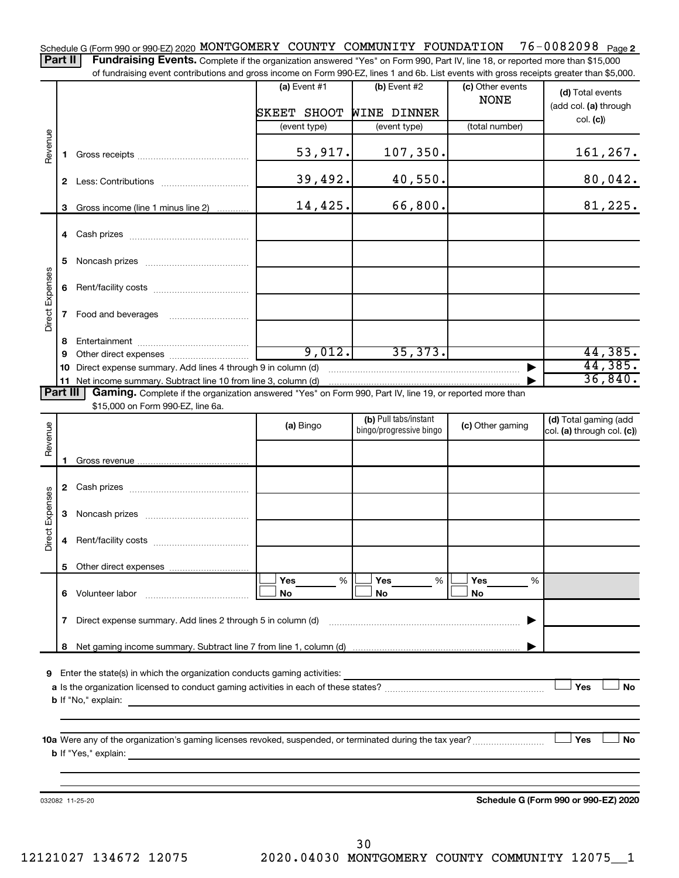Schedule G (Form 990 or 990-EZ) 2020 MONTGOMERY COUNTY COMMUNITY FOUNDATION 76-0082098 Page 2

**Part II** **Fundraising Events.** Complete if the organization answered "Yes" on Form 990, Part IV, line 18, or reported more than $15,000 of fundraising event contributions and gross income on Form 990-EZ, lines 1 and 6b. List events with gross receipts greater than $5,000.

| | | (a) Event #1 | (b) Event #2 | (c) Other events | (d) Total events (add col. (a) through col. (c)) |
|---|---|---|---|---|---|
| | | SKEET SHOOT | WINE DINNER | NONE | |
| | | (event type) | (event type) | (total number) | |
| Revenue | 1 Gross receipts | 53,917. | 107,350. | | 161,267. |
| | 2 Less: Contributions | 39,492. | 40,550. | | 80,042. |
| | 3 Gross income (line 1 minus line 2) | 14,425. | 66,800. | | 81,225. |
| Direct Expenses | 4 Cash prizes | | | | |
| | 5 Noncash prizes | | | | |
| | 6 Rent/facility costs | | | | |
| | 7 Food and beverages | | | | |
| | 8 Entertainment | | | | |
| | 9 Other direct expenses | 9,012. | 35,373. | | 44,385. |
| | 10 Direct expense summary. Add lines 4 through 9 in column (d) | | | ▶ | 44,385. |
| | 11 Net income summary. Subtract line 10 from line 3, column (d) | | | ▶ | 36,840. |

**Part III** **Gaming.** Complete if the organization answered "Yes" on Form 990, Part IV, line 19, or reported more than $15,000 on Form 990-EZ, line 6a.

| | | (a) Bingo | (b) Pull tabs/instant bingo/progressive bingo | (c) Other gaming | (d) Total gaming (add col. (a) through col. (c)) |
|---|---|---|---|---|---|
| Revenue | 1 Gross revenue | | | | |
| Direct Expenses | 2 Cash prizes | | | | |
| | 3 Noncash prizes | | | | |
| | 4 Rent/facility costs | | | | |
| | 5 Other direct expenses | | | | |
| | 6 Volunteer labor | ☐ Yes ___ % ☐ No | ☐ Yes ___ % ☐ No | ☐ Yes ___ % ☐ No | |
| | 7 Direct expense summary. Add lines 2 through 5 in column (d) | | | ▶ | |
| | 8 Net gaming income summary. Subtract line 7 from line 1, column (d) | | | ▶ | |

**9** Enter the state(s) in which the organization conducts gaming activities:

**a** Is the organization licensed to conduct gaming activities in each of these states? ☐ Yes ☐ No

**b** If "No," explain:

**10a** Were any of the organization's gaming licenses revoked, suspended, or terminated during the tax year? ☐ Yes ☐ No

**b** If "Yes," explain:

032082 11-25-20 **Schedule G (Form 990 or 990-EZ) 2020**

12121027 134672 12075 2020.04030 MONTGOMERY COUNTY COMMUNITY 12075__1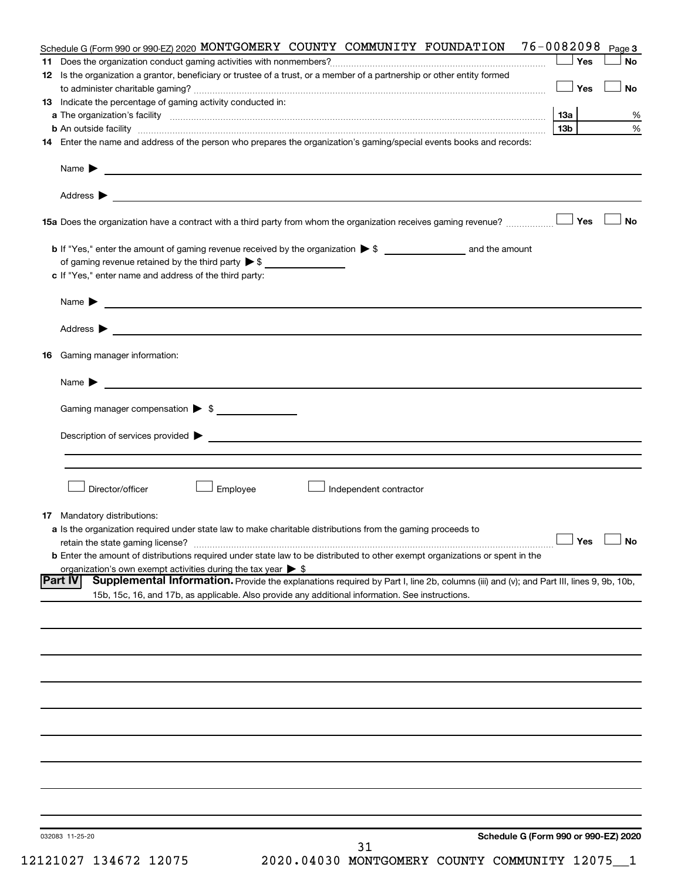Schedule G (Form 990 or 990-EZ) 2020 MONTGOMERY COUNTY COMMUNITY FOUNDATION 76-0082098 Page 3

**11** Does the organization conduct gaming activities with nonmembers? ☐ Yes ☐ No

**12** Is the organization a grantor, beneficiary or trustee of a trust, or a member of a partnership or other entity formed to administer charitable gaming? ☐ Yes ☐ No

**13** Indicate the percentage of gaming activity conducted in:

**a** The organization's facility **13a** %

**b** An outside facility **13b** %

**14** Enter the name and address of the person who prepares the organization's gaming/special events books and records:

Name ▶

Address ▶

**15a** Does the organization have a contract with a third party from whom the organization receives gaming revenue? ☐ Yes ☐ No

**b** If "Yes," enter the amount of gaming revenue received by the organization ▶ $ ________ and the amount of gaming revenue retained by the third party ▶ $ ________

**c** If "Yes," enter name and address of the third party:

Name ▶

Address ▶

**16** Gaming manager information:

Name ▶

Gaming manager compensation ▶ $

Description of services provided ▶

☐ Director/officer ☐ Employee ☐ Independent contractor

**17** Mandatory distributions:

**a** Is the organization required under state law to make charitable distributions from the gaming proceeds to retain the state gaming license? ☐ Yes ☐ No

**b** Enter the amount of distributions required under state law to be distributed to other exempt organizations or spent in the organization's own exempt activities during the tax year ▶ $

**Part IV Supplemental Information.** Provide the explanations required by Part I, line 2b, columns (iii) and (v); and Part III, lines 9, 9b, 10b, 15b, 15c, 16, and 17b, as applicable. Also provide any additional information. See instructions.

032083 11-25-20

**Schedule G (Form 990 or 990-EZ) 2020**

12121027 134672 12075 2020.04030 MONTGOMERY COUNTY COMMUNITY 12075__1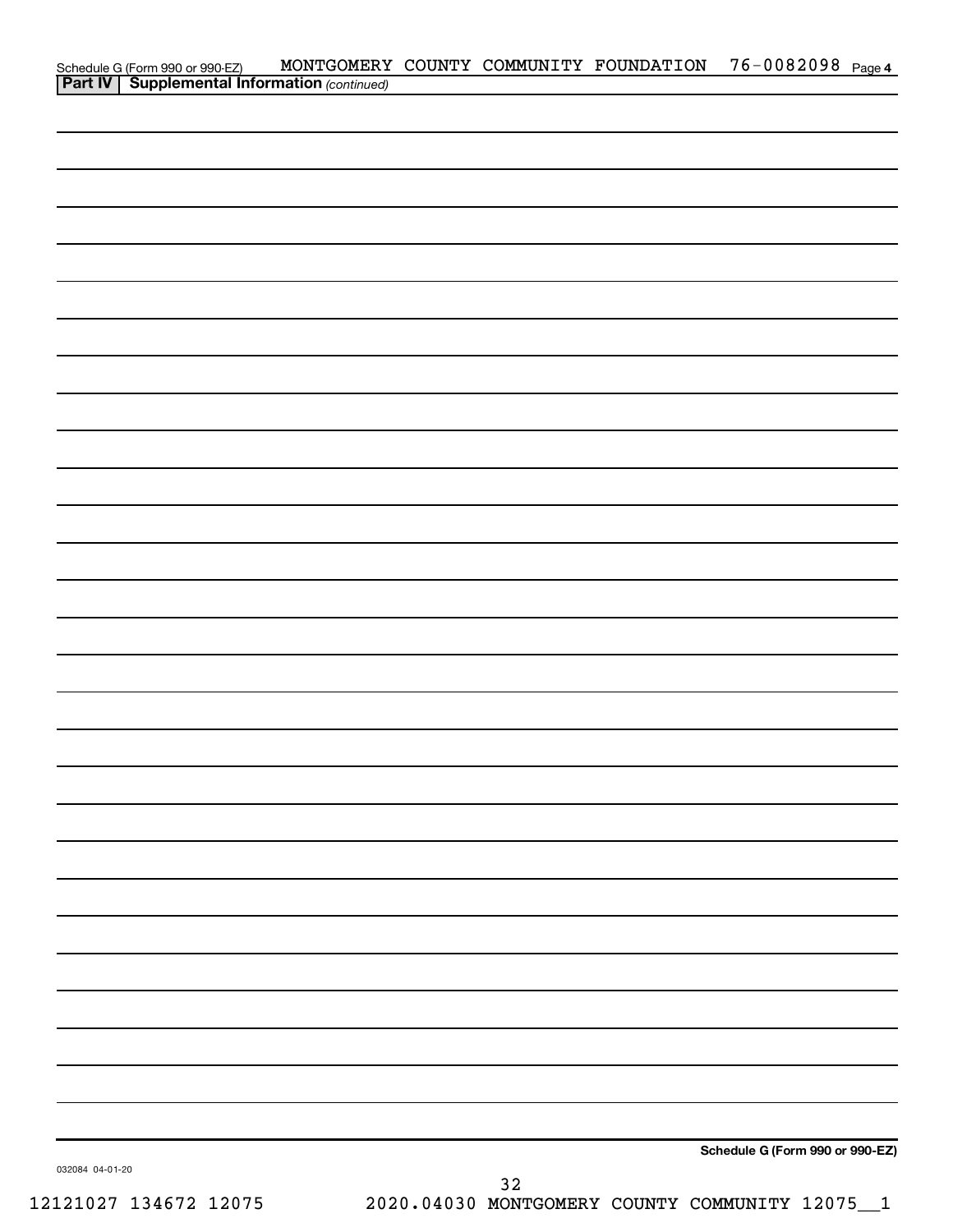Schedule G (Form 990 or 990-EZ) MONTGOMERY COUNTY COMMUNITY FOUNDATION 76-0082098 Page 4

**Part IV | Supplemental Information** *(continued)*

**Schedule G (Form 990 or 990-EZ)**

032084 04-01-20

12121027 134672 12075 2020.04030 MONTGOMERY COUNTY COMMUNITY 12075__1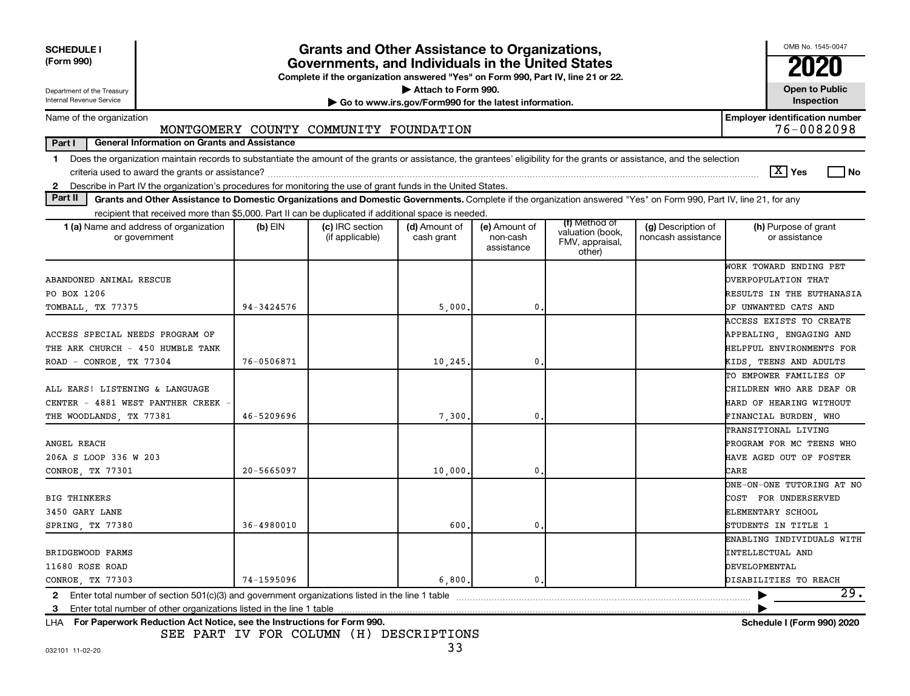**SCHEDULE I (Form 990)**

Department of the Treasury
Internal Revenue Service

# Grants and Other Assistance to Organizations, Governments, and Individuals in the United States

**Complete if the organization answered "Yes" on Form 990, Part IV, line 21 or 22.**
**▶ Attach to Form 990.**
**▶ Go to www.irs.gov/Form990 for the latest information.**

OMB No. 1545-0047

**2020**

**Open to Public Inspection**

Name of the organization: MONTGOMERY COUNTY COMMUNITY FOUNDATION

**Employer identification number:** 76-0082098

**Part I — General Information on Grants and Assistance**

1 Does the organization maintain records to substantiate the amount of the grants or assistance, the grantees' eligibility for the grants or assistance, and the selection criteria used to award the grants or assistance? [X] Yes [ ] No

2 Describe in Part IV the organization's procedures for monitoring the use of grant funds in the United States.

**Part II — Grants and Other Assistance to Domestic Organizations and Domestic Governments.** Complete if the organization answered "Yes" on Form 990, Part IV, line 21, for any recipient that received more than $5,000. Part II can be duplicated if additional space is needed.

| 1 (a) Name and address of organization or government | (b) EIN | (c) IRC section (if applicable) | (d) Amount of cash grant | (e) Amount of non-cash assistance | (f) Method of valuation (book, FMV, appraisal, other) | (g) Description of noncash assistance | (h) Purpose of grant or assistance |
|---|---|---|---|---|---|---|---|
| ABANDONED ANIMAL RESCUE<br>PO BOX 1206<br>TOMBALL, TX 77375 | 94-3424576 | | 5,000. | 0. | | | WORK TOWARD ENDING PET OVERPOPULATION THAT RESULTS IN THE EUTHANASIA OF UNWANTED CATS AND |
| ACCESS SPECIAL NEEDS PROGRAM OF THE ARK CHURCH - 450 HUMBLE TANK ROAD - CONROE, TX 77304 | 76-0506871 | | 10,245. | 0. | | | ACCESS EXISTS TO CREATE APPEALING, ENGAGING AND HELPFUL ENVIRONMENTS FOR KIDS, TEENS AND ADULTS |
| ALL EARS! LISTENING & LANGUAGE CENTER - 4881 WEST PANTHER CREEK - THE WOODLANDS, TX 77381 | 46-5209696 | | 7,300. | 0. | | | TO EMPOWER FAMILIES OF CHILDREN WHO ARE DEAF OR HARD OF HEARING WITHOUT FINANCIAL BURDEN, WHO |
| ANGEL REACH<br>206A S LOOP 336 W 203<br>CONROE, TX 77301 | 20-5665097 | | 10,000. | 0. | | | TRANSITIONAL LIVING PROGRAM FOR MC TEENS WHO HAVE AGED OUT OF FOSTER CARE |
| BIG THINKERS<br>3450 GARY LANE<br>SPRING, TX 77380 | 36-4980010 | | 600. | 0. | | | ONE-ON-ONE TUTORING AT NO COST FOR UNDERSERVED ELEMENTARY SCHOOL STUDENTS IN TITLE 1 |
| BRIDGEWOOD FARMS<br>11680 ROSE ROAD<br>CONROE, TX 77303 | 74-1595096 | | 6,800. | 0. | | | ENABLING INDIVIDUALS WITH INTELLECTUAL AND DEVELOPMENTAL DISABILITIES TO REACH |

2 Enter total number of section 501(c)(3) and government organizations listed in the line 1 table ▶ 29.

3 Enter total number of other organizations listed in the line 1 table ▶

LHA **For Paperwork Reduction Act Notice, see the Instructions for Form 990.** **Schedule I (Form 990) 2020**

SEE PART IV FOR COLUMN (H) DESCRIPTIONS

032101 11-02-20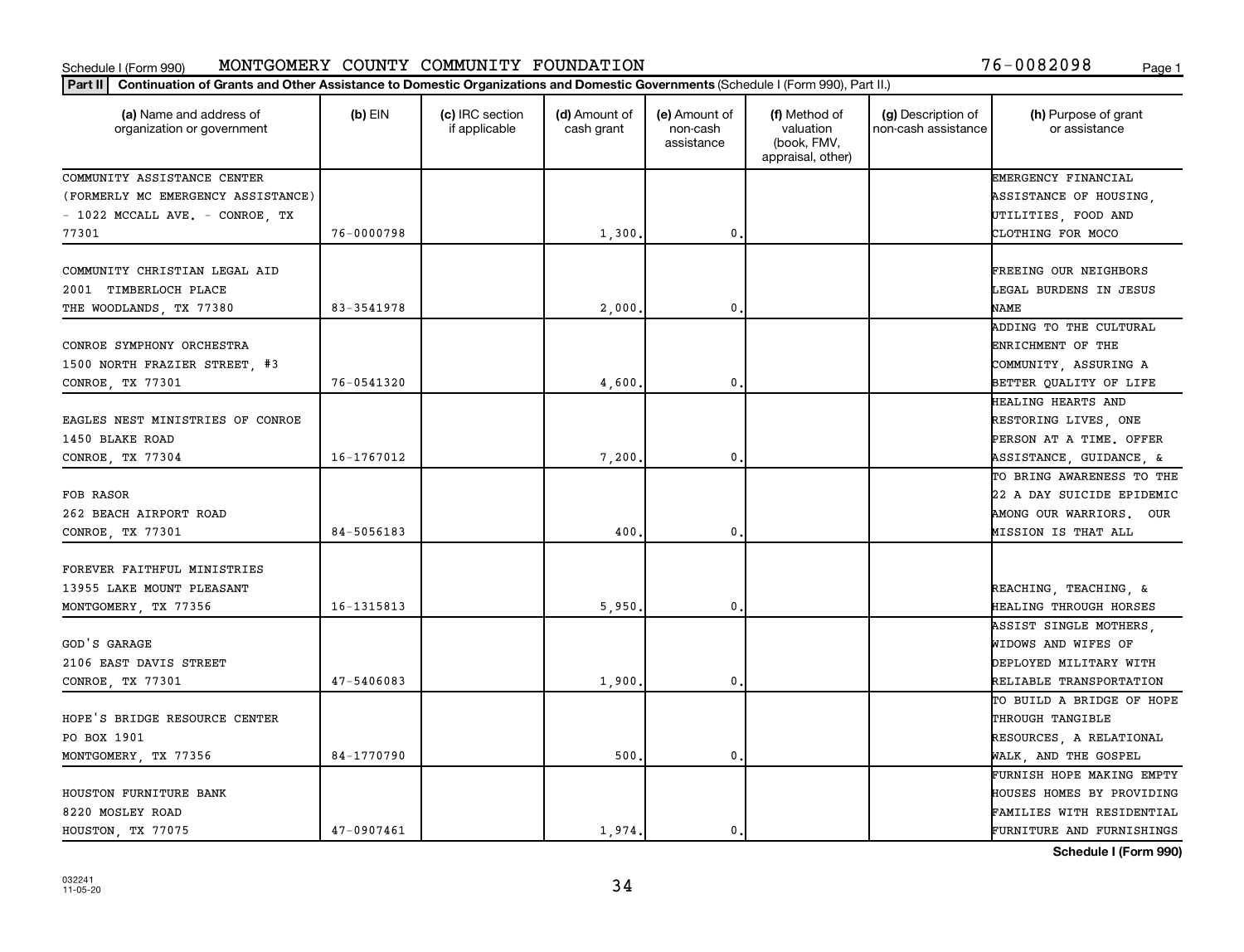Schedule I (Form 990) MONTGOMERY COUNTY COMMUNITY FOUNDATION 76-0082098

**Part II** **Continuation of Grants and Other Assistance to Domestic Organizations and Domestic Governments** (Schedule I (Form 990), Part II.)

| (a) Name and address of organization or government | (b) EIN | (c) IRC section if applicable | (d) Amount of cash grant | (e) Amount of non-cash assistance | (f) Method of valuation (book, FMV, appraisal, other) | (g) Description of non-cash assistance | (h) Purpose of grant or assistance |
|---|---|---|---|---|---|---|---|
| COMMUNITY ASSISTANCE CENTER (FORMERLY MC EMERGENCY ASSISTANCE) - 1022 MCCALL AVE. - CONROE, TX 77301 | 76-0000798 | | 1,300. | 0. | | | EMERGENCY FINANCIAL ASSISTANCE OF HOUSING, UTILITIES, FOOD AND CLOTHING FOR MOCO |
| COMMUNITY CHRISTIAN LEGAL AID 2001 TIMBERLOCH PLACE THE WOODLANDS, TX 77380 | 83-3541978 | | 2,000. | 0. | | | FREEING OUR NEIGHBORS LEGAL BURDENS IN JESUS NAME |
| CONROE SYMPHONY ORCHESTRA 1500 NORTH FRAZIER STREET, #3 CONROE, TX 77301 | 76-0541320 | | 4,600. | 0. | | | ADDING TO THE CULTURAL ENRICHMENT OF THE COMMUNITY, ASSURING A BETTER QUALITY OF LIFE |
| EAGLES NEST MINISTRIES OF CONROE 1450 BLAKE ROAD CONROE, TX 77304 | 16-1767012 | | 7,200. | 0. | | | HEALING HEARTS AND RESTORING LIVES, ONE PERSON AT A TIME. OFFER ASSISTANCE, GUIDANCE, & |
| FOB RASOR 262 BEACH AIRPORT ROAD CONROE, TX 77301 | 84-5056183 | | 400. | 0. | | | TO BRING AWARENESS TO THE 22 A DAY SUICIDE EPIDEMIC AMONG OUR WARRIORS. OUR MISSION IS THAT ALL |
| FOREVER FAITHFUL MINISTRIES 13955 LAKE MOUNT PLEASANT MONTGOMERY, TX 77356 | 16-1315813 | | 5,950. | 0. | | | REACHING, TEACHING, & HEALING THROUGH HORSES |
| GOD'S GARAGE 2106 EAST DAVIS STREET CONROE, TX 77301 | 47-5406083 | | 1,900. | 0. | | | ASSIST SINGLE MOTHERS, WIDOWS AND WIFES OF DEPLOYED MILITARY WITH RELIABLE TRANSPORTATION |
| HOPE'S BRIDGE RESOURCE CENTER PO BOX 1901 MONTGOMERY, TX 77356 | 84-1770790 | | 500. | 0. | | | TO BUILD A BRIDGE OF HOPE THROUGH TANGIBLE RESOURCES, A RELATIONAL WALK, AND THE GOSPEL |
| HOUSTON FURNITURE BANK 8220 MOSLEY ROAD HOUSTON, TX 77075 | 47-0907461 | | 1,974. | 0. | | | FURNISH HOPE MAKING EMPTY HOUSES HOMES BY PROVIDING FAMILIES WITH RESIDENTIAL FURNITURE AND FURNISHINGS |

**Schedule I (Form 990)**

032241
11-05-20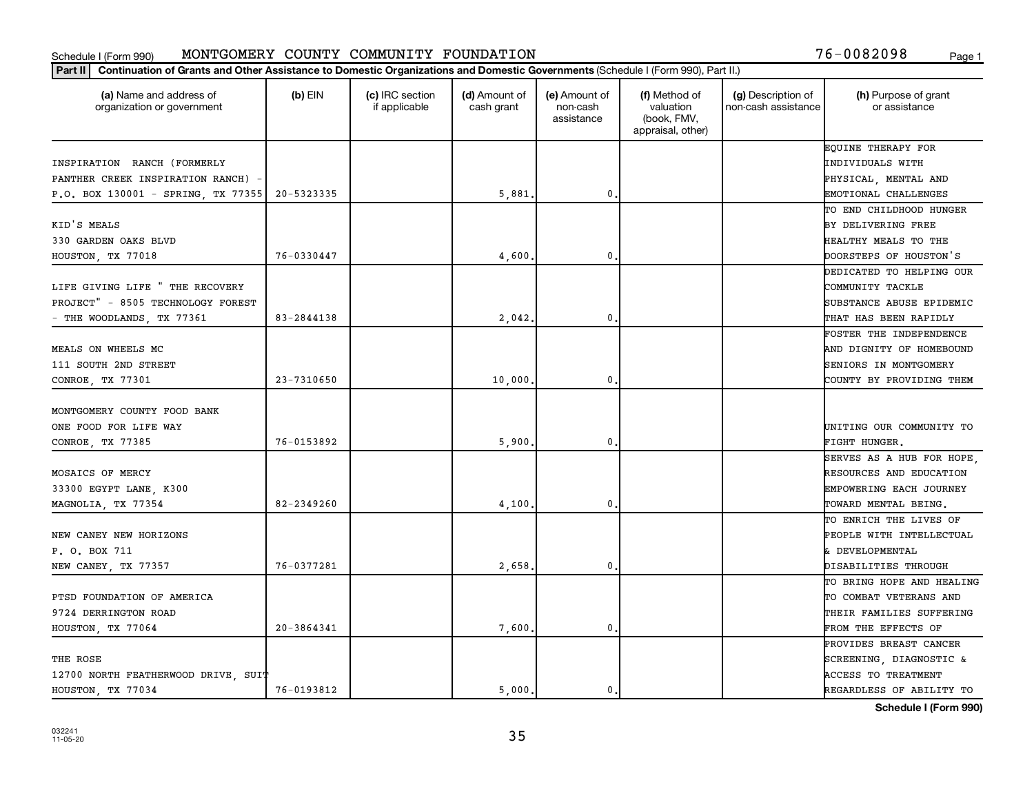Schedule I (Form 990) MONTGOMERY COUNTY COMMUNITY FOUNDATION 76-0082098

**Part II** **Continuation of Grants and Other Assistance to Domestic Organizations and Domestic Governments** (Schedule I (Form 990), Part II.)

| (a) Name and address of organization or government | (b) EIN | (c) IRC section if applicable | (d) Amount of cash grant | (e) Amount of non-cash assistance | (f) Method of valuation (book, FMV, appraisal, other) | (g) Description of non-cash assistance | (h) Purpose of grant or assistance |
|---|---|---|---|---|---|---|---|
| INSPIRATION RANCH (FORMERLY PANTHER CREEK INSPIRATION RANCH) - P.O. BOX 130001 - SPRING, TX 77355 | 20-5323335 | | 5,881. | 0. | | | EQUINE THERAPY FOR INDIVIDUALS WITH PHYSICAL, MENTAL AND EMOTIONAL CHALLENGES |
| KID'S MEALS 330 GARDEN OAKS BLVD HOUSTON, TX 77018 | 76-0330447 | | 4,600. | 0. | | | TO END CHILDHOOD HUNGER BY DELIVERING FREE HEALTHY MEALS TO THE DOORSTEPS OF HOUSTON'S |
| LIFE GIVING LIFE " THE RECOVERY PROJECT" - 8505 TECHNOLOGY FOREST - THE WOODLANDS, TX 77361 | 83-2844138 | | 2,042. | 0. | | | DEDICATED TO HELPING OUR COMMUNITY TACKLE SUBSTANCE ABUSE EPIDEMIC THAT HAS BEEN RAPIDLY |
| MEALS ON WHEELS MC 111 SOUTH 2ND STREET CONROE, TX 77301 | 23-7310650 | | 10,000. | 0. | | | FOSTER THE INDEPENDENCE AND DIGNITY OF HOMEBOUND SENIORS IN MONTGOMERY COUNTY BY PROVIDING THEM |
| MONTGOMERY COUNTY FOOD BANK ONE FOOD FOR LIFE WAY CONROE, TX 77385 | 76-0153892 | | 5,900. | 0. | | | UNITING OUR COMMUNITY TO FIGHT HUNGER. |
| MOSAICS OF MERCY 33300 EGYPT LANE, K300 MAGNOLIA, TX 77354 | 82-2349260 | | 4,100. | 0. | | | SERVES AS A HUB FOR HOPE, RESOURCES AND EDUCATION EMPOWERING EACH JOURNEY TOWARD MENTAL BEING. |
| NEW CANEY NEW HORIZONS P. O. BOX 711 NEW CANEY, TX 77357 | 76-0377281 | | 2,658. | 0. | | | TO ENRICH THE LIVES OF PEOPLE WITH INTELLECTUAL & DEVELOPMENTAL DISABILITIES THROUGH |
| PTSD FOUNDATION OF AMERICA 9724 DERRINGTON ROAD HOUSTON, TX 77064 | 20-3864341 | | 7,600. | 0. | | | TO BRING HOPE AND HEALING TO COMBAT VETERANS AND THEIR FAMILIES SUFFERING FROM THE EFFECTS OF |
| THE ROSE 12700 NORTH FEATHERWOOD DRIVE, SUIT HOUSTON, TX 77034 | 76-0193812 | | 5,000. | 0. | | | PROVIDES BREAST CANCER SCREENING, DIAGNOSTIC & ACCESS TO TREATMENT REGARDLESS OF ABILITY TO |

**Schedule I (Form 990)**

032241 11-05-20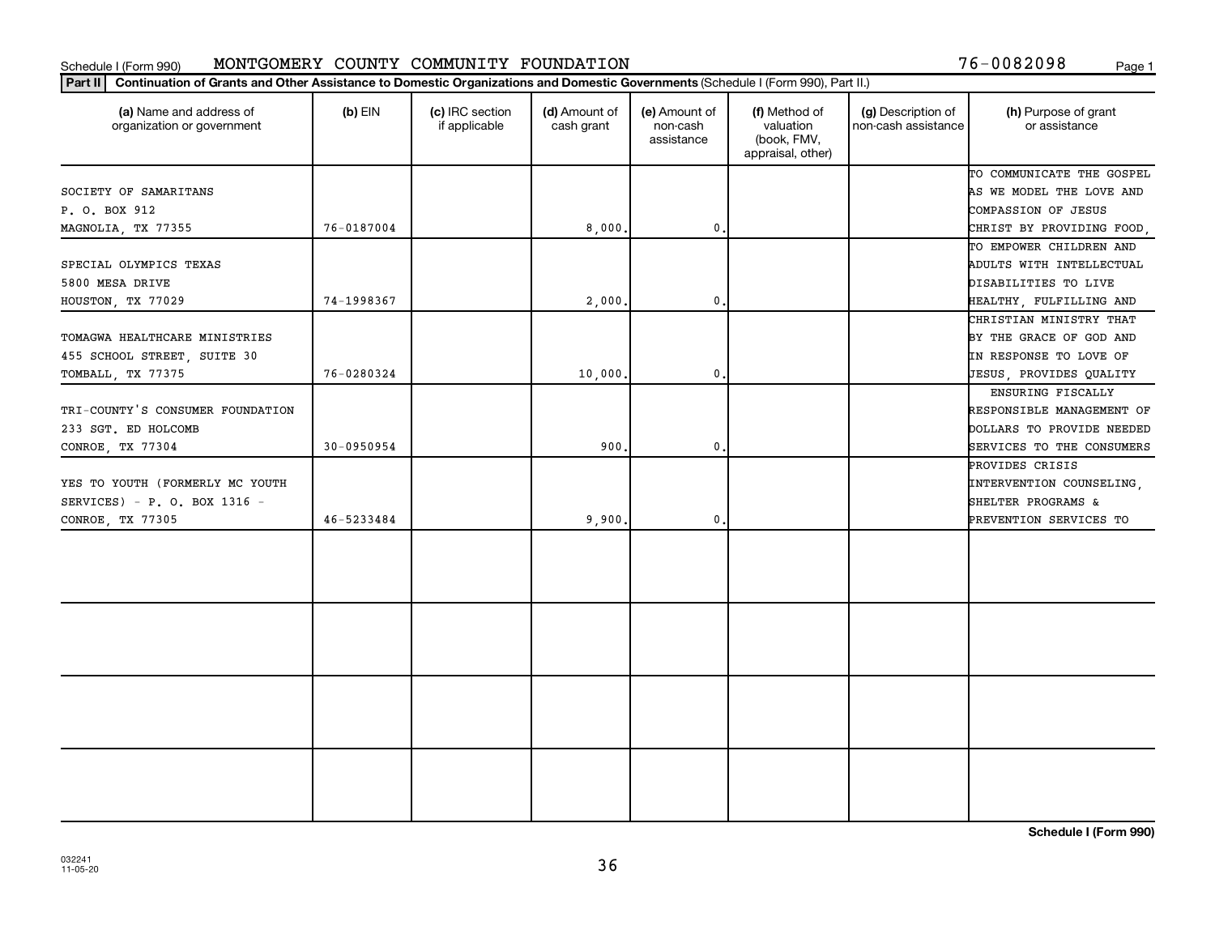Schedule I (Form 990) MONTGOMERY COUNTY COMMUNITY FOUNDATION 76-0082098

**Part II** **Continuation of Grants and Other Assistance to Domestic Organizations and Domestic Governments** (Schedule I (Form 990), Part II.)

| (a) Name and address of organization or government | (b) EIN | (c) IRC section if applicable | (d) Amount of cash grant | (e) Amount of non-cash assistance | (f) Method of valuation (book, FMV, appraisal, other) | (g) Description of non-cash assistance | (h) Purpose of grant or assistance |
|---|---|---|---|---|---|---|---|
| SOCIETY OF SAMARITANS<br>P. O. BOX 912<br>MAGNOLIA, TX 77355 | 76-0187004 | | 8,000. | 0. | | | TO COMMUNICATE THE GOSPEL AS WE MODEL THE LOVE AND COMPASSION OF JESUS CHRIST BY PROVIDING FOOD, |
| SPECIAL OLYMPICS TEXAS<br>5800 MESA DRIVE<br>HOUSTON, TX 77029 | 74-1998367 | | 2,000. | 0. | | | TO EMPOWER CHILDREN AND ADULTS WITH INTELLECTUAL DISABILITIES TO LIVE HEALTHY, FULFILLING AND |
| TOMAGWA HEALTHCARE MINISTRIES<br>455 SCHOOL STREET, SUITE 30<br>TOMBALL, TX 77375 | 76-0280324 | | 10,000. | 0. | | | CHRISTIAN MINISTRY THAT BY THE GRACE OF GOD AND IN RESPONSE TO LOVE OF JESUS, PROVIDES QUALITY |
| TRI-COUNTY'S CONSUMER FOUNDATION<br>233 SGT. ED HOLCOMB<br>CONROE, TX 77304 | 30-0950954 | | 900. | 0. | | | ENSURING FISCALLY RESPONSIBLE MANAGEMENT OF DOLLARS TO PROVIDE NEEDED SERVICES TO THE CONSUMERS |
| YES TO YOUTH (FORMERLY MC YOUTH SERVICES) - P. O. BOX 1316 - CONROE, TX 77305 | 46-5233484 | | 9,900. | 0. | | | PROVIDES CRISIS INTERVENTION COUNSELING, SHELTER PROGRAMS & PREVENTION SERVICES TO |
| | | | | | | | |
| | | | | | | | |
| | | | | | | | |
| | | | | | | | |

**Schedule I (Form 990)**

032241
11-05-20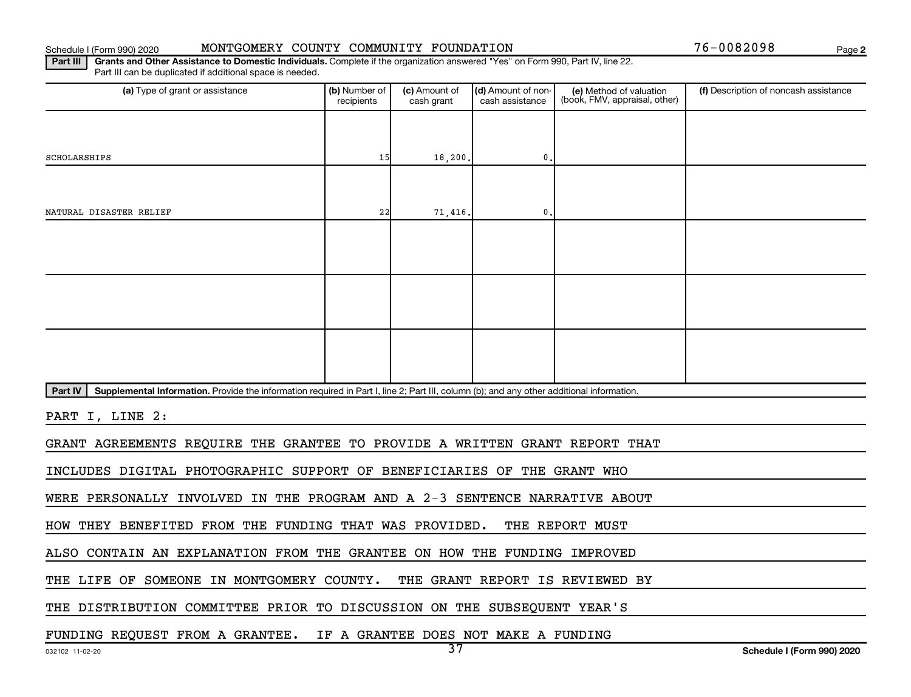Schedule I (Form 990) 2020 MONTGOMERY COUNTY COMMUNITY FOUNDATION 76-0082098

**Part III** **Grants and Other Assistance to Domestic Individuals.** Complete if the organization answered "Yes" on Form 990, Part IV, line 22. Part III can be duplicated if additional space is needed.

| (a) Type of grant or assistance | (b) Number of recipients | (c) Amount of cash grant | (d) Amount of non-cash assistance | (e) Method of valuation (book, FMV, appraisal, other) | (f) Description of noncash assistance |
|---|---|---|---|---|---|
| SCHOLARSHIPS | 15 | 18,200. | 0. | | |
| NATURAL DISASTER RELIEF | 22 | 71,416. | 0. | | |
| | | | | | |
| | | | | | |
| | | | | | |

**Part IV** **Supplemental Information.** Provide the information required in Part I, line 2; Part III, column (b); and any other additional information.

PART I, LINE 2:

GRANT AGREEMENTS REQUIRE THE GRANTEE TO PROVIDE A WRITTEN GRANT REPORT THAT INCLUDES DIGITAL PHOTOGRAPHIC SUPPORT OF BENEFICIARIES OF THE GRANT WHO WERE PERSONALLY INVOLVED IN THE PROGRAM AND A 2-3 SENTENCE NARRATIVE ABOUT HOW THEY BENEFITED FROM THE FUNDING THAT WAS PROVIDED. THE REPORT MUST ALSO CONTAIN AN EXPLANATION FROM THE GRANTEE ON HOW THE FUNDING IMPROVED THE LIFE OF SOMEONE IN MONTGOMERY COUNTY. THE GRANT REPORT IS REVIEWED BY THE DISTRIBUTION COMMITTEE PRIOR TO DISCUSSION ON THE SUBSEQUENT YEAR'S FUNDING REQUEST FROM A GRANTEE. IF A GRANTEE DOES NOT MAKE A FUNDING

032102 11-02-20 Schedule I (Form 990) 2020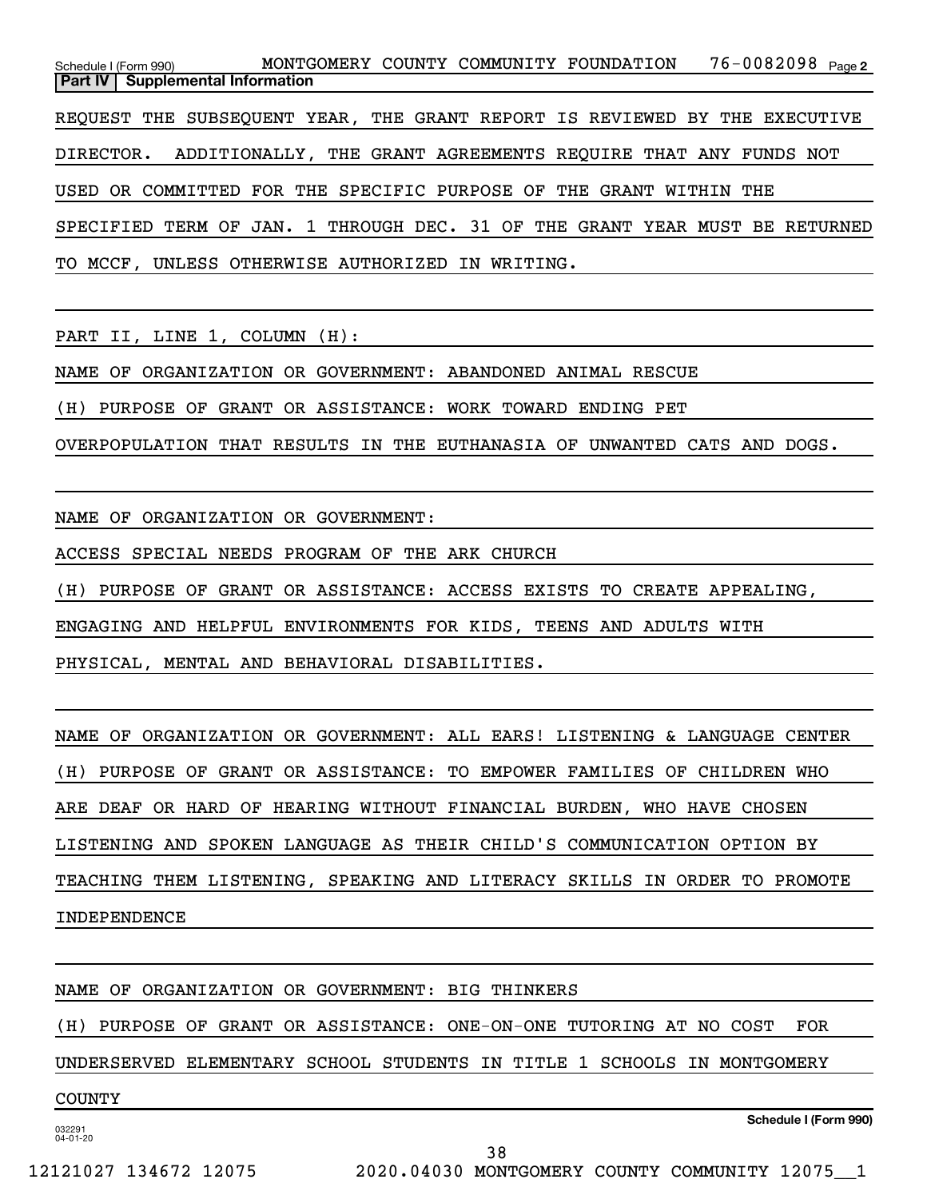## Part IV Supplemental Information

REQUEST THE SUBSEQUENT YEAR, THE GRANT REPORT IS REVIEWED BY THE EXECUTIVE DIRECTOR. ADDITIONALLY, THE GRANT AGREEMENTS REQUIRE THAT ANY FUNDS NOT USED OR COMMITTED FOR THE SPECIFIC PURPOSE OF THE GRANT WITHIN THE SPECIFIED TERM OF JAN. 1 THROUGH DEC. 31 OF THE GRANT YEAR MUST BE RETURNED TO MCCF, UNLESS OTHERWISE AUTHORIZED IN WRITING.

PART II, LINE 1, COLUMN (H):

NAME OF ORGANIZATION OR GOVERNMENT: ABANDONED ANIMAL RESCUE

(H) PURPOSE OF GRANT OR ASSISTANCE: WORK TOWARD ENDING PET OVERPOPULATION THAT RESULTS IN THE EUTHANASIA OF UNWANTED CATS AND DOGS.

NAME OF ORGANIZATION OR GOVERNMENT:

ACCESS SPECIAL NEEDS PROGRAM OF THE ARK CHURCH

(H) PURPOSE OF GRANT OR ASSISTANCE: ACCESS EXISTS TO CREATE APPEALING, ENGAGING AND HELPFUL ENVIRONMENTS FOR KIDS, TEENS AND ADULTS WITH PHYSICAL, MENTAL AND BEHAVIORAL DISABILITIES.

NAME OF ORGANIZATION OR GOVERNMENT: ALL EARS! LISTENING & LANGUAGE CENTER

(H) PURPOSE OF GRANT OR ASSISTANCE: TO EMPOWER FAMILIES OF CHILDREN WHO ARE DEAF OR HARD OF HEARING WITHOUT FINANCIAL BURDEN, WHO HAVE CHOSEN LISTENING AND SPOKEN LANGUAGE AS THEIR CHILD'S COMMUNICATION OPTION BY TEACHING THEM LISTENING, SPEAKING AND LITERACY SKILLS IN ORDER TO PROMOTE INDEPENDENCE

NAME OF ORGANIZATION OR GOVERNMENT: BIG THINKERS

(H) PURPOSE OF GRANT OR ASSISTANCE: ONE-ON-ONE TUTORING AT NO COST FOR UNDERSERVED ELEMENTARY SCHOOL STUDENTS IN TITLE 1 SCHOOLS IN MONTGOMERY COUNTY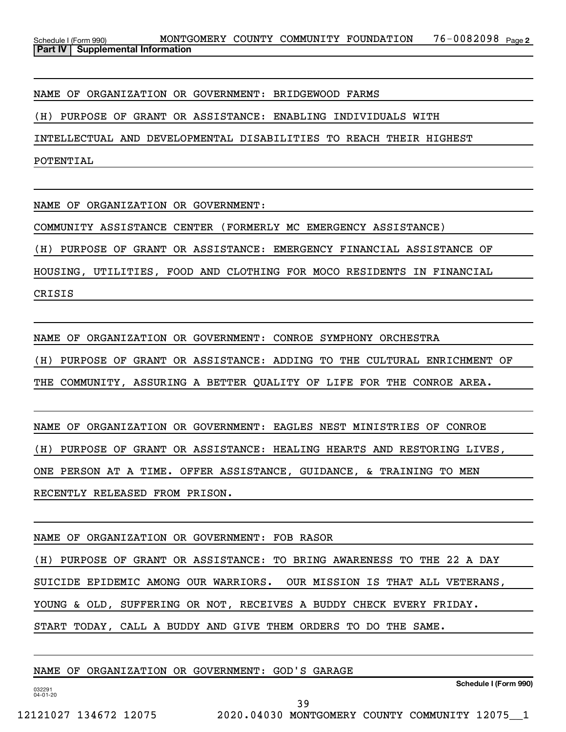Schedule I (Form 990) MONTGOMERY COUNTY COMMUNITY FOUNDATION 76-0082098 Page 2

**Part IV | Supplemental Information**

NAME OF ORGANIZATION OR GOVERNMENT: BRIDGEWOOD FARMS

(H) PURPOSE OF GRANT OR ASSISTANCE: ENABLING INDIVIDUALS WITH INTELLECTUAL AND DEVELOPMENTAL DISABILITIES TO REACH THEIR HIGHEST POTENTIAL

NAME OF ORGANIZATION OR GOVERNMENT:

COMMUNITY ASSISTANCE CENTER (FORMERLY MC EMERGENCY ASSISTANCE)

(H) PURPOSE OF GRANT OR ASSISTANCE: EMERGENCY FINANCIAL ASSISTANCE OF HOUSING, UTILITIES, FOOD AND CLOTHING FOR MOCO RESIDENTS IN FINANCIAL CRISIS

NAME OF ORGANIZATION OR GOVERNMENT: CONROE SYMPHONY ORCHESTRA

(H) PURPOSE OF GRANT OR ASSISTANCE: ADDING TO THE CULTURAL ENRICHMENT OF THE COMMUNITY, ASSURING A BETTER QUALITY OF LIFE FOR THE CONROE AREA.

NAME OF ORGANIZATION OR GOVERNMENT: EAGLES NEST MINISTRIES OF CONROE

(H) PURPOSE OF GRANT OR ASSISTANCE: HEALING HEARTS AND RESTORING LIVES, ONE PERSON AT A TIME. OFFER ASSISTANCE, GUIDANCE, & TRAINING TO MEN RECENTLY RELEASED FROM PRISON.

NAME OF ORGANIZATION OR GOVERNMENT: FOB RASOR

(H) PURPOSE OF GRANT OR ASSISTANCE: TO BRING AWARENESS TO THE 22 A DAY SUICIDE EPIDEMIC AMONG OUR WARRIORS. OUR MISSION IS THAT ALL VETERANS, YOUNG & OLD, SUFFERING OR NOT, RECEIVES A BUDDY CHECK EVERY FRIDAY. START TODAY, CALL A BUDDY AND GIVE THEM ORDERS TO DO THE SAME.

NAME OF ORGANIZATION OR GOVERNMENT: GOD'S GARAGE

032291 04-01-20 **Schedule I (Form 990)**

12121027 134672 12075 2020.04030 MONTGOMERY COUNTY COMMUNITY 12075__1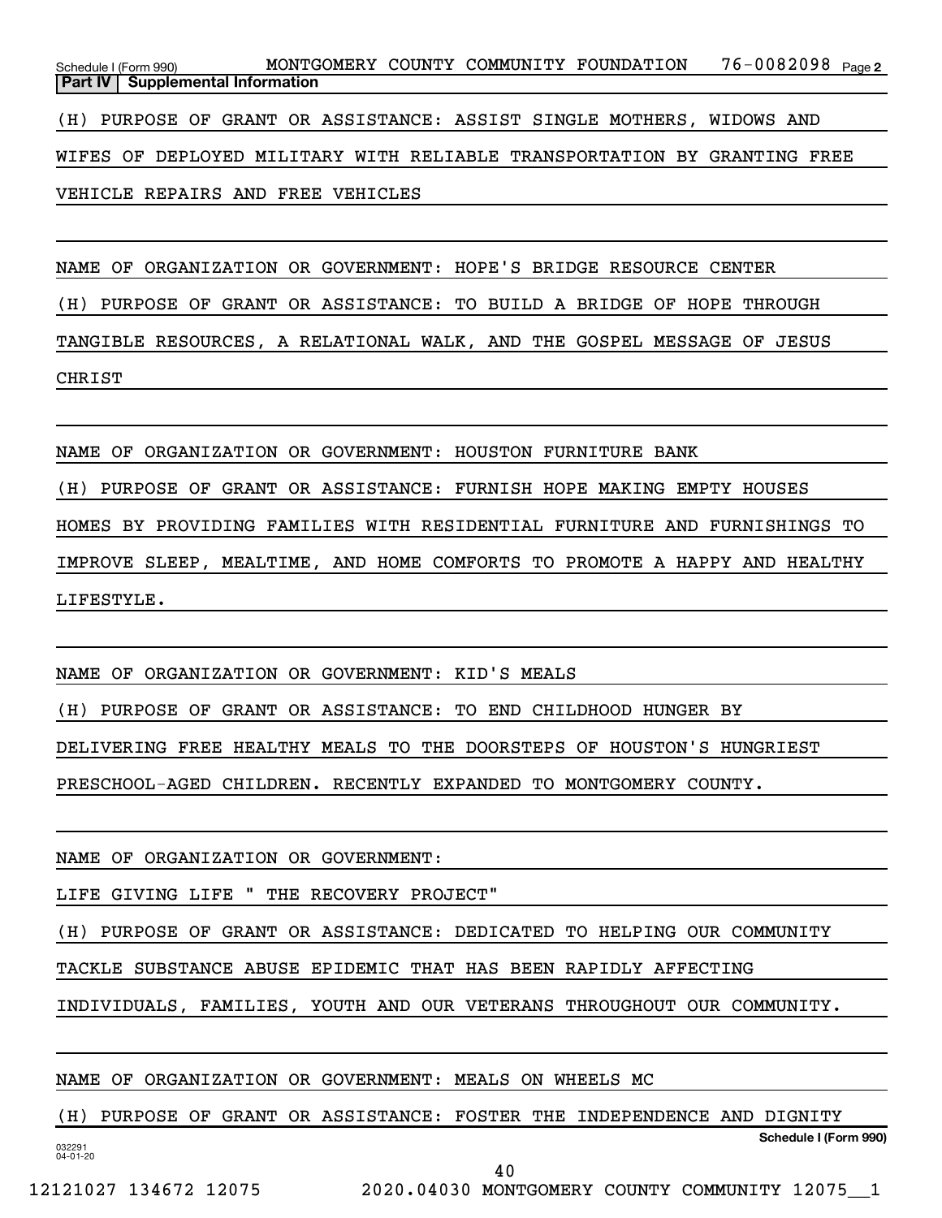## Part IV | Supplemental Information

(H) PURPOSE OF GRANT OR ASSISTANCE: ASSIST SINGLE MOTHERS, WIDOWS AND WIFES OF DEPLOYED MILITARY WITH RELIABLE TRANSPORTATION BY GRANTING FREE VEHICLE REPAIRS AND FREE VEHICLES

NAME OF ORGANIZATION OR GOVERNMENT: HOPE'S BRIDGE RESOURCE CENTER

(H) PURPOSE OF GRANT OR ASSISTANCE: TO BUILD A BRIDGE OF HOPE THROUGH TANGIBLE RESOURCES, A RELATIONAL WALK, AND THE GOSPEL MESSAGE OF JESUS CHRIST

NAME OF ORGANIZATION OR GOVERNMENT: HOUSTON FURNITURE BANK

(H) PURPOSE OF GRANT OR ASSISTANCE: FURNISH HOPE MAKING EMPTY HOUSES HOMES BY PROVIDING FAMILIES WITH RESIDENTIAL FURNITURE AND FURNISHINGS TO IMPROVE SLEEP, MEALTIME, AND HOME COMFORTS TO PROMOTE A HAPPY AND HEALTHY LIFESTYLE.

NAME OF ORGANIZATION OR GOVERNMENT: KID'S MEALS

(H) PURPOSE OF GRANT OR ASSISTANCE: TO END CHILDHOOD HUNGER BY DELIVERING FREE HEALTHY MEALS TO THE DOORSTEPS OF HOUSTON'S HUNGRIEST PRESCHOOL-AGED CHILDREN. RECENTLY EXPANDED TO MONTGOMERY COUNTY.

NAME OF ORGANIZATION OR GOVERNMENT:

LIFE GIVING LIFE " THE RECOVERY PROJECT"

(H) PURPOSE OF GRANT OR ASSISTANCE: DEDICATED TO HELPING OUR COMMUNITY TACKLE SUBSTANCE ABUSE EPIDEMIC THAT HAS BEEN RAPIDLY AFFECTING INDIVIDUALS, FAMILIES, YOUTH AND OUR VETERANS THROUGHOUT OUR COMMUNITY.

NAME OF ORGANIZATION OR GOVERNMENT: MEALS ON WHEELS MC

(H) PURPOSE OF GRANT OR ASSISTANCE: FOSTER THE INDEPENDENCE AND DIGNITY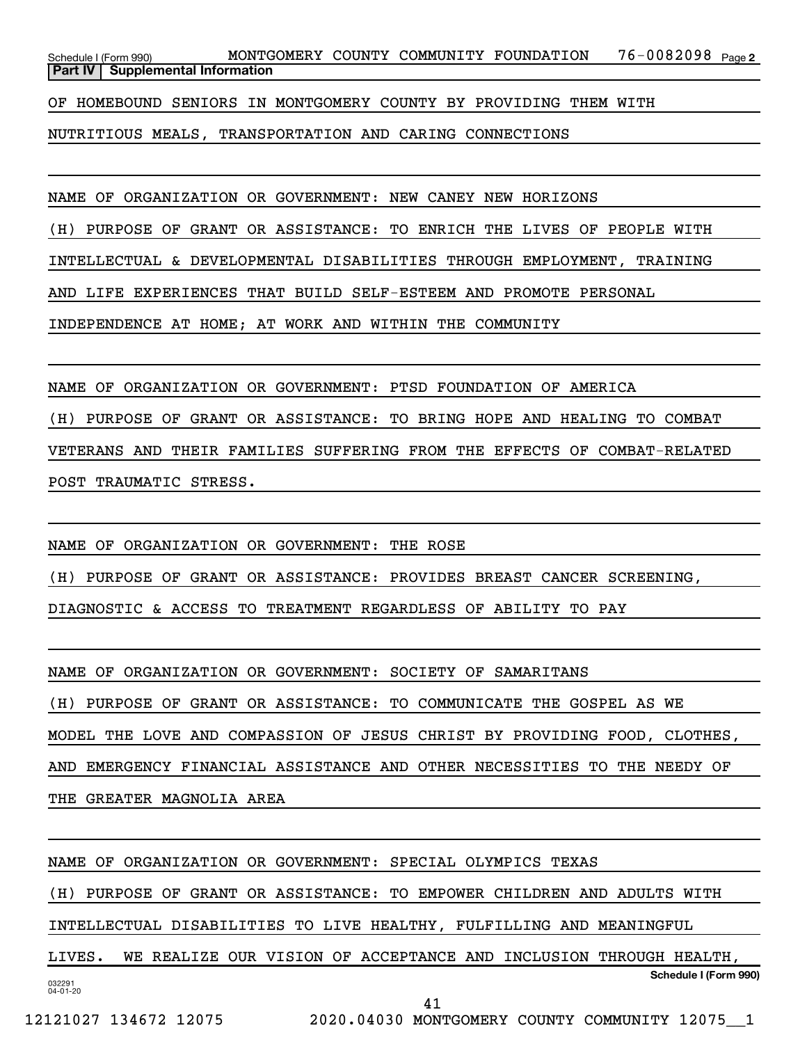**Part IV | Supplemental Information**

OF HOMEBOUND SENIORS IN MONTGOMERY COUNTY BY PROVIDING THEM WITH NUTRITIOUS MEALS, TRANSPORTATION AND CARING CONNECTIONS

NAME OF ORGANIZATION OR GOVERNMENT: NEW CANEY NEW HORIZONS

(H) PURPOSE OF GRANT OR ASSISTANCE: TO ENRICH THE LIVES OF PEOPLE WITH INTELLECTUAL & DEVELOPMENTAL DISABILITIES THROUGH EMPLOYMENT, TRAINING AND LIFE EXPERIENCES THAT BUILD SELF-ESTEEM AND PROMOTE PERSONAL INDEPENDENCE AT HOME; AT WORK AND WITHIN THE COMMUNITY

NAME OF ORGANIZATION OR GOVERNMENT: PTSD FOUNDATION OF AMERICA

(H) PURPOSE OF GRANT OR ASSISTANCE: TO BRING HOPE AND HEALING TO COMBAT VETERANS AND THEIR FAMILIES SUFFERING FROM THE EFFECTS OF COMBAT-RELATED POST TRAUMATIC STRESS.

NAME OF ORGANIZATION OR GOVERNMENT: THE ROSE

(H) PURPOSE OF GRANT OR ASSISTANCE: PROVIDES BREAST CANCER SCREENING, DIAGNOSTIC & ACCESS TO TREATMENT REGARDLESS OF ABILITY TO PAY

NAME OF ORGANIZATION OR GOVERNMENT: SOCIETY OF SAMARITANS

(H) PURPOSE OF GRANT OR ASSISTANCE: TO COMMUNICATE THE GOSPEL AS WE MODEL THE LOVE AND COMPASSION OF JESUS CHRIST BY PROVIDING FOOD, CLOTHES, AND EMERGENCY FINANCIAL ASSISTANCE AND OTHER NECESSITIES TO THE NEEDY OF THE GREATER MAGNOLIA AREA

NAME OF ORGANIZATION OR GOVERNMENT: SPECIAL OLYMPICS TEXAS

(H) PURPOSE OF GRANT OR ASSISTANCE: TO EMPOWER CHILDREN AND ADULTS WITH INTELLECTUAL DISABILITIES TO LIVE HEALTHY, FULFILLING AND MEANINGFUL LIVES. WE REALIZE OUR VISION OF ACCEPTANCE AND INCLUSION THROUGH HEALTH,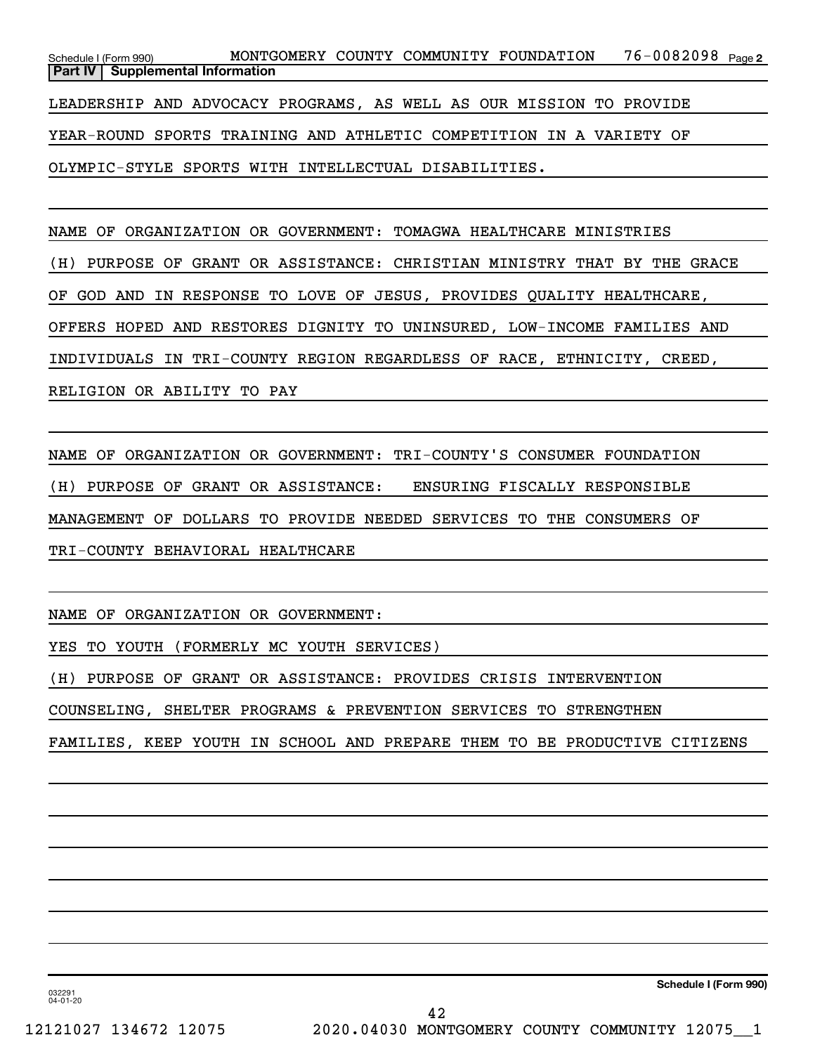**Part IV | Supplemental Information**

LEADERSHIP AND ADVOCACY PROGRAMS, AS WELL AS OUR MISSION TO PROVIDE YEAR-ROUND SPORTS TRAINING AND ATHLETIC COMPETITION IN A VARIETY OF OLYMPIC-STYLE SPORTS WITH INTELLECTUAL DISABILITIES.

NAME OF ORGANIZATION OR GOVERNMENT: TOMAGWA HEALTHCARE MINISTRIES

(H) PURPOSE OF GRANT OR ASSISTANCE: CHRISTIAN MINISTRY THAT BY THE GRACE OF GOD AND IN RESPONSE TO LOVE OF JESUS, PROVIDES QUALITY HEALTHCARE, OFFERS HOPED AND RESTORES DIGNITY TO UNINSURED, LOW-INCOME FAMILIES AND INDIVIDUALS IN TRI-COUNTY REGION REGARDLESS OF RACE, ETHNICITY, CREED, RELIGION OR ABILITY TO PAY

NAME OF ORGANIZATION OR GOVERNMENT: TRI-COUNTY'S CONSUMER FOUNDATION

(H) PURPOSE OF GRANT OR ASSISTANCE: ENSURING FISCALLY RESPONSIBLE MANAGEMENT OF DOLLARS TO PROVIDE NEEDED SERVICES TO THE CONSUMERS OF TRI-COUNTY BEHAVIORAL HEALTHCARE

NAME OF ORGANIZATION OR GOVERNMENT:

YES TO YOUTH (FORMERLY MC YOUTH SERVICES)

(H) PURPOSE OF GRANT OR ASSISTANCE: PROVIDES CRISIS INTERVENTION COUNSELING, SHELTER PROGRAMS & PREVENTION SERVICES TO STRENGTHEN FAMILIES, KEEP YOUTH IN SCHOOL AND PREPARE THEM TO BE PRODUCTIVE CITIZENS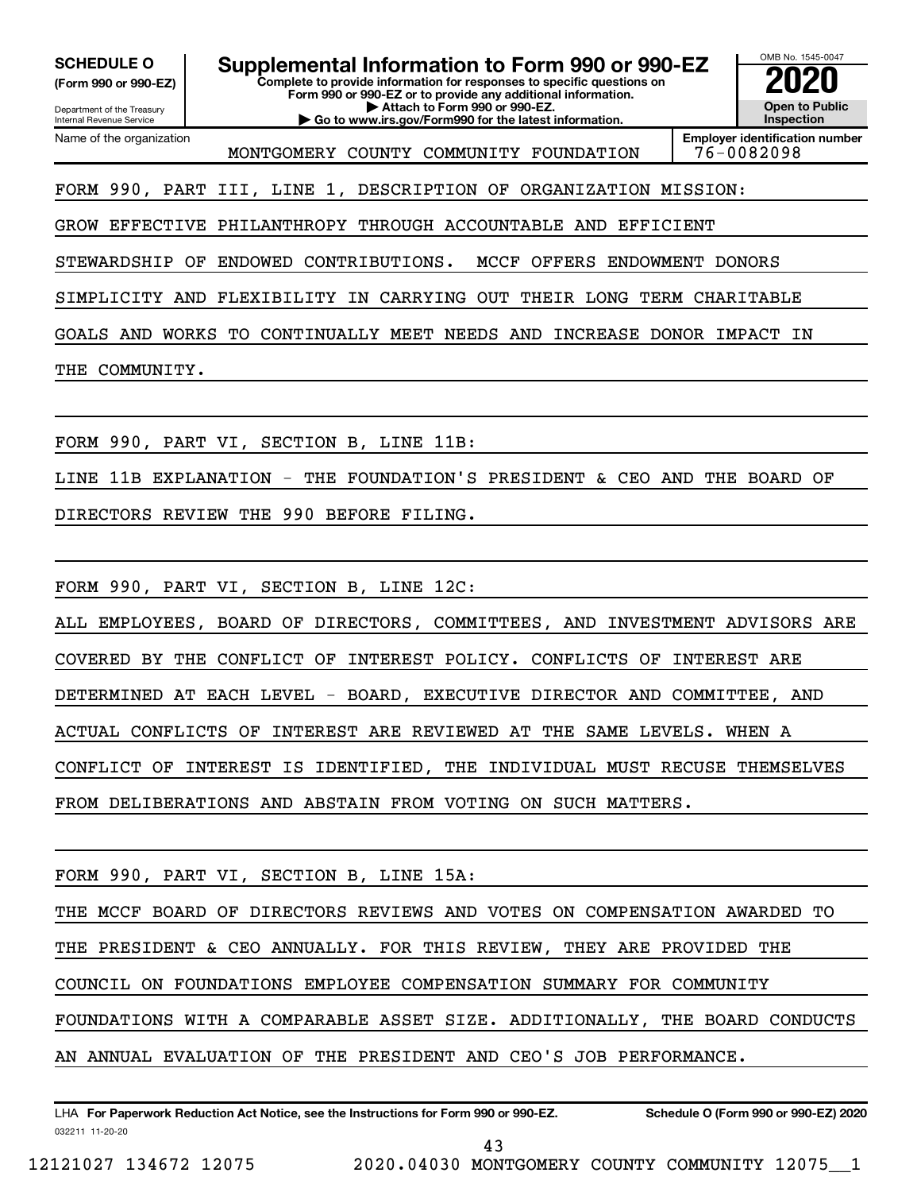**SCHEDULE O**
**(Form 990 or 990-EZ)**

Department of the Treasury
Internal Revenue Service

# Supplemental Information to Form 990 or 990-EZ

**Complete to provide information for responses to specific questions on Form 990 or 990-EZ or to provide any additional information.**
**▶ Attach to Form 990 or 990-EZ.**
**▶ Go to www.irs.gov/Form990 for the latest information.**

OMB No. 1545-0047
**2020**
**Open to Public Inspection**

| Name of the organization | Employer identification number |
|---|---|
| MONTGOMERY COUNTY COMMUNITY FOUNDATION | 76-0082098 |

FORM 990, PART III, LINE 1, DESCRIPTION OF ORGANIZATION MISSION:

GROW EFFECTIVE PHILANTHROPY THROUGH ACCOUNTABLE AND EFFICIENT STEWARDSHIP OF ENDOWED CONTRIBUTIONS. MCCF OFFERS ENDOWMENT DONORS SIMPLICITY AND FLEXIBILITY IN CARRYING OUT THEIR LONG TERM CHARITABLE GOALS AND WORKS TO CONTINUALLY MEET NEEDS AND INCREASE DONOR IMPACT IN THE COMMUNITY.

FORM 990, PART VI, SECTION B, LINE 11B:

LINE 11B EXPLANATION - THE FOUNDATION'S PRESIDENT & CEO AND THE BOARD OF DIRECTORS REVIEW THE 990 BEFORE FILING.

FORM 990, PART VI, SECTION B, LINE 12C:

ALL EMPLOYEES, BOARD OF DIRECTORS, COMMITTEES, AND INVESTMENT ADVISORS ARE COVERED BY THE CONFLICT OF INTEREST POLICY. CONFLICTS OF INTEREST ARE DETERMINED AT EACH LEVEL - BOARD, EXECUTIVE DIRECTOR AND COMMITTEE, AND ACTUAL CONFLICTS OF INTEREST ARE REVIEWED AT THE SAME LEVELS. WHEN A CONFLICT OF INTEREST IS IDENTIFIED, THE INDIVIDUAL MUST RECUSE THEMSELVES FROM DELIBERATIONS AND ABSTAIN FROM VOTING ON SUCH MATTERS.

FORM 990, PART VI, SECTION B, LINE 15A:

THE MCCF BOARD OF DIRECTORS REVIEWS AND VOTES ON COMPENSATION AWARDED TO THE PRESIDENT & CEO ANNUALLY. FOR THIS REVIEW, THEY ARE PROVIDED THE COUNCIL ON FOUNDATIONS EMPLOYEE COMPENSATION SUMMARY FOR COMMUNITY FOUNDATIONS WITH A COMPARABLE ASSET SIZE. ADDITIONALLY, THE BOARD CONDUCTS AN ANNUAL EVALUATION OF THE PRESIDENT AND CEO'S JOB PERFORMANCE.

LHA **For Paperwork Reduction Act Notice, see the Instructions for Form 990 or 990-EZ.** **Schedule O (Form 990 or 990-EZ) 2020**
032211 11-20-20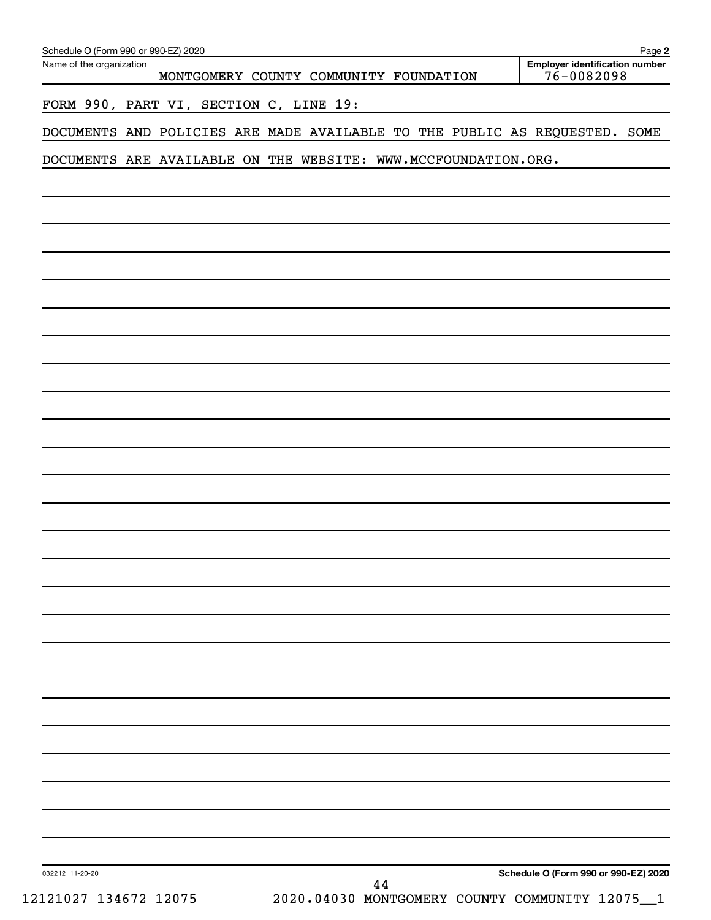Name of the organization: MONTGOMERY COUNTY COMMUNITY FOUNDATION

Employer identification number: 76-0082098

FORM 990, PART VI, SECTION C, LINE 19:

DOCUMENTS AND POLICIES ARE MADE AVAILABLE TO THE PUBLIC AS REQUESTED. SOME DOCUMENTS ARE AVAILABLE ON THE WEBSITE: WWW.MCCFOUNDATION.ORG.